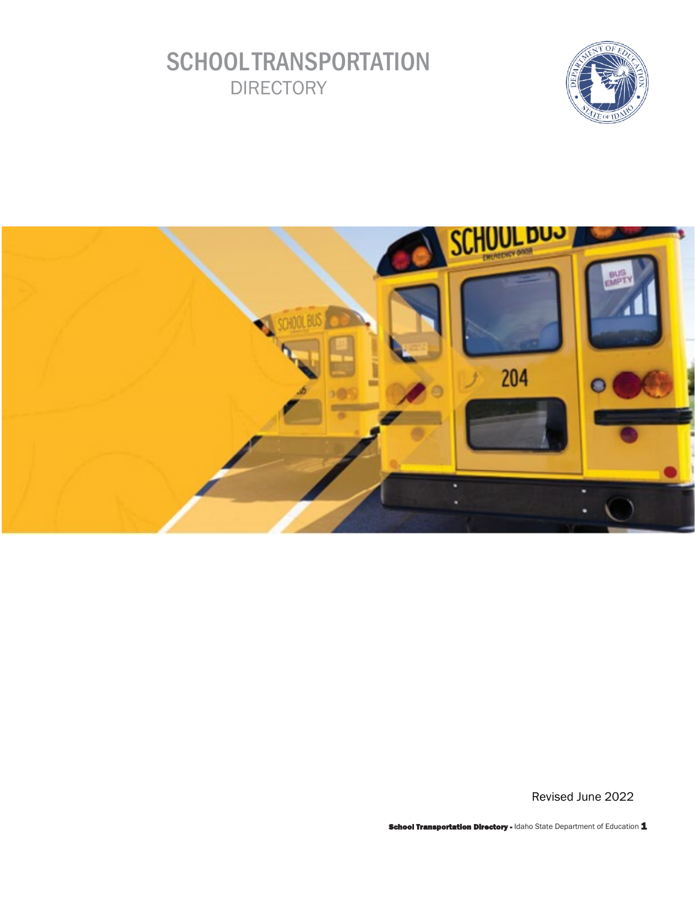# SCHOOL TRANSPORTATION

## DIRECTORY

Revised June 2022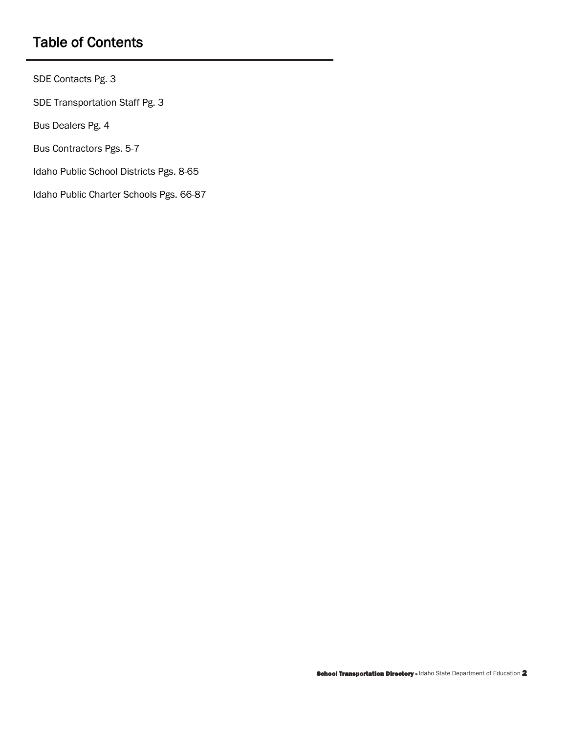# Table of Contents

SDE Contacts Pg. 3

SDE Transportation Staff Pg. 3

Bus Dealers Pg. 4

Bus Contractors Pgs. 5-7

Idaho Public School Districts Pgs. 8-65

Idaho Public Charter Schools Pgs. 66-87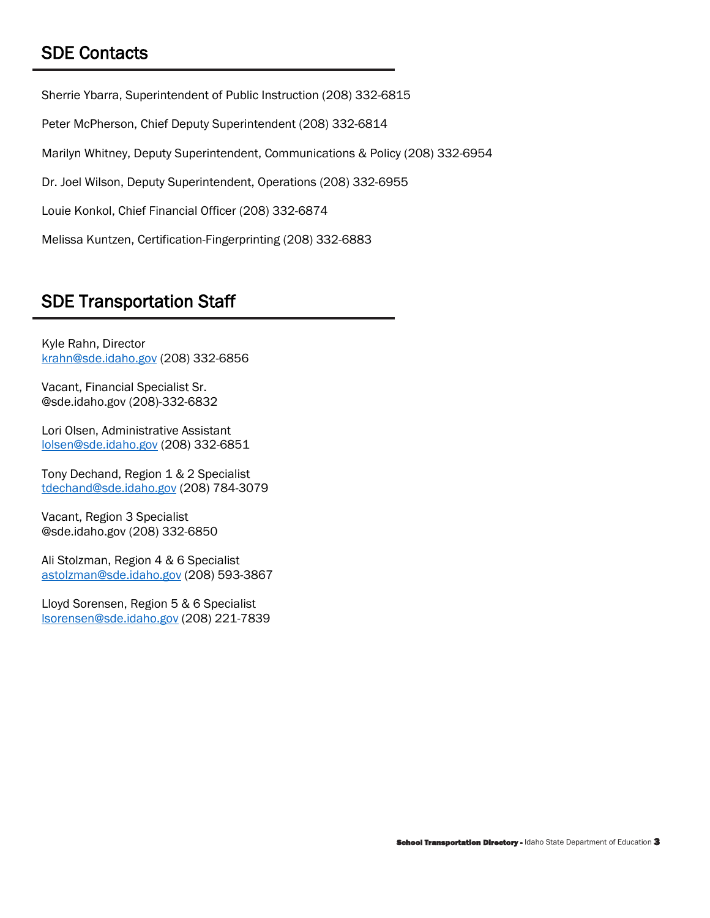## SDE Contacts

Sherrie Ybarra, Superintendent of Public Instruction (208) 332-6815

Peter McPherson, Chief Deputy Superintendent (208) 332-6814

Marilyn Whitney, Deputy Superintendent, Communications & Policy (208) 332-6954

Dr. Joel Wilson, Deputy Superintendent, Operations (208) 332-6955

Louie Konkol, Chief Financial Officer (208) 332-6874

Melissa Kuntzen, Certification-Fingerprinting (208) 332-6883

## SDE Transportation Staff

Kyle Rahn, Director
krahn@sde.idaho.gov (208) 332-6856

Vacant, Financial Specialist Sr.
@sde.idaho.gov (208)-332-6832

Lori Olsen, Administrative Assistant
lolsen@sde.idaho.gov (208) 332-6851

Tony Dechand, Region 1 & 2 Specialist
tdechand@sde.idaho.gov (208) 784-3079

Vacant, Region 3 Specialist
@sde.idaho.gov (208) 332-6850

Ali Stolzman, Region 4 & 6 Specialist
astolzman@sde.idaho.gov (208) 593-3867

Lloyd Sorensen, Region 5 & 6 Specialist
lsorensen@sde.idaho.gov (208) 221-7839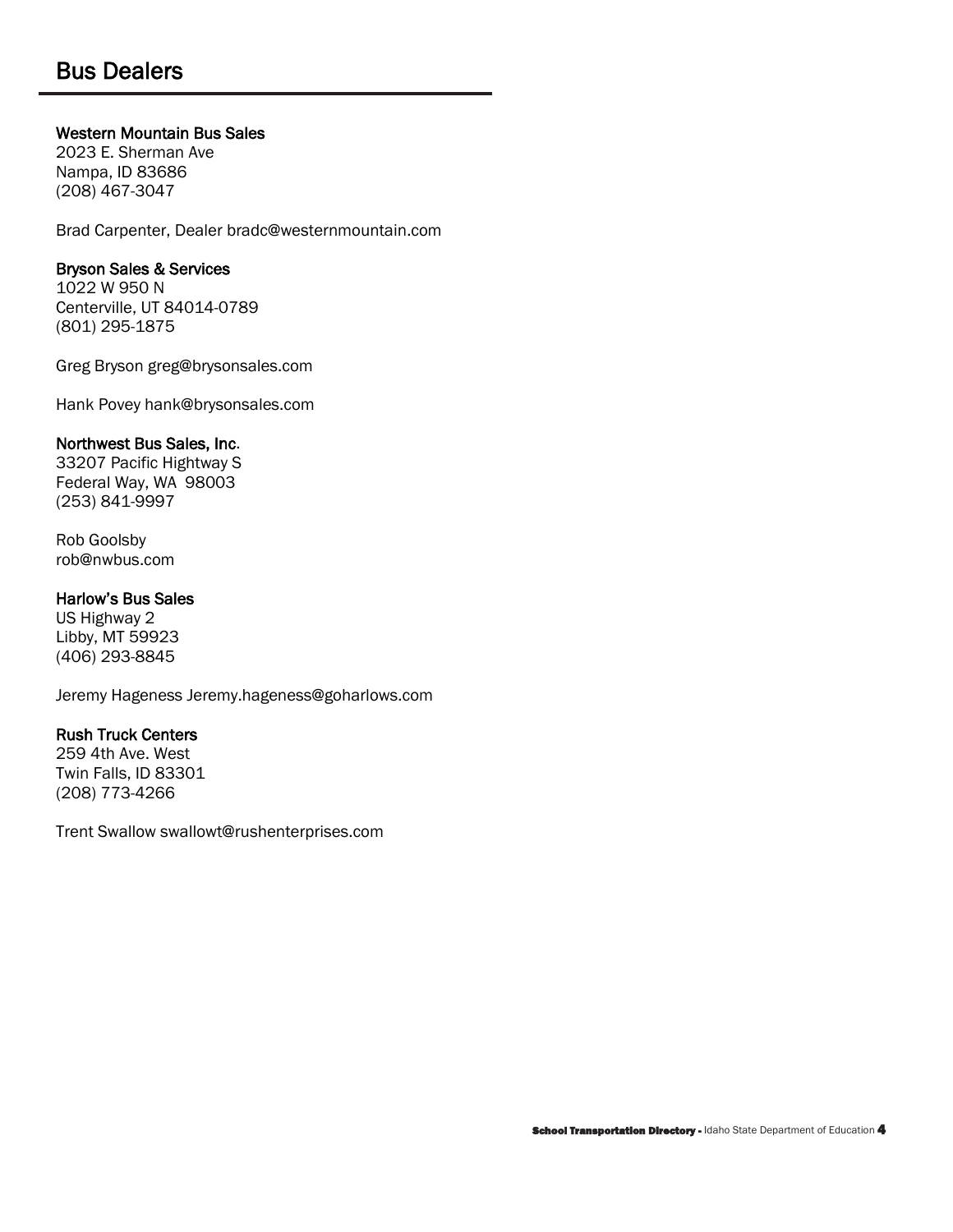# Bus Dealers

### Western Mountain Bus Sales

2023 E. Sherman Ave
Nampa, ID 83686
(208) 467-3047

Brad Carpenter, Dealer bradc@westernmountain.com

### Bryson Sales & Services

1022 W 950 N
Centerville, UT 84014-0789
(801) 295-1875

Greg Bryson greg@brysonsales.com

Hank Povey hank@brysonsales.com

### Northwest Bus Sales, Inc.

33207 Pacific Hightway S
Federal Way, WA 98003
(253) 841-9997

Rob Goolsby
rob@nwbus.com

### Harlow's Bus Sales

US Highway 2
Libby, MT 59923
(406) 293-8845

Jeremy Hageness Jeremy.hageness@goharlows.com

### Rush Truck Centers

259 4th Ave. West
Twin Falls, ID 83301
(208) 773-4266

Trent Swallow swallowt@rushenterprises.com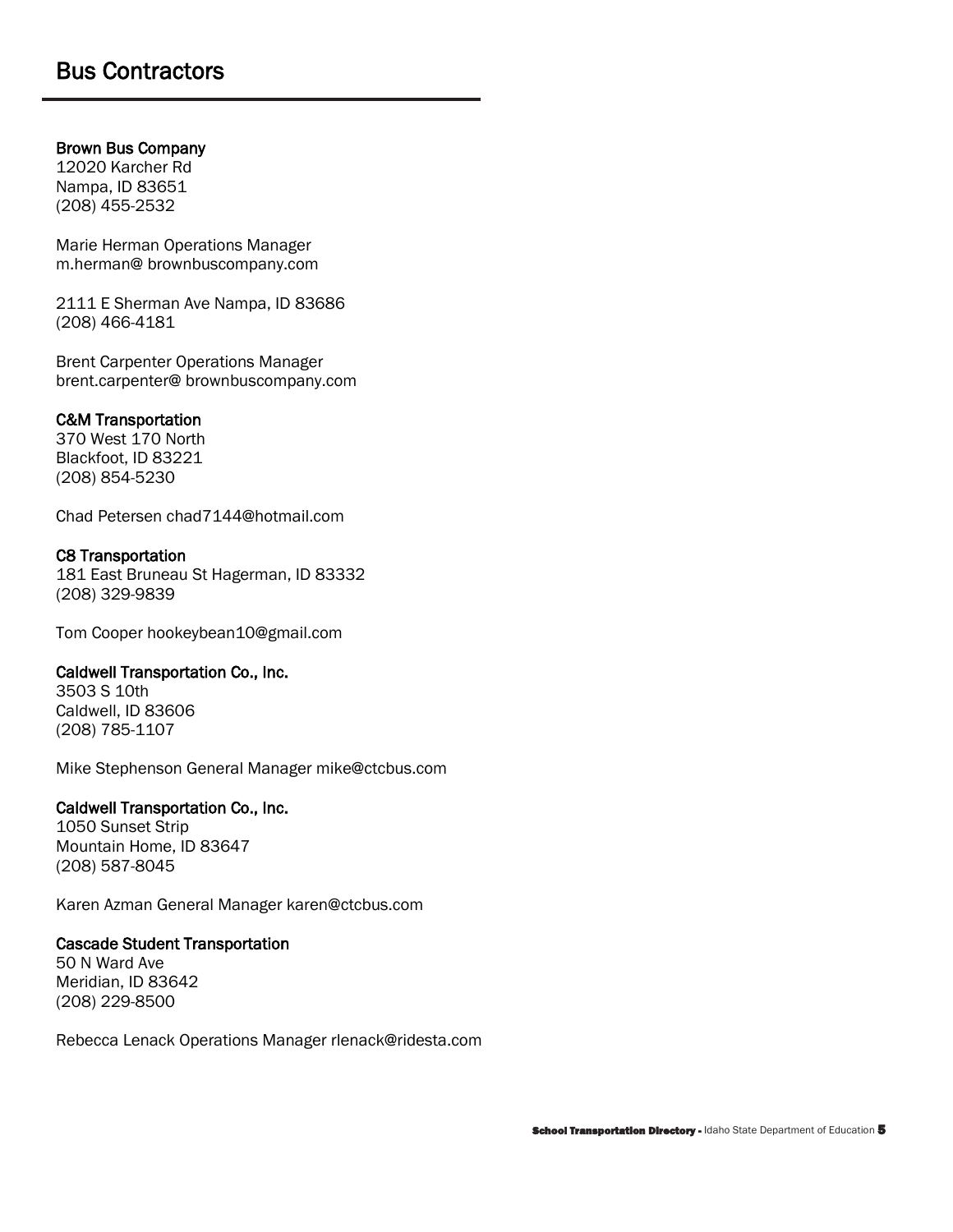# Bus Contractors

**Brown Bus Company**
12020 Karcher Rd
Nampa, ID 83651
(208) 455-2532

Marie Herman Operations Manager
m.herman@ brownbuscompany.com

2111 E Sherman Ave Nampa, ID 83686
(208) 466-4181

Brent Carpenter Operations Manager
brent.carpenter@ brownbuscompany.com

**C&M Transportation**
370 West 170 North
Blackfoot, ID 83221
(208) 854-5230

Chad Petersen chad7144@hotmail.com

**C8 Transportation**
181 East Bruneau St Hagerman, ID 83332
(208) 329-9839

Tom Cooper hookeybean10@gmail.com

**Caldwell Transportation Co., Inc.**
3503 S 10th
Caldwell, ID 83606
(208) 785-1107

Mike Stephenson General Manager mike@ctcbus.com

**Caldwell Transportation Co., Inc.**
1050 Sunset Strip
Mountain Home, ID 83647
(208) 587-8045

Karen Azman General Manager karen@ctcbus.com

**Cascade Student Transportation**
50 N Ward Ave
Meridian, ID 83642
(208) 229-8500

Rebecca Lenack Operations Manager rlenack@ridesta.com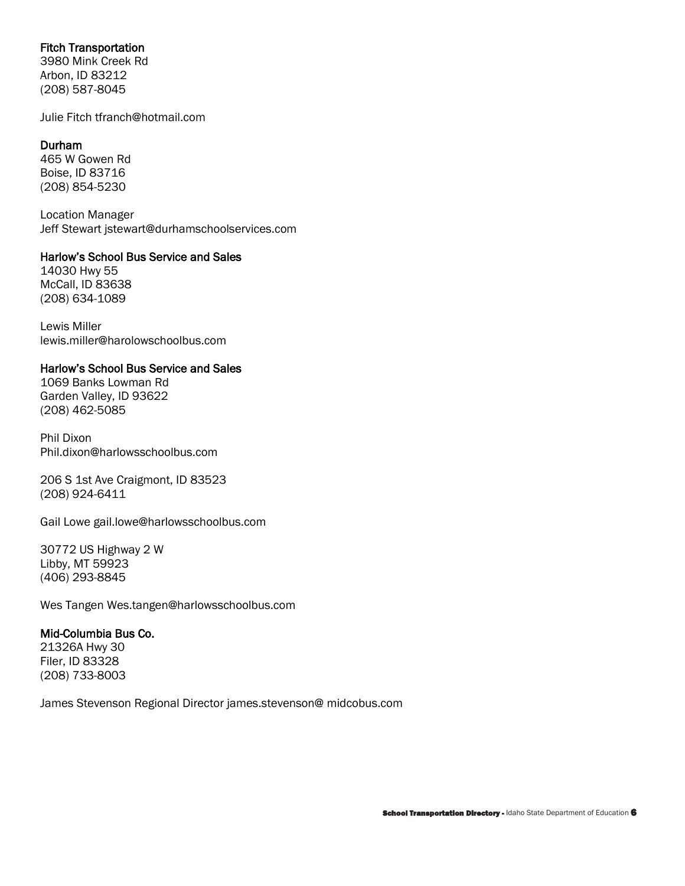### Fitch Transportation

3980 Mink Creek Rd
Arbon, ID 83212
(208) 587-8045

Julie Fitch tfranch@hotmail.com

### Durham

465 W Gowen Rd
Boise, ID 83716
(208) 854-5230

Location Manager
Jeff Stewart jstewart@durhamschoolservices.com

### Harlow's School Bus Service and Sales

14030 Hwy 55
McCall, ID 83638
(208) 634-1089

Lewis Miller
lewis.miller@harolowschoolbus.com

### Harlow's School Bus Service and Sales

1069 Banks Lowman Rd
Garden Valley, ID 93622
(208) 462-5085

Phil Dixon
Phil.dixon@harlowsschoolbus.com

206 S 1st Ave Craigmont, ID 83523
(208) 924-6411

Gail Lowe gail.lowe@harlowsschoolbus.com

30772 US Highway 2 W
Libby, MT 59923
(406) 293-8845

Wes Tangen Wes.tangen@harlowsschoolbus.com

### Mid-Columbia Bus Co.

21326A Hwy 30
Filer, ID 83328
(208) 733-8003

James Stevenson Regional Director james.stevenson@ midcobus.com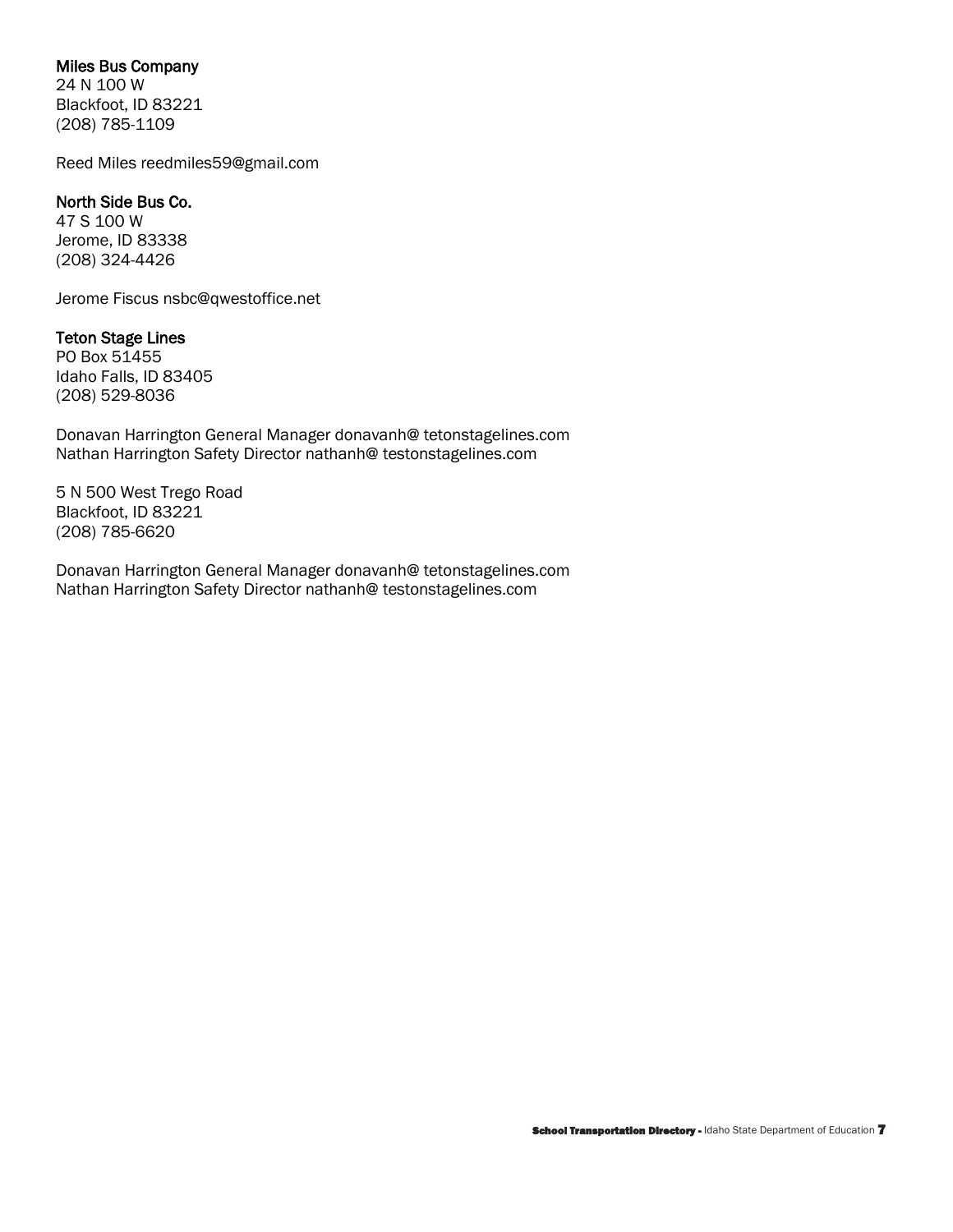**Miles Bus Company**
24 N 100 W
Blackfoot, ID 83221
(208) 785-1109

Reed Miles reedmiles59@gmail.com

**North Side Bus Co.**
47 S 100 W
Jerome, ID 83338
(208) 324-4426

Jerome Fiscus nsbc@qwestoffice.net

**Teton Stage Lines**
PO Box 51455
Idaho Falls, ID 83405
(208) 529-8036

Donavan Harrington General Manager donavanh@ tetonstagelines.com
Nathan Harrington Safety Director nathanh@ testonstagelines.com

5 N 500 West Trego Road
Blackfoot, ID 83221
(208) 785-6620

Donavan Harrington General Manager donavanh@ tetonstagelines.com
Nathan Harrington Safety Director nathanh@ testonstagelines.com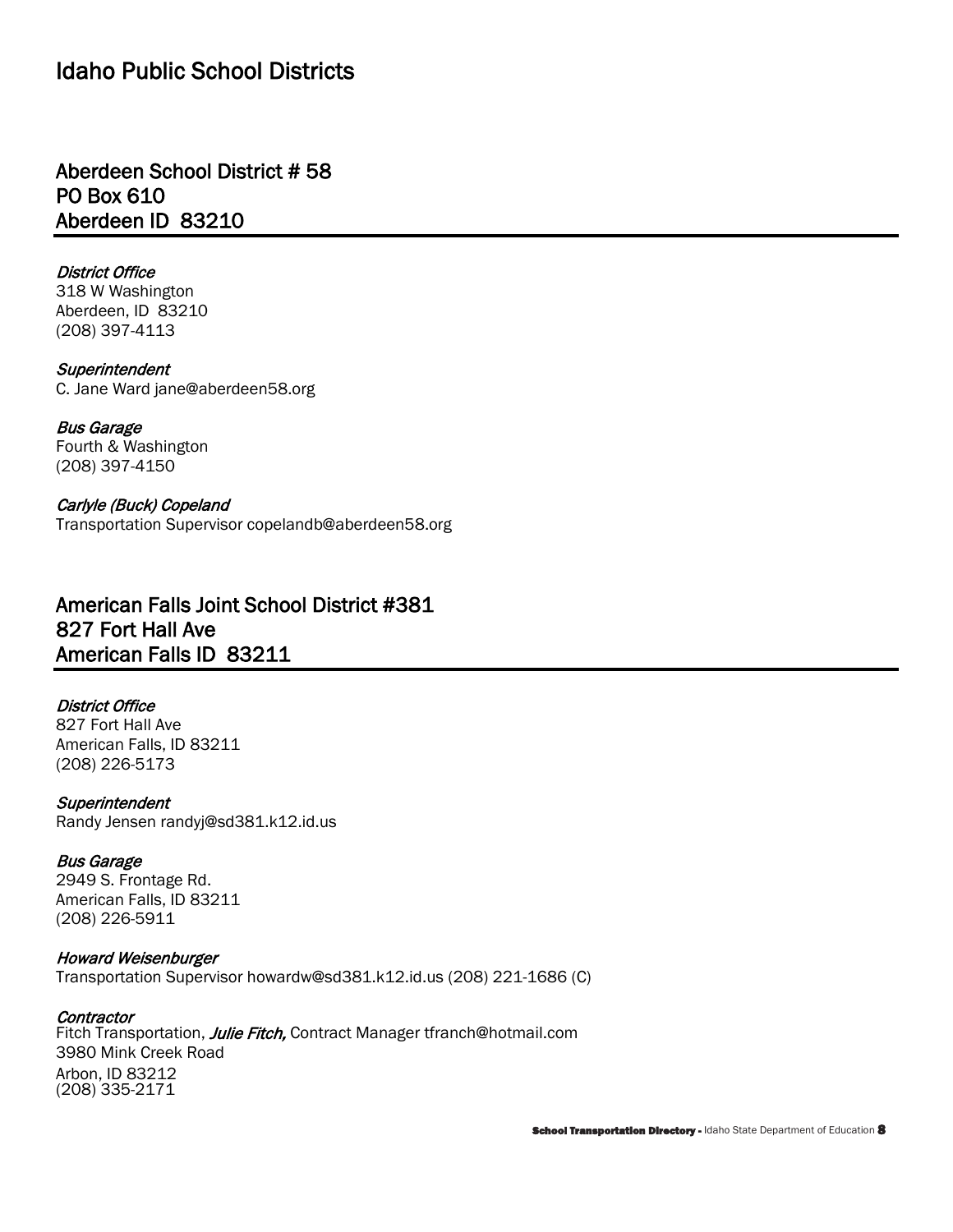# Idaho Public School Districts

## Aberdeen School District # 58
## PO Box 610
## Aberdeen ID 83210

*District Office*
318 W Washington
Aberdeen, ID 83210
(208) 397-4113

*Superintendent*
C. Jane Ward jane@aberdeen58.org

*Bus Garage*
Fourth & Washington
(208) 397-4150

*Carlyle (Buck) Copeland*
Transportation Supervisor copelandb@aberdeen58.org

## American Falls Joint School District #381
## 827 Fort Hall Ave
## American Falls ID 83211

*District Office*
827 Fort Hall Ave
American Falls, ID 83211
(208) 226-5173

*Superintendent*
Randy Jensen randyj@sd381.k12.id.us

*Bus Garage*
2949 S. Frontage Rd.
American Falls, ID 83211
(208) 226-5911

*Howard Weisenburger*
Transportation Supervisor howardw@sd381.k12.id.us (208) 221-1686 (C)

*Contractor*
Fitch Transportation, *Julie Fitch,* Contract Manager tfranch@hotmail.com
3980 Mink Creek Road
Arbon, ID 83212
(208) 335-2171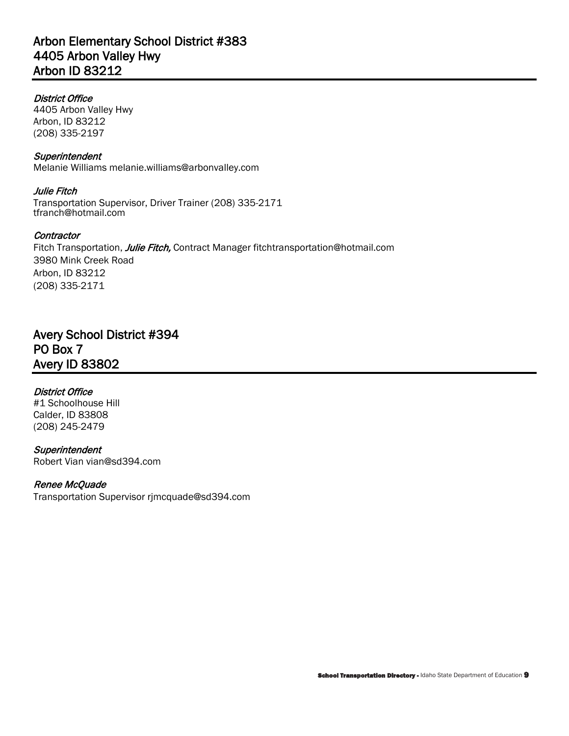## Arbon Elementary School District #383
## 4405 Arbon Valley Hwy
## Arbon ID 83212

*District Office*
4405 Arbon Valley Hwy
Arbon, ID 83212
(208) 335-2197

*Superintendent*
Melanie Williams melanie.williams@arbonvalley.com

*Julie Fitch*
Transportation Supervisor, Driver Trainer (208) 335-2171
tfranch@hotmail.com

*Contractor*
Fitch Transportation, *Julie Fitch,* Contract Manager fitchtransportation@hotmail.com
3980 Mink Creek Road
Arbon, ID 83212
(208) 335-2171

## Avery School District #394
## PO Box 7
## Avery ID 83802

*District Office*
#1 Schoolhouse Hill
Calder, ID 83808
(208) 245-2479

*Superintendent*
Robert Vian vian@sd394.com

*Renee McQuade*
Transportation Supervisor rjmcquade@sd394.com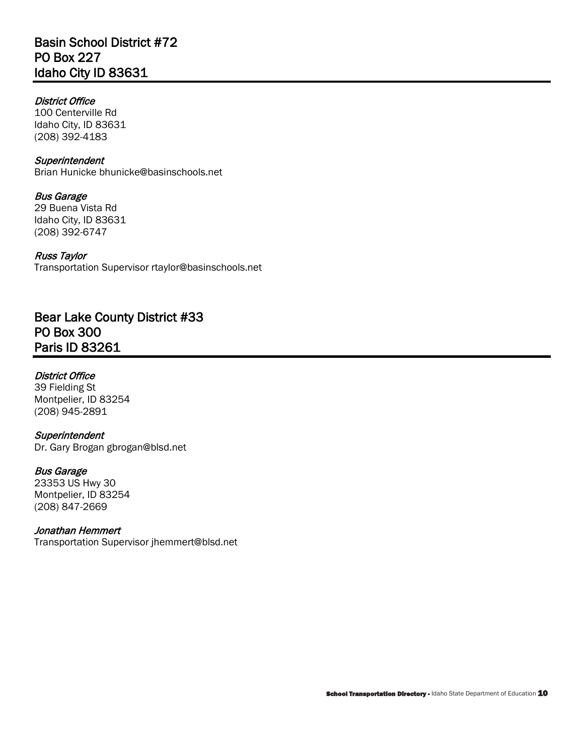## Basin School District #72
## PO Box 227
## Idaho City ID 83631

*District Office*
100 Centerville Rd
Idaho City, ID 83631
(208) 392-4183

*Superintendent*
Brian Hunicke bhunicke@basinschools.net

*Bus Garage*
29 Buena Vista Rd
Idaho City, ID 83631
(208) 392-6747

*Russ Taylor*
Transportation Supervisor rtaylor@basinschools.net

## Bear Lake County District #33
## PO Box 300
## Paris ID 83261

*District Office*
39 Fielding St
Montpelier, ID 83254
(208) 945-2891

*Superintendent*
Dr. Gary Brogan gbrogan@blsd.net

*Bus Garage*
23353 US Hwy 30
Montpelier, ID 83254
(208) 847-2669

*Jonathan Hemmert*
Transportation Supervisor jhemmert@blsd.net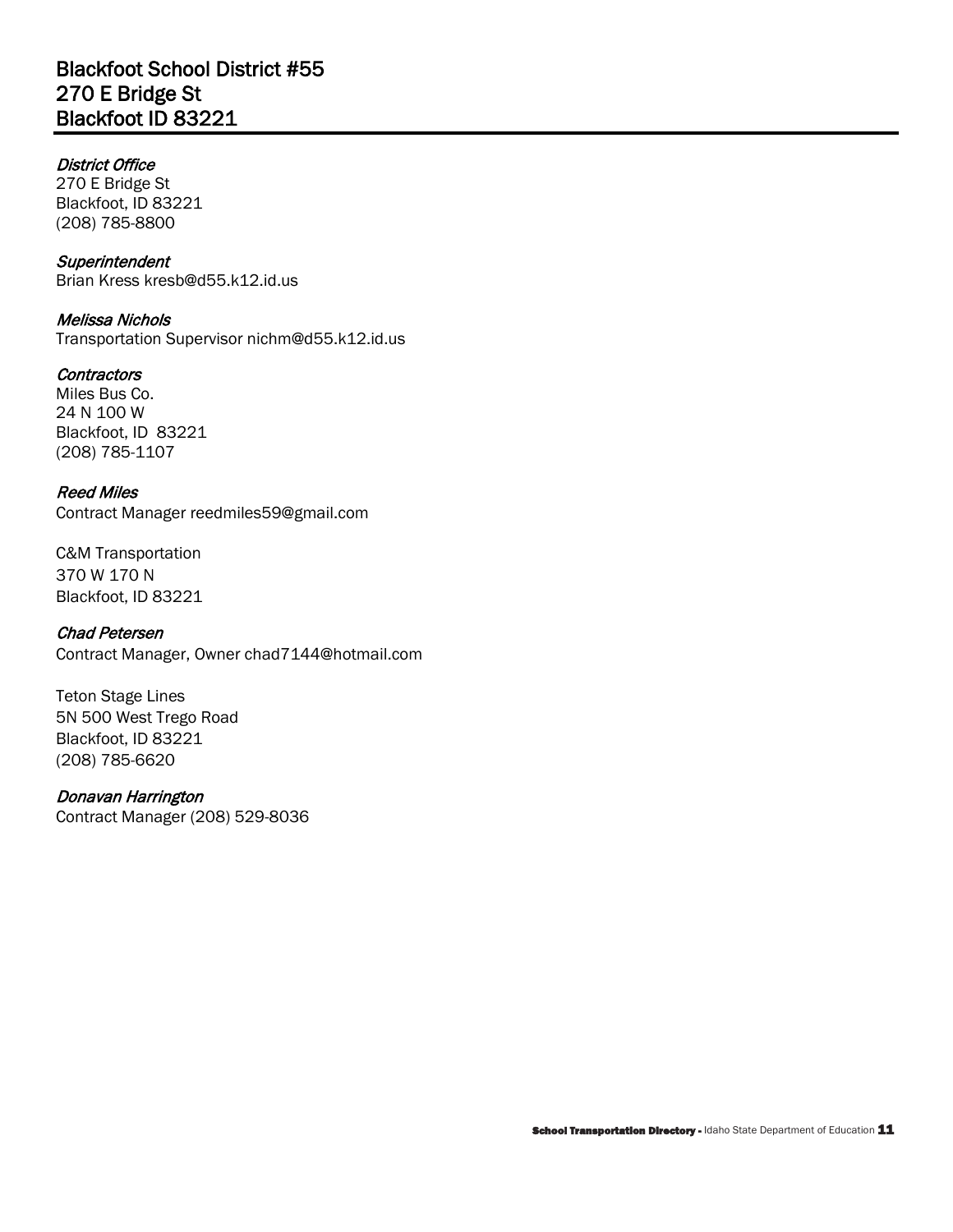## Blackfoot School District #55
## 270 E Bridge St
## Blackfoot ID 83221

*District Office*
270 E Bridge St
Blackfoot, ID 83221
(208) 785-8800

*Superintendent*
Brian Kress kresb@d55.k12.id.us

*Melissa Nichols*
Transportation Supervisor nichm@d55.k12.id.us

*Contractors*
Miles Bus Co.
24 N 100 W
Blackfoot, ID 83221
(208) 785-1107

*Reed Miles*
Contract Manager reedmiles59@gmail.com

C&M Transportation
370 W 170 N
Blackfoot, ID 83221

*Chad Petersen*
Contract Manager, Owner chad7144@hotmail.com

Teton Stage Lines
5N 500 West Trego Road
Blackfoot, ID 83221
(208) 785-6620

*Donavan Harrington*
Contract Manager (208) 529-8036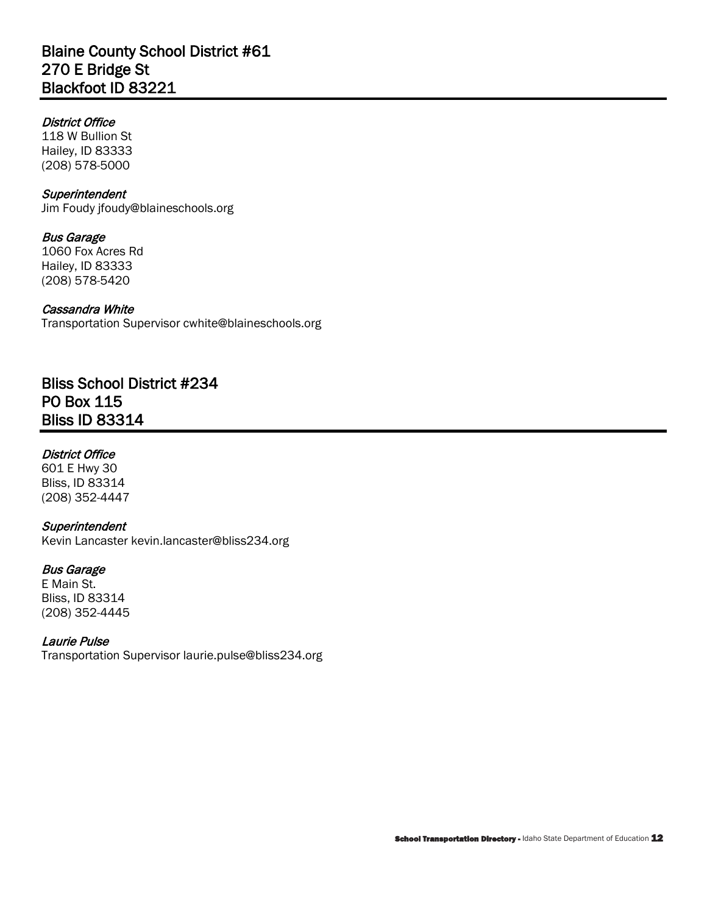## Blaine County School District #61
## 270 E Bridge St
## Blackfoot ID 83221

*District Office*
118 W Bullion St
Hailey, ID 83333
(208) 578-5000

*Superintendent*
Jim Foudy jfoudy@blaineschools.org

*Bus Garage*
1060 Fox Acres Rd
Hailey, ID 83333
(208) 578-5420

*Cassandra White*
Transportation Supervisor cwhite@blaineschools.org

## Bliss School District #234
## PO Box 115
## Bliss ID 83314

*District Office*
601 E Hwy 30
Bliss, ID 83314
(208) 352-4447

*Superintendent*
Kevin Lancaster kevin.lancaster@bliss234.org

*Bus Garage*
E Main St.
Bliss, ID 83314
(208) 352-4445

*Laurie Pulse*
Transportation Supervisor laurie.pulse@bliss234.org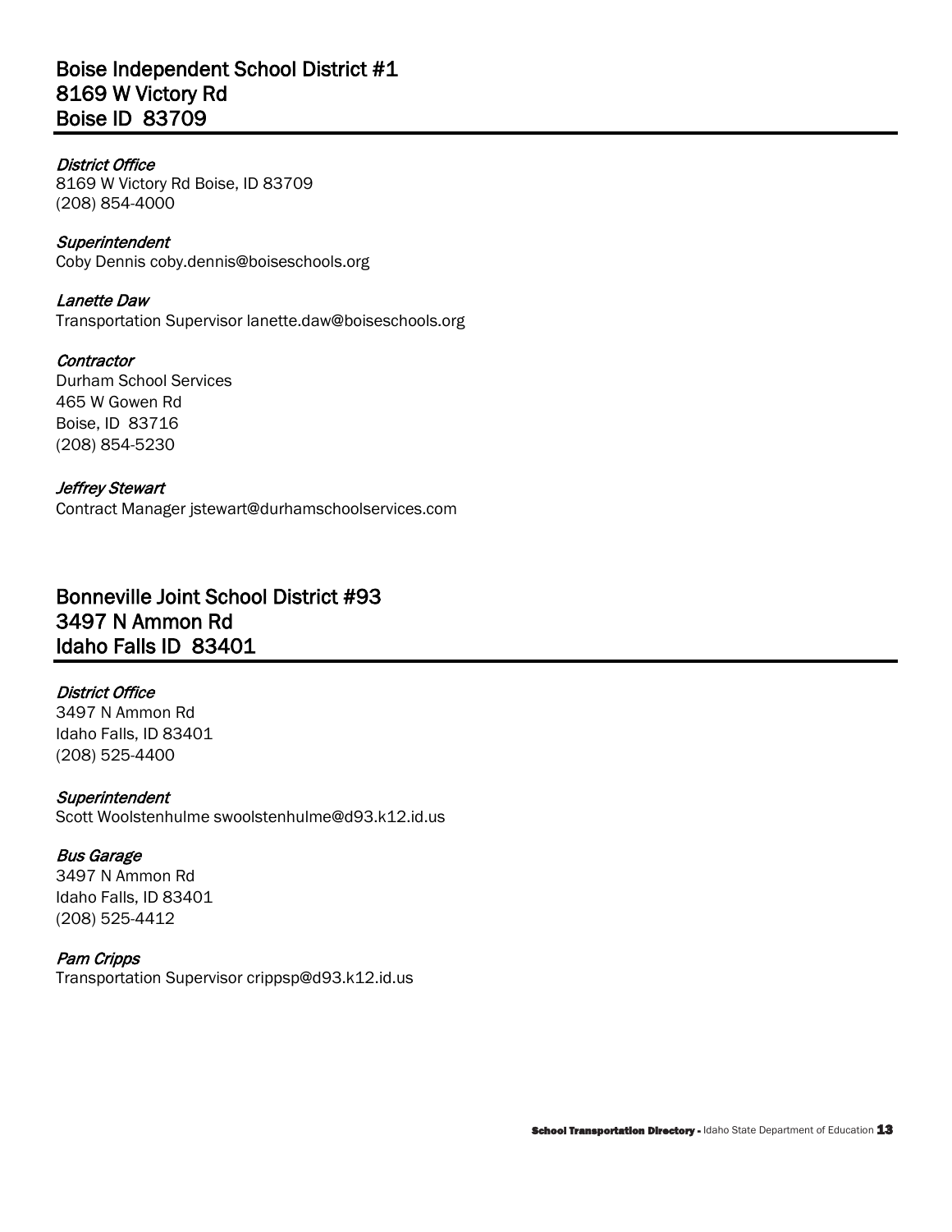## Boise Independent School District #1
## 8169 W Victory Rd
## Boise ID 83709

*District Office*
8169 W Victory Rd Boise, ID 83709
(208) 854-4000

*Superintendent*
Coby Dennis coby.dennis@boiseschools.org

*Lanette Daw*
Transportation Supervisor lanette.daw@boiseschools.org

*Contractor*
Durham School Services
465 W Gowen Rd
Boise, ID 83716
(208) 854-5230

*Jeffrey Stewart*
Contract Manager jstewart@durhamschoolservices.com

## Bonneville Joint School District #93
## 3497 N Ammon Rd
## Idaho Falls ID 83401

*District Office*
3497 N Ammon Rd
Idaho Falls, ID 83401
(208) 525-4400

*Superintendent*
Scott Woolstenhulme swoolstenhulme@d93.k12.id.us

*Bus Garage*
3497 N Ammon Rd
Idaho Falls, ID 83401
(208) 525-4412

*Pam Cripps*
Transportation Supervisor crippsp@d93.k12.id.us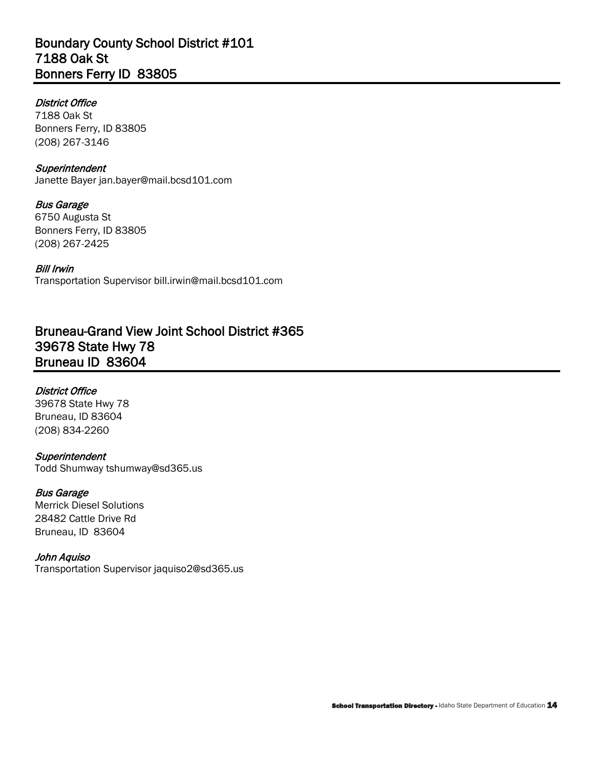## Boundary County School District #101
## 7188 Oak St
## Bonners Ferry ID 83805

*District Office*
7188 Oak St
Bonners Ferry, ID 83805
(208) 267-3146

*Superintendent*
Janette Bayer jan.bayer@mail.bcsd101.com

*Bus Garage*
6750 Augusta St
Bonners Ferry, ID 83805
(208) 267-2425

*Bill Irwin*
Transportation Supervisor bill.irwin@mail.bcsd101.com

## Bruneau-Grand View Joint School District #365
## 39678 State Hwy 78
## Bruneau ID 83604

*District Office*
39678 State Hwy 78
Bruneau, ID 83604
(208) 834-2260

*Superintendent*
Todd Shumway tshumway@sd365.us

*Bus Garage*
Merrick Diesel Solutions
28482 Cattle Drive Rd
Bruneau, ID 83604

*John Aquiso*
Transportation Supervisor jaquiso2@sd365.us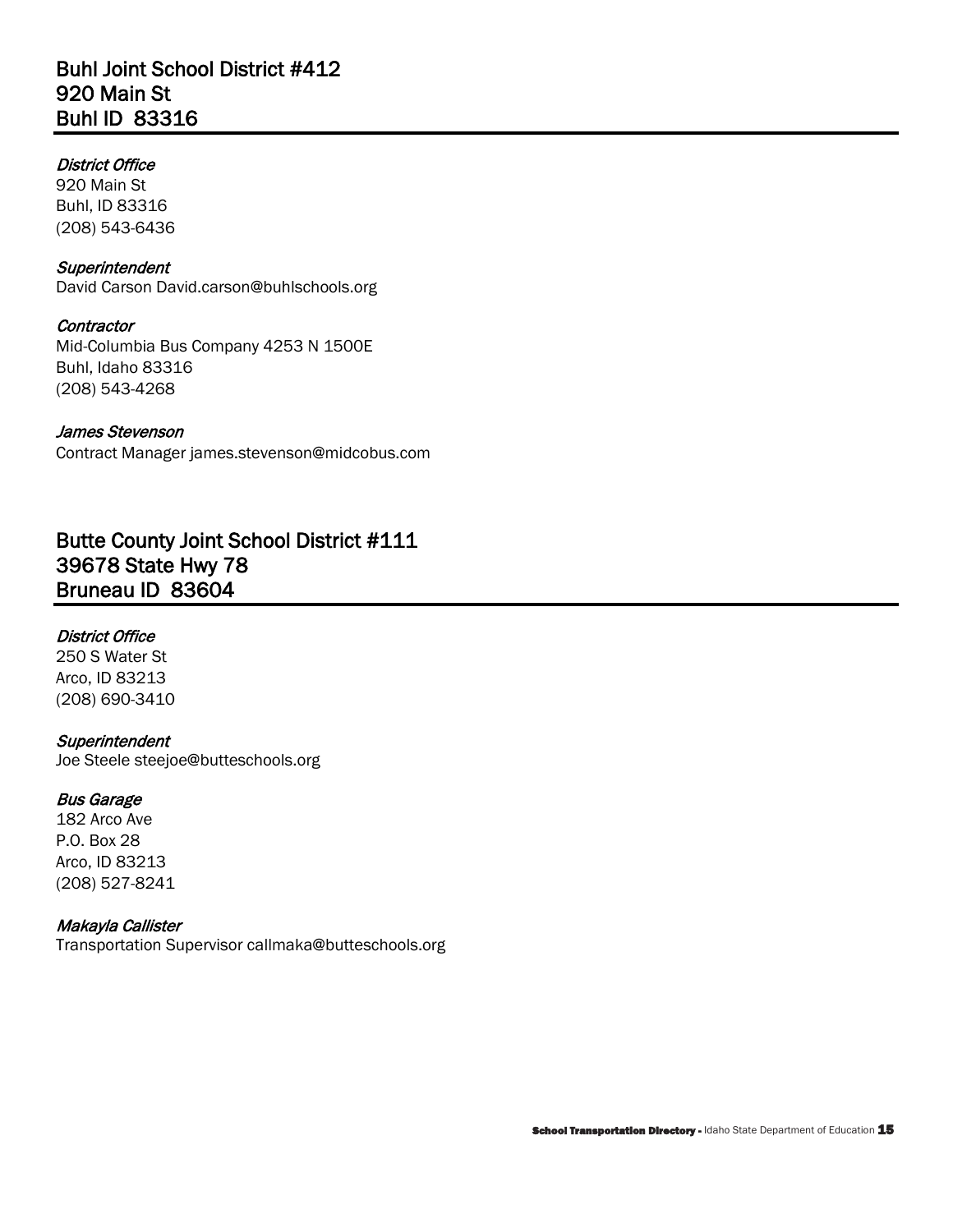## Buhl Joint School District #412
## 920 Main St
## Buhl ID 83316

*District Office*
920 Main St
Buhl, ID 83316
(208) 543-6436

*Superintendent*
David Carson David.carson@buhlschools.org

*Contractor*
Mid-Columbia Bus Company 4253 N 1500E
Buhl, Idaho 83316
(208) 543-4268

*James Stevenson*
Contract Manager james.stevenson@midcobus.com

## Butte County Joint School District #111
## 39678 State Hwy 78
## Bruneau ID 83604

*District Office*
250 S Water St
Arco, ID 83213
(208) 690-3410

*Superintendent*
Joe Steele steejoe@butteschools.org

*Bus Garage*
182 Arco Ave
P.O. Box 28
Arco, ID 83213
(208) 527-8241

*Makayla Callister*
Transportation Supervisor callmaka@butteschools.org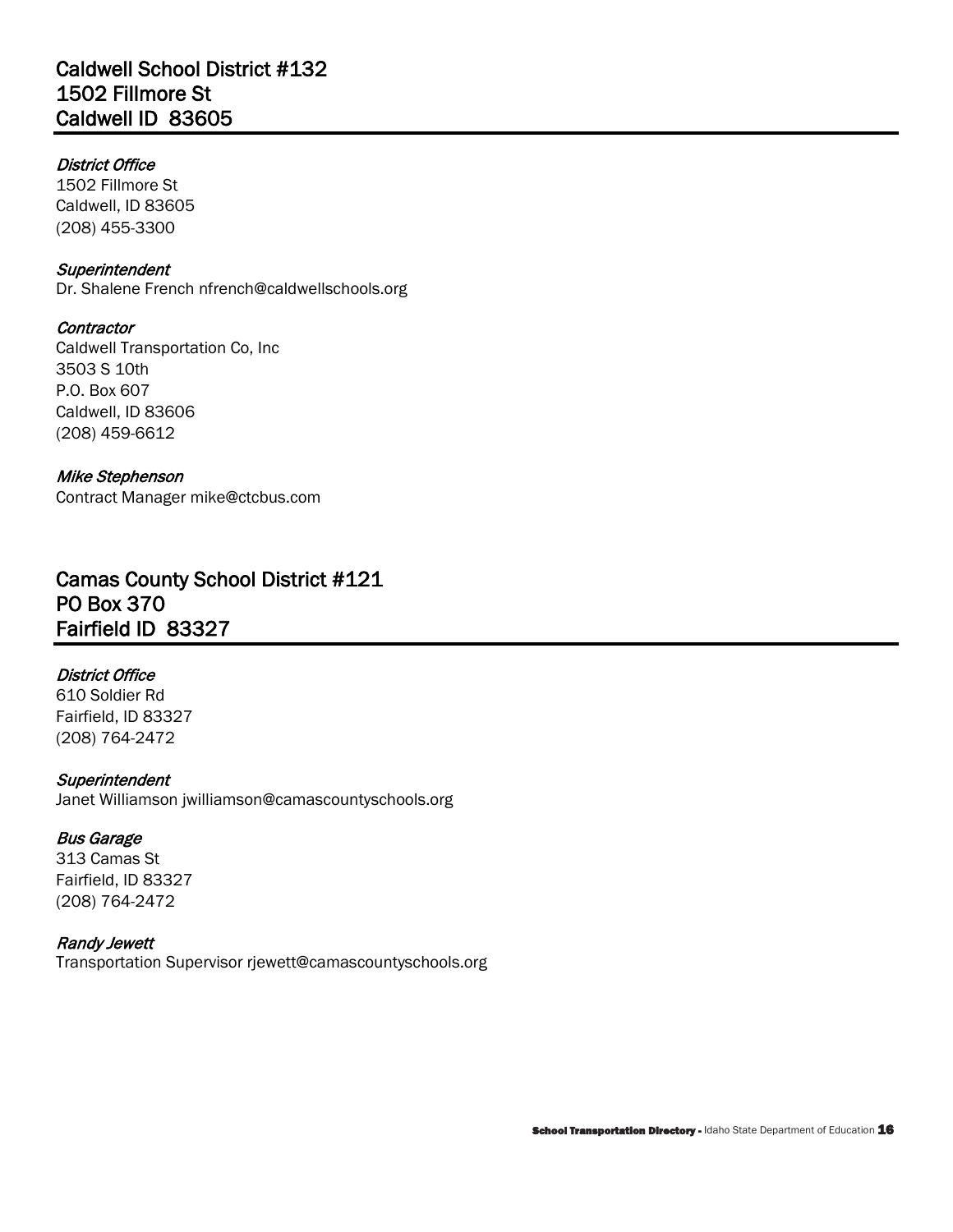## Caldwell School District #132
## 1502 Fillmore St
## Caldwell ID 83605

*District Office*
1502 Fillmore St
Caldwell, ID 83605
(208) 455-3300

*Superintendent*
Dr. Shalene French nfrench@caldwellschools.org

*Contractor*
Caldwell Transportation Co, Inc
3503 S 10th
P.O. Box 607
Caldwell, ID 83606
(208) 459-6612

*Mike Stephenson*
Contract Manager mike@ctcbus.com

## Camas County School District #121
## PO Box 370
## Fairfield ID 83327

*District Office*
610 Soldier Rd
Fairfield, ID 83327
(208) 764-2472

*Superintendent*
Janet Williamson jwilliamson@camascountyschools.org

*Bus Garage*
313 Camas St
Fairfield, ID 83327
(208) 764-2472

*Randy Jewett*
Transportation Supervisor rjewett@camascountyschools.org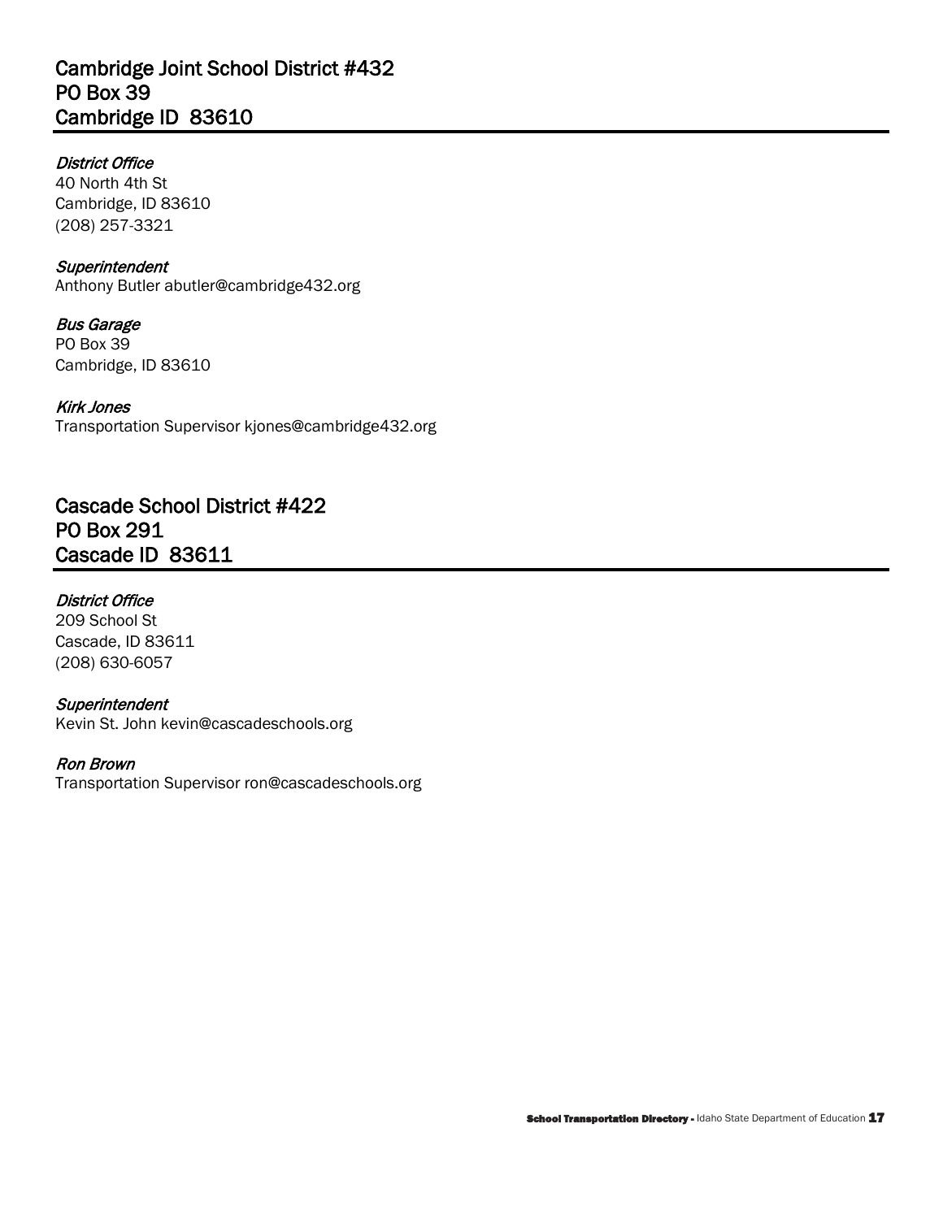## Cambridge Joint School District #432
## PO Box 39
## Cambridge ID 83610

*District Office*
40 North 4th St
Cambridge, ID 83610
(208) 257-3321

*Superintendent*
Anthony Butler abutler@cambridge432.org

*Bus Garage*
PO Box 39
Cambridge, ID 83610

*Kirk Jones*
Transportation Supervisor kjones@cambridge432.org

## Cascade School District #422
## PO Box 291
## Cascade ID 83611

*District Office*
209 School St
Cascade, ID 83611
(208) 630-6057

*Superintendent*
Kevin St. John kevin@cascadeschools.org

*Ron Brown*
Transportation Supervisor ron@cascadeschools.org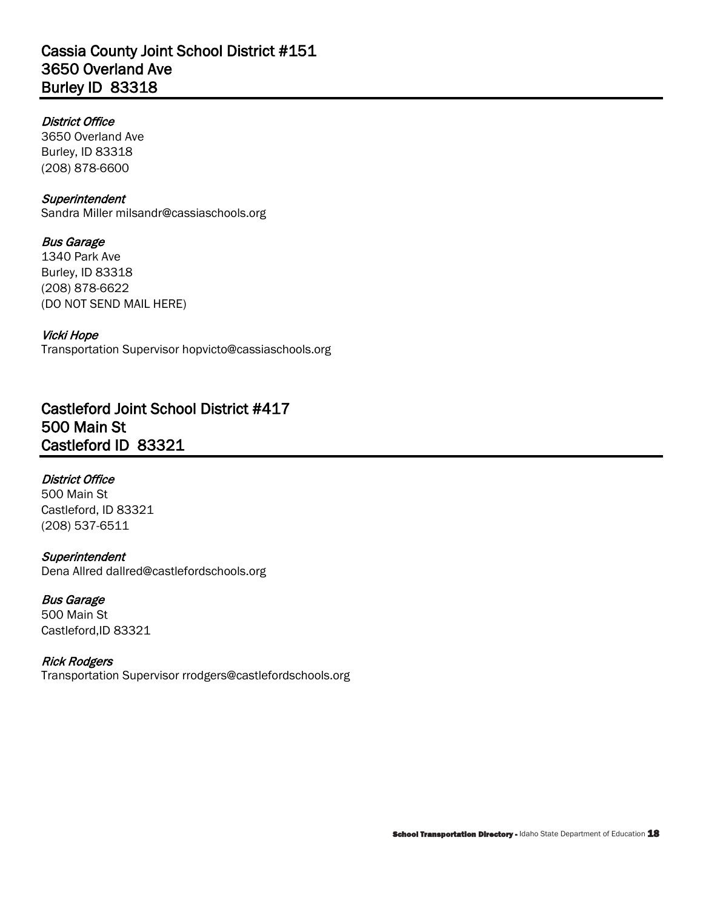## Cassia County Joint School District #151
## 3650 Overland Ave
## Burley ID 83318

*District Office*
3650 Overland Ave
Burley, ID 83318
(208) 878-6600

*Superintendent*
Sandra Miller milsandr@cassiaschools.org

*Bus Garage*
1340 Park Ave
Burley, ID 83318
(208) 878-6622
(DO NOT SEND MAIL HERE)

*Vicki Hope*
Transportation Supervisor hopvicto@cassiaschools.org

## Castleford Joint School District #417
## 500 Main St
## Castleford ID 83321

*District Office*
500 Main St
Castleford, ID 83321
(208) 537-6511

*Superintendent*
Dena Allred dallred@castlefordschools.org

*Bus Garage*
500 Main St
Castleford,ID 83321

*Rick Rodgers*
Transportation Supervisor rrodgers@castlefordschools.org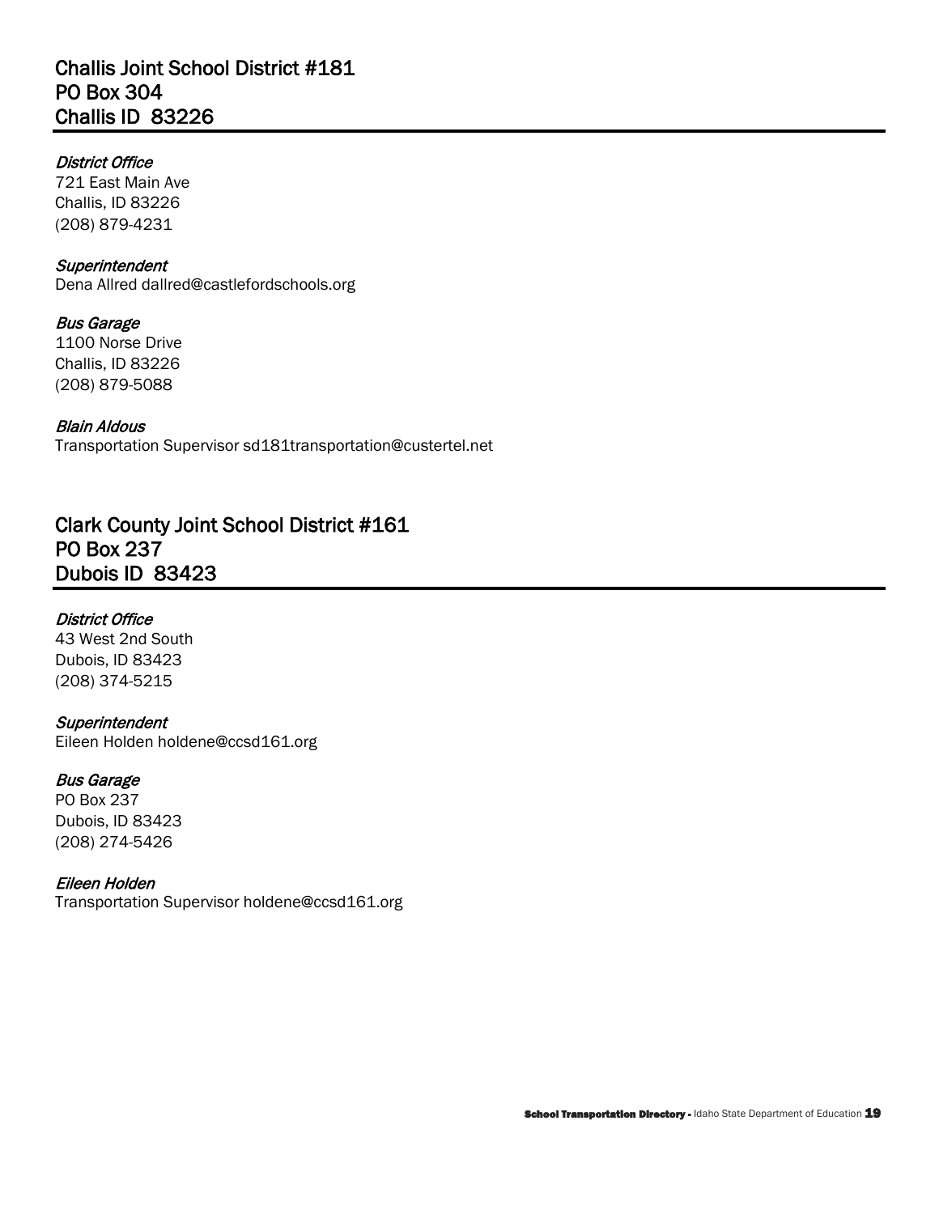## Challis Joint School District #181
## PO Box 304
## Challis ID 83226

*District Office*
721 East Main Ave
Challis, ID 83226
(208) 879-4231

*Superintendent*
Dena Allred dallred@castlefordschools.org

*Bus Garage*
1100 Norse Drive
Challis, ID 83226
(208) 879-5088

*Blain Aldous*
Transportation Supervisor sd181transportation@custertel.net

## Clark County Joint School District #161
## PO Box 237
## Dubois ID 83423

*District Office*
43 West 2nd South
Dubois, ID 83423
(208) 374-5215

*Superintendent*
Eileen Holden holdene@ccsd161.org

*Bus Garage*
PO Box 237
Dubois, ID 83423
(208) 274-5426

*Eileen Holden*
Transportation Supervisor holdene@ccsd161.org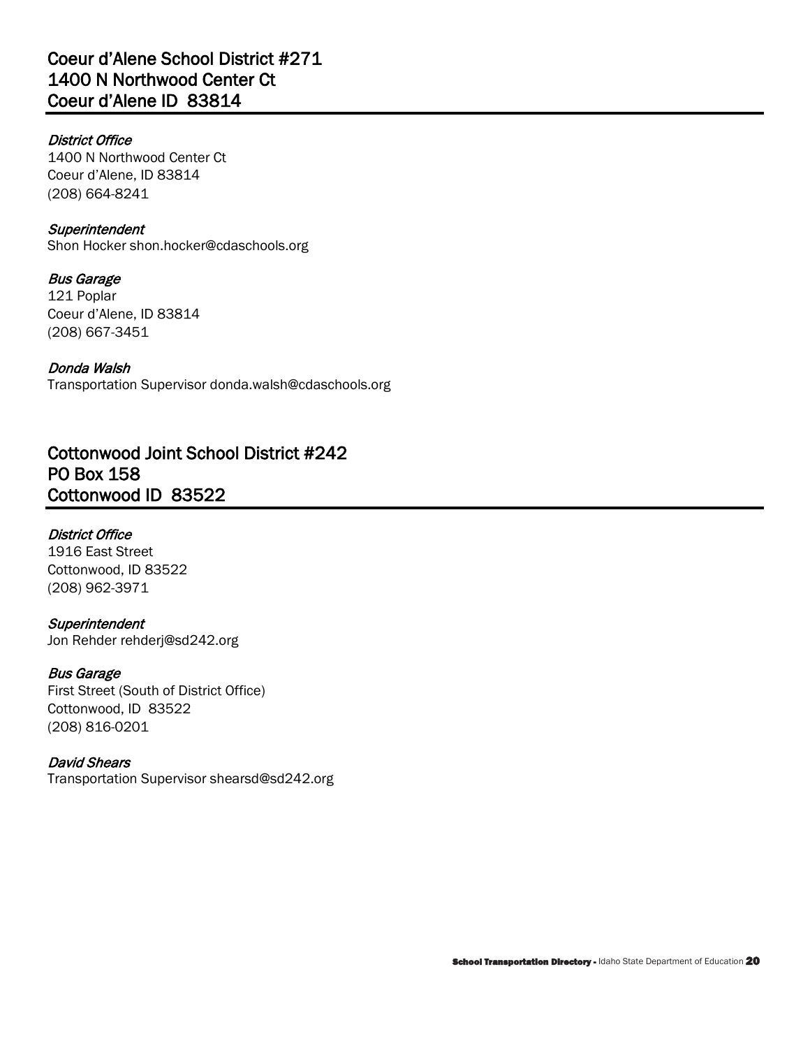## Coeur d'Alene School District #271
## 1400 N Northwood Center Ct
## Coeur d'Alene ID  83814

*District Office*
1400 N Northwood Center Ct
Coeur d'Alene, ID 83814
(208) 664-8241

*Superintendent*
Shon Hocker shon.hocker@cdaschools.org

*Bus Garage*
121 Poplar
Coeur d'Alene, ID 83814
(208) 667-3451

*Donda Walsh*
Transportation Supervisor donda.walsh@cdaschools.org

## Cottonwood Joint School District #242
## PO Box 158
## Cottonwood ID  83522

*District Office*
1916 East Street
Cottonwood, ID 83522
(208) 962-3971

*Superintendent*
Jon Rehder rehderj@sd242.org

*Bus Garage*
First Street (South of District Office)
Cottonwood, ID  83522
(208) 816-0201

*David Shears*
Transportation Supervisor shearsd@sd242.org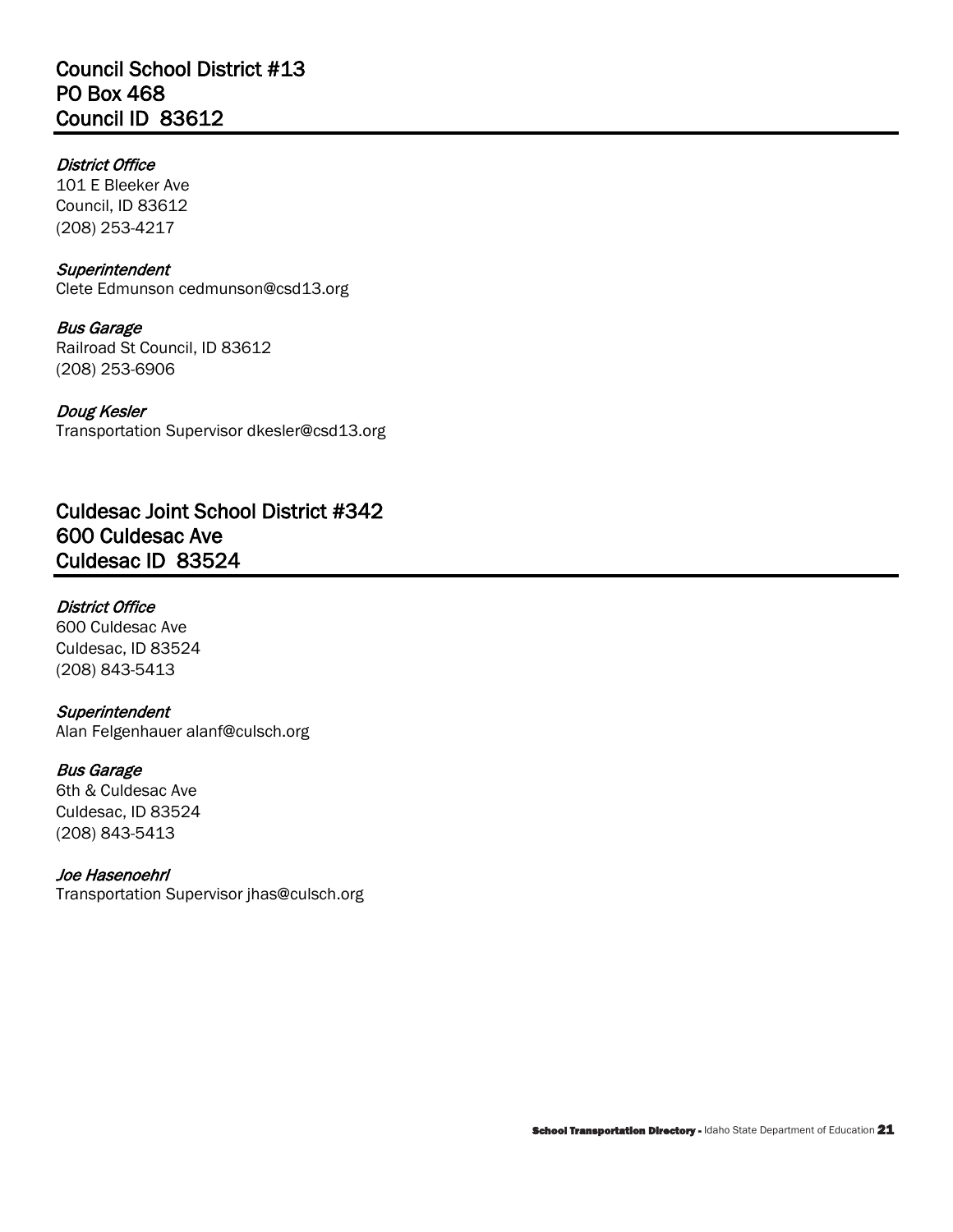## Council School District #13
## PO Box 468
## Council ID 83612

*District Office*
101 E Bleeker Ave
Council, ID 83612
(208) 253-4217

*Superintendent*
Clete Edmunson cedmunson@csd13.org

*Bus Garage*
Railroad St Council, ID 83612
(208) 253-6906

*Doug Kesler*
Transportation Supervisor dkesler@csd13.org

## Culdesac Joint School District #342
## 600 Culdesac Ave
## Culdesac ID 83524

*District Office*
600 Culdesac Ave
Culdesac, ID 83524
(208) 843-5413

*Superintendent*
Alan Felgenhauer alanf@culsch.org

*Bus Garage*
6th & Culdesac Ave
Culdesac, ID 83524
(208) 843-5413

*Joe Hasenoehrl*
Transportation Supervisor jhas@culsch.org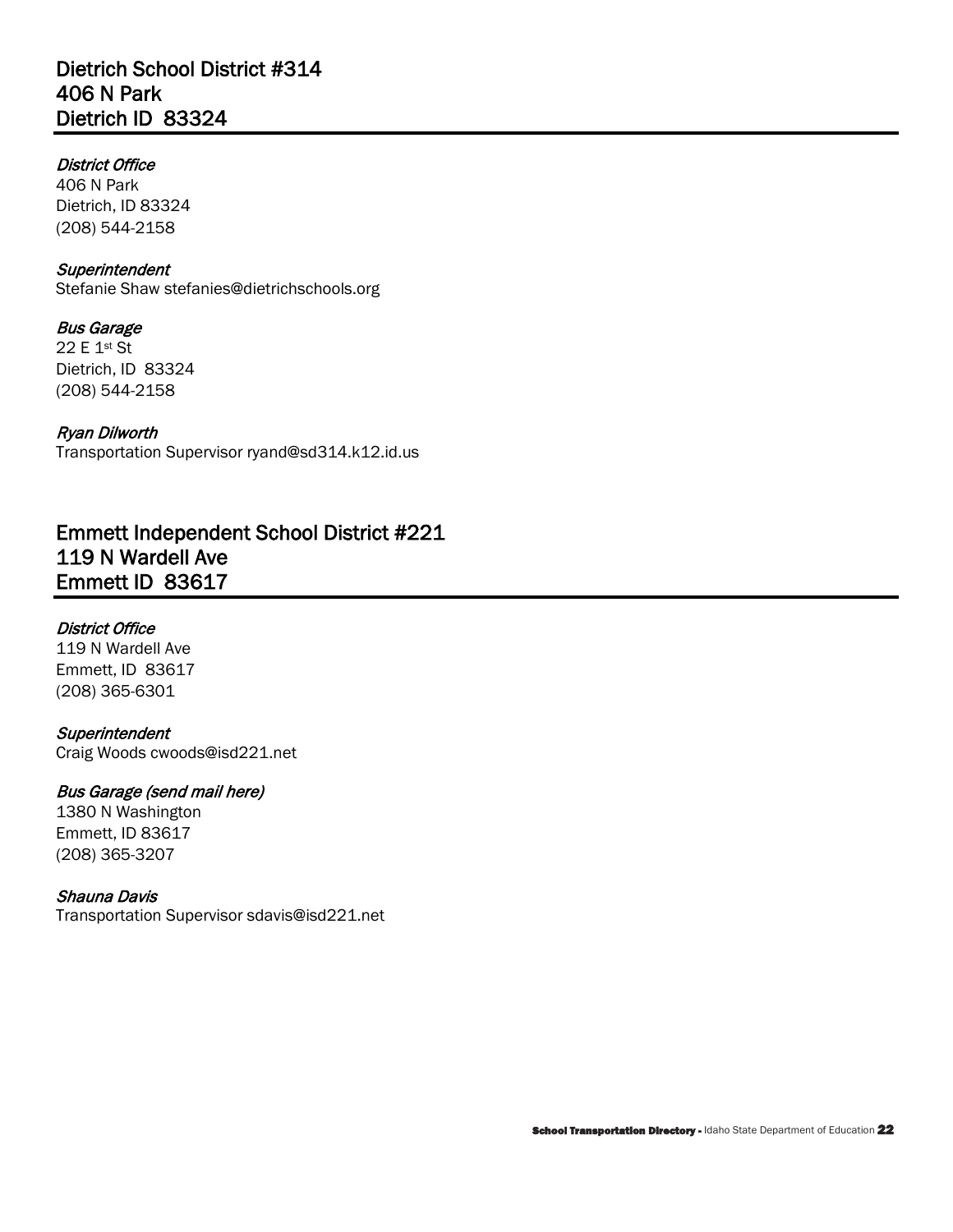## Dietrich School District #314
## 406 N Park
## Dietrich ID 83324

*District Office*
406 N Park
Dietrich, ID 83324
(208) 544-2158

*Superintendent*
Stefanie Shaw stefanies@dietrichschools.org

*Bus Garage*
22 E 1st St
Dietrich, ID 83324
(208) 544-2158

*Ryan Dilworth*
Transportation Supervisor ryand@sd314.k12.id.us

## Emmett Independent School District #221
## 119 N Wardell Ave
## Emmett ID 83617

*District Office*
119 N Wardell Ave
Emmett, ID 83617
(208) 365-6301

*Superintendent*
Craig Woods cwoods@isd221.net

*Bus Garage (send mail here)*
1380 N Washington
Emmett, ID 83617
(208) 365-3207

*Shauna Davis*
Transportation Supervisor sdavis@isd221.net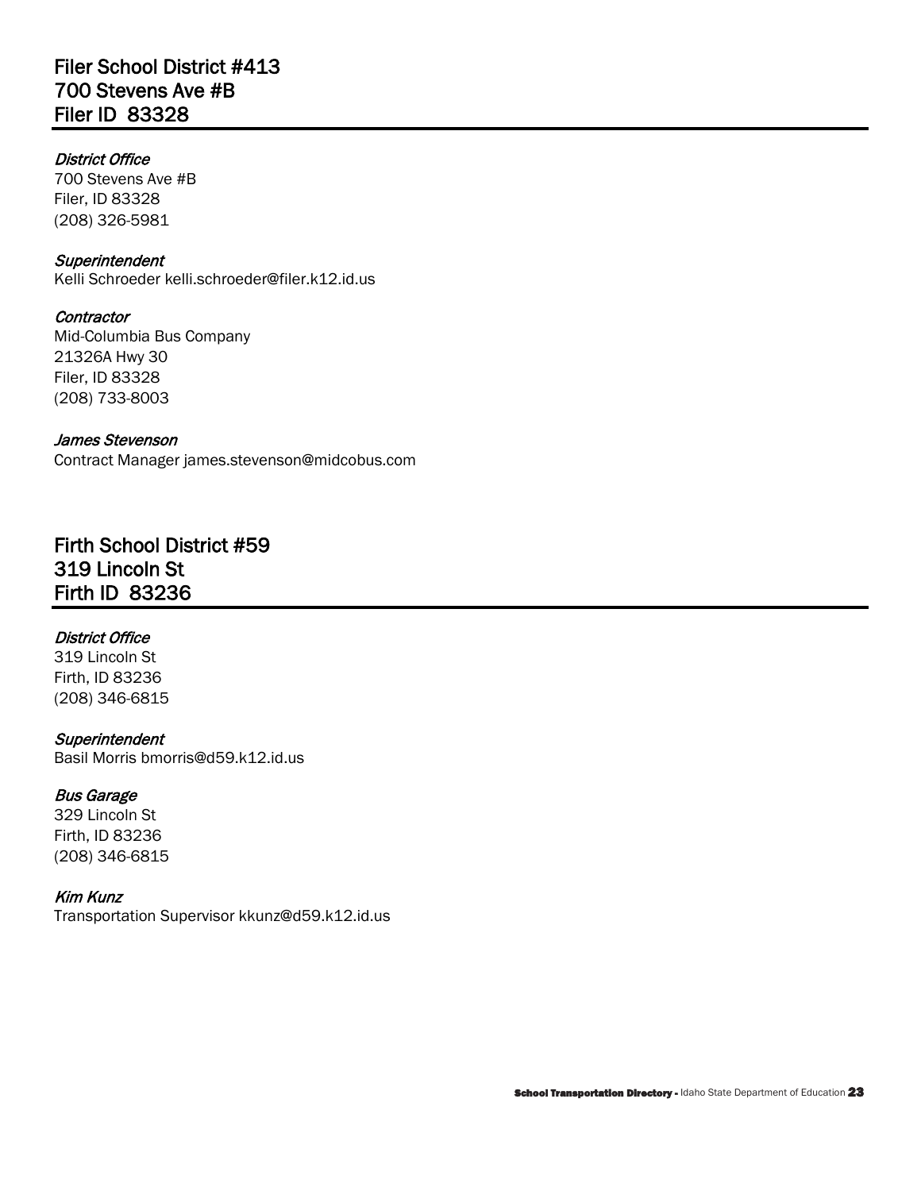## Filer School District #413
## 700 Stevens Ave #B
## Filer ID 83328

*District Office*
700 Stevens Ave #B
Filer, ID 83328
(208) 326-5981

*Superintendent*
Kelli Schroeder kelli.schroeder@filer.k12.id.us

*Contractor*
Mid-Columbia Bus Company
21326A Hwy 30
Filer, ID 83328
(208) 733-8003

*James Stevenson*
Contract Manager james.stevenson@midcobus.com

## Firth School District #59
## 319 Lincoln St
## Firth ID 83236

*District Office*
319 Lincoln St
Firth, ID 83236
(208) 346-6815

*Superintendent*
Basil Morris bmorris@d59.k12.id.us

*Bus Garage*
329 Lincoln St
Firth, ID 83236
(208) 346-6815

*Kim Kunz*
Transportation Supervisor kkunz@d59.k12.id.us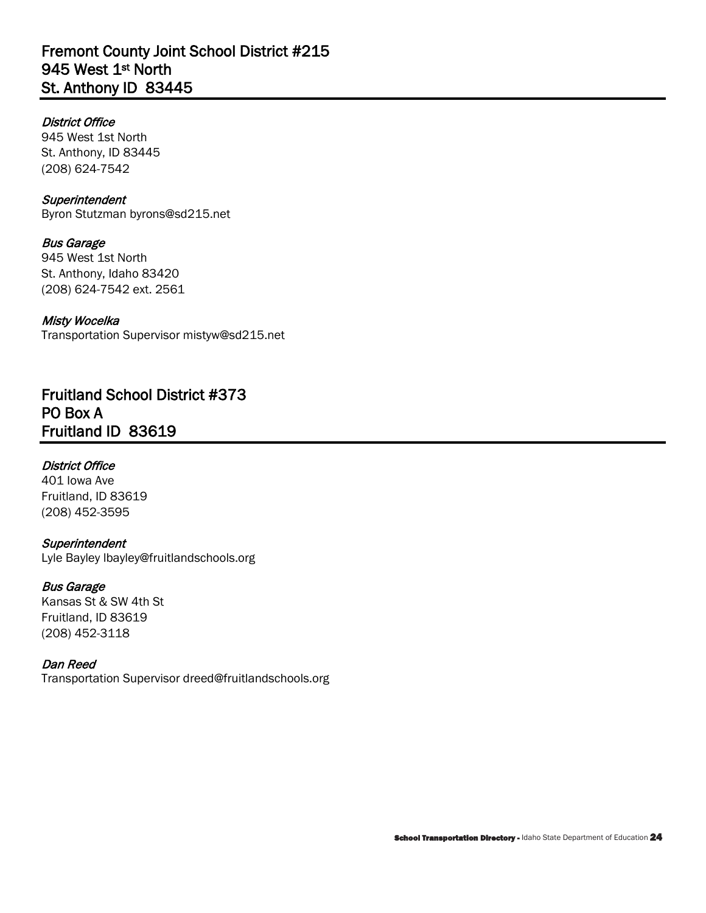## Fremont County Joint School District #215
## 945 West 1st North
## St. Anthony ID 83445

*District Office*
945 West 1st North
St. Anthony, ID 83445
(208) 624-7542

*Superintendent*
Byron Stutzman byrons@sd215.net

*Bus Garage*
945 West 1st North
St. Anthony, Idaho 83420
(208) 624-7542 ext. 2561

*Misty Wocelka*
Transportation Supervisor mistyw@sd215.net

## Fruitland School District #373
## PO Box A
## Fruitland ID 83619

*District Office*
401 Iowa Ave
Fruitland, ID 83619
(208) 452-3595

*Superintendent*
Lyle Bayley lbayley@fruitlandschools.org

*Bus Garage*
Kansas St & SW 4th St
Fruitland, ID 83619
(208) 452-3118

*Dan Reed*
Transportation Supervisor dreed@fruitlandschools.org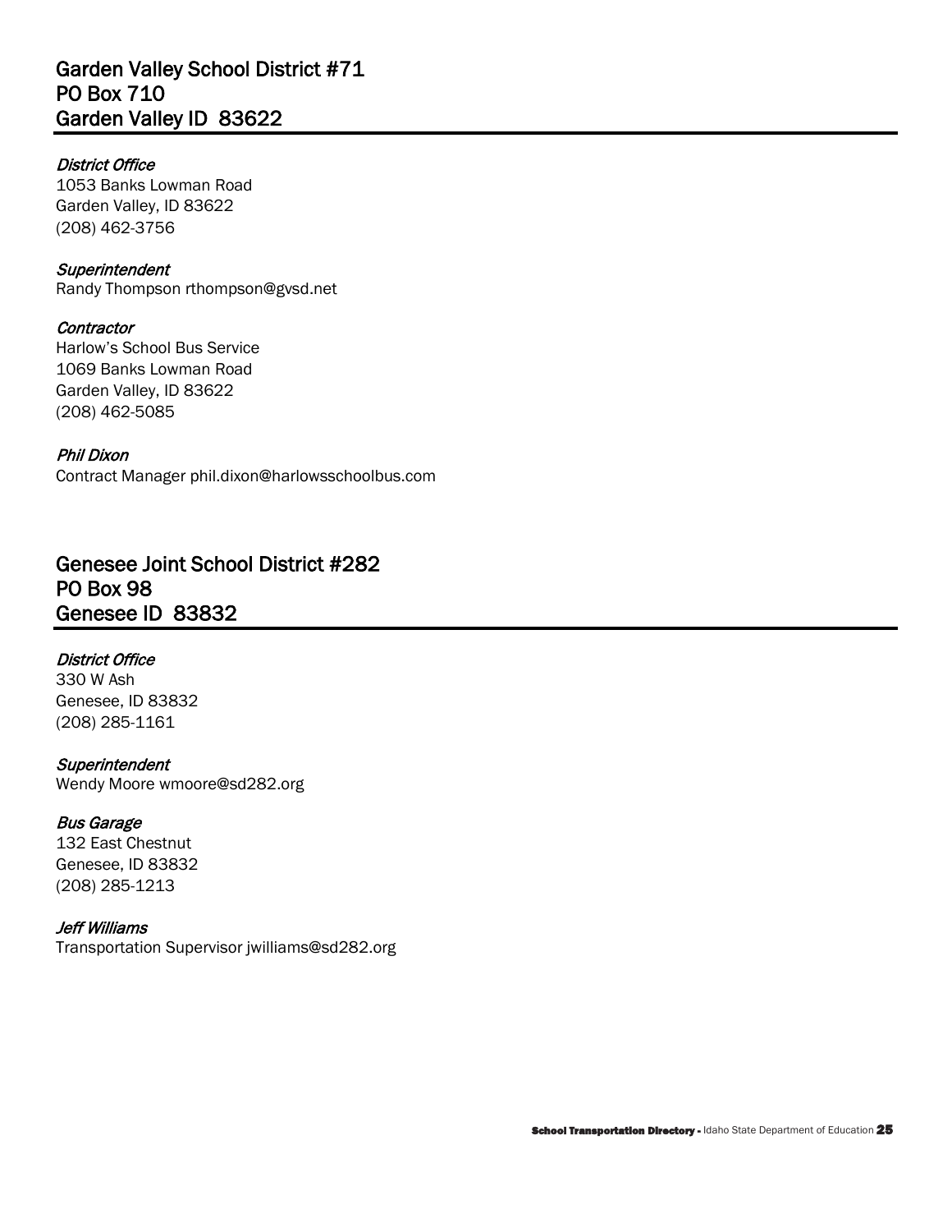## Garden Valley School District #71
## PO Box 710
## Garden Valley ID 83622

*District Office*
1053 Banks Lowman Road
Garden Valley, ID 83622
(208) 462-3756

*Superintendent*
Randy Thompson rthompson@gvsd.net

*Contractor*
Harlow's School Bus Service
1069 Banks Lowman Road
Garden Valley, ID 83622
(208) 462-5085

*Phil Dixon*
Contract Manager phil.dixon@harlowsschoolbus.com

## Genesee Joint School District #282
## PO Box 98
## Genesee ID 83832

*District Office*
330 W Ash
Genesee, ID 83832
(208) 285-1161

*Superintendent*
Wendy Moore wmoore@sd282.org

*Bus Garage*
132 East Chestnut
Genesee, ID 83832
(208) 285-1213

*Jeff Williams*
Transportation Supervisor jwilliams@sd282.org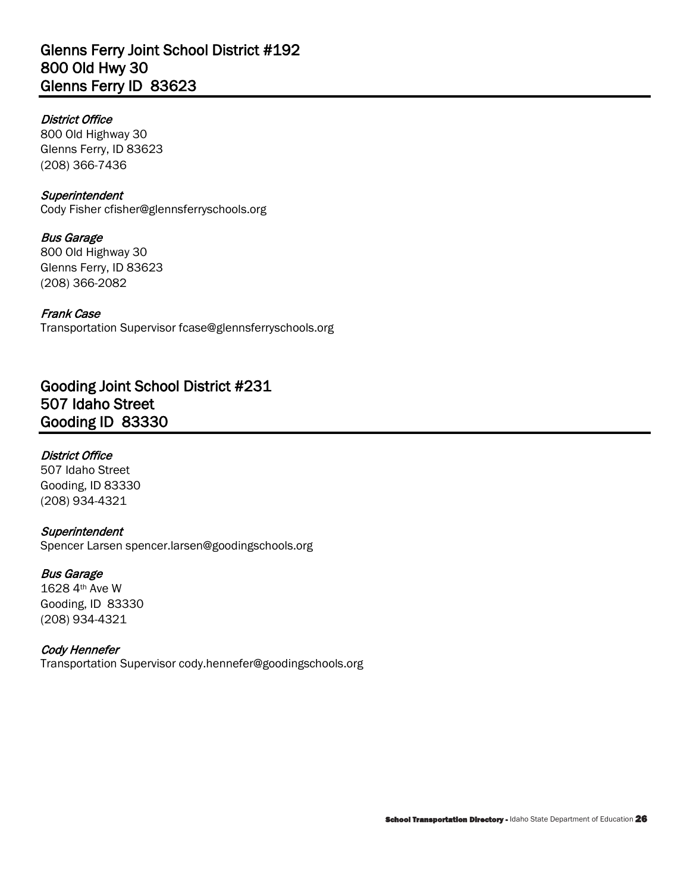## Glenns Ferry Joint School District #192
## 800 Old Hwy 30
## Glenns Ferry ID 83623

*District Office*
800 Old Highway 30
Glenns Ferry, ID 83623
(208) 366-7436

*Superintendent*
Cody Fisher cfisher@glennsferryschools.org

*Bus Garage*
800 Old Highway 30
Glenns Ferry, ID 83623
(208) 366-2082

*Frank Case*
Transportation Supervisor fcase@glennsferryschools.org

## Gooding Joint School District #231
## 507 Idaho Street
## Gooding ID 83330

*District Office*
507 Idaho Street
Gooding, ID 83330
(208) 934-4321

*Superintendent*
Spencer Larsen spencer.larsen@goodingschools.org

*Bus Garage*
1628 4th Ave W
Gooding, ID 83330
(208) 934-4321

*Cody Hennefer*
Transportation Supervisor cody.hennefer@goodingschools.org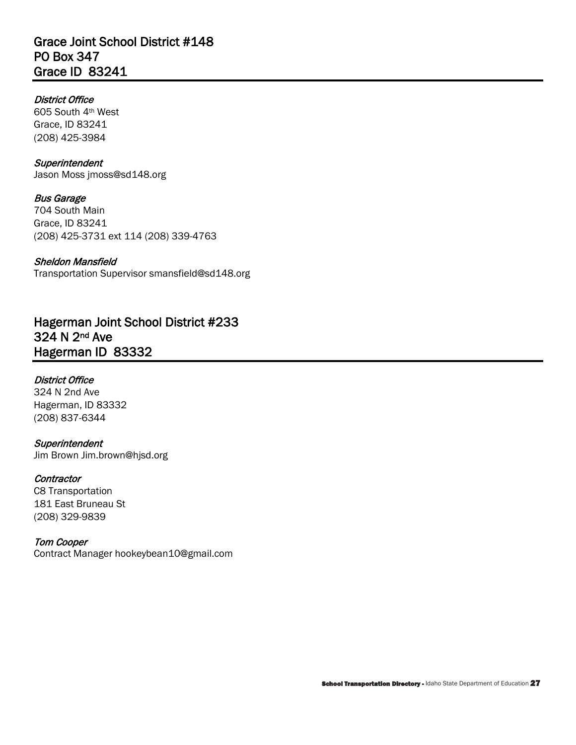## Grace Joint School District #148
## PO Box 347
## Grace ID 83241

*District Office*
605 South 4th West
Grace, ID 83241
(208) 425-3984

*Superintendent*
Jason Moss jmoss@sd148.org

*Bus Garage*
704 South Main
Grace, ID 83241
(208) 425-3731 ext 114 (208) 339-4763

*Sheldon Mansfield*
Transportation Supervisor smansfield@sd148.org

## Hagerman Joint School District #233
## 324 N 2nd Ave
## Hagerman ID 83332

*District Office*
324 N 2nd Ave
Hagerman, ID 83332
(208) 837-6344

*Superintendent*
Jim Brown Jim.brown@hjsd.org

*Contractor*
C8 Transportation
181 East Bruneau St
(208) 329-9839

*Tom Cooper*
Contract Manager hookeybean10@gmail.com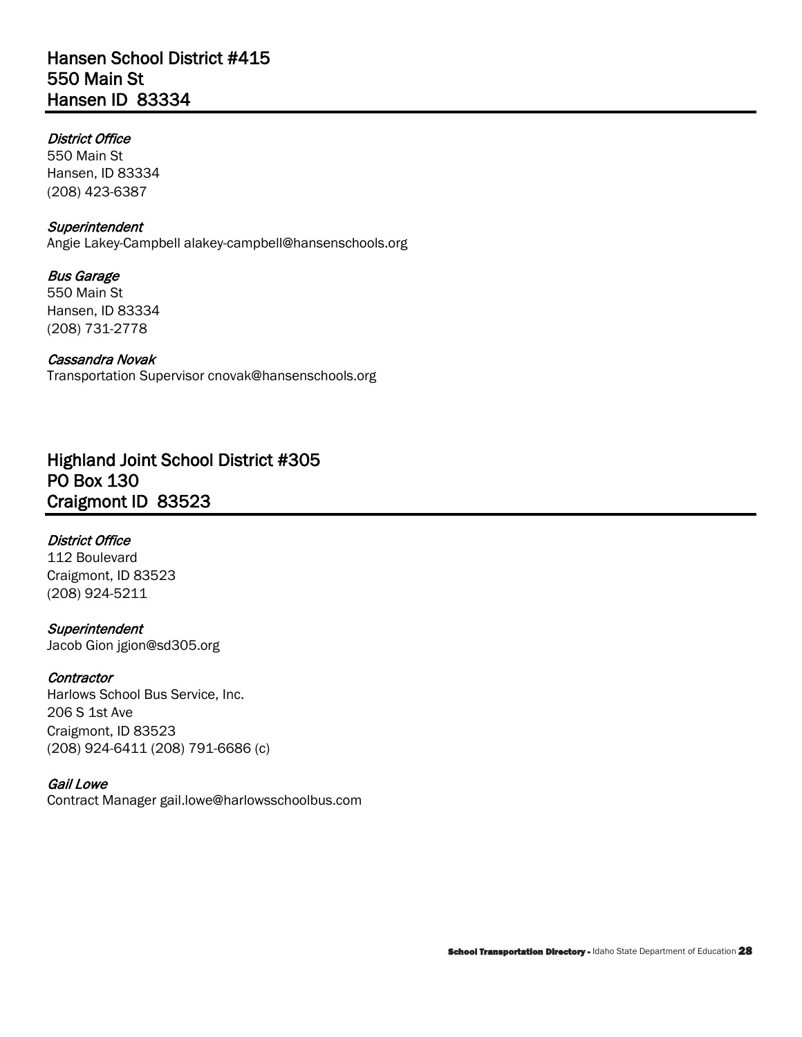## Hansen School District #415
## 550 Main St
## Hansen ID 83334

*District Office*
550 Main St
Hansen, ID 83334
(208) 423-6387

*Superintendent*
Angie Lakey-Campbell alakey-campbell@hansenschools.org

*Bus Garage*
550 Main St
Hansen, ID 83334
(208) 731-2778

*Cassandra Novak*
Transportation Supervisor cnovak@hansenschools.org

## Highland Joint School District #305
## PO Box 130
## Craigmont ID 83523

*District Office*
112 Boulevard
Craigmont, ID 83523
(208) 924-5211

*Superintendent*
Jacob Gion jgion@sd305.org

*Contractor*
Harlows School Bus Service, Inc.
206 S 1st Ave
Craigmont, ID 83523
(208) 924-6411 (208) 791-6686 (c)

*Gail Lowe*
Contract Manager gail.lowe@harlowsschoolbus.com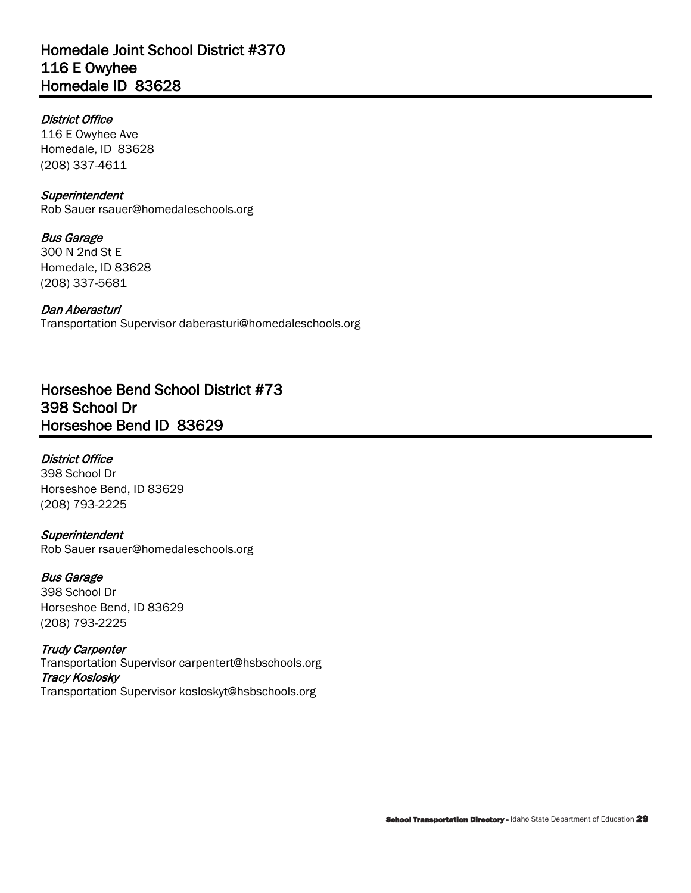## Homedale Joint School District #370
## 116 E Owyhee
## Homedale ID  83628

*District Office*
116 E Owyhee Ave
Homedale, ID  83628
(208) 337-4611

*Superintendent*
Rob Sauer rsauer@homedaleschools.org

*Bus Garage*
300 N 2nd St E
Homedale, ID 83628
(208) 337-5681

*Dan Aberasturi*
Transportation Supervisor daberasturi@homedaleschools.org

## Horseshoe Bend School District #73
## 398 School Dr
## Horseshoe Bend ID  83629

*District Office*
398 School Dr
Horseshoe Bend, ID 83629
(208) 793-2225

*Superintendent*
Rob Sauer rsauer@homedaleschools.org

*Bus Garage*
398 School Dr
Horseshoe Bend, ID 83629
(208) 793-2225

*Trudy Carpenter*
Transportation Supervisor carpentert@hsbschools.org
*Tracy Koslosky*
Transportation Supervisor kosloskyt@hsbschools.org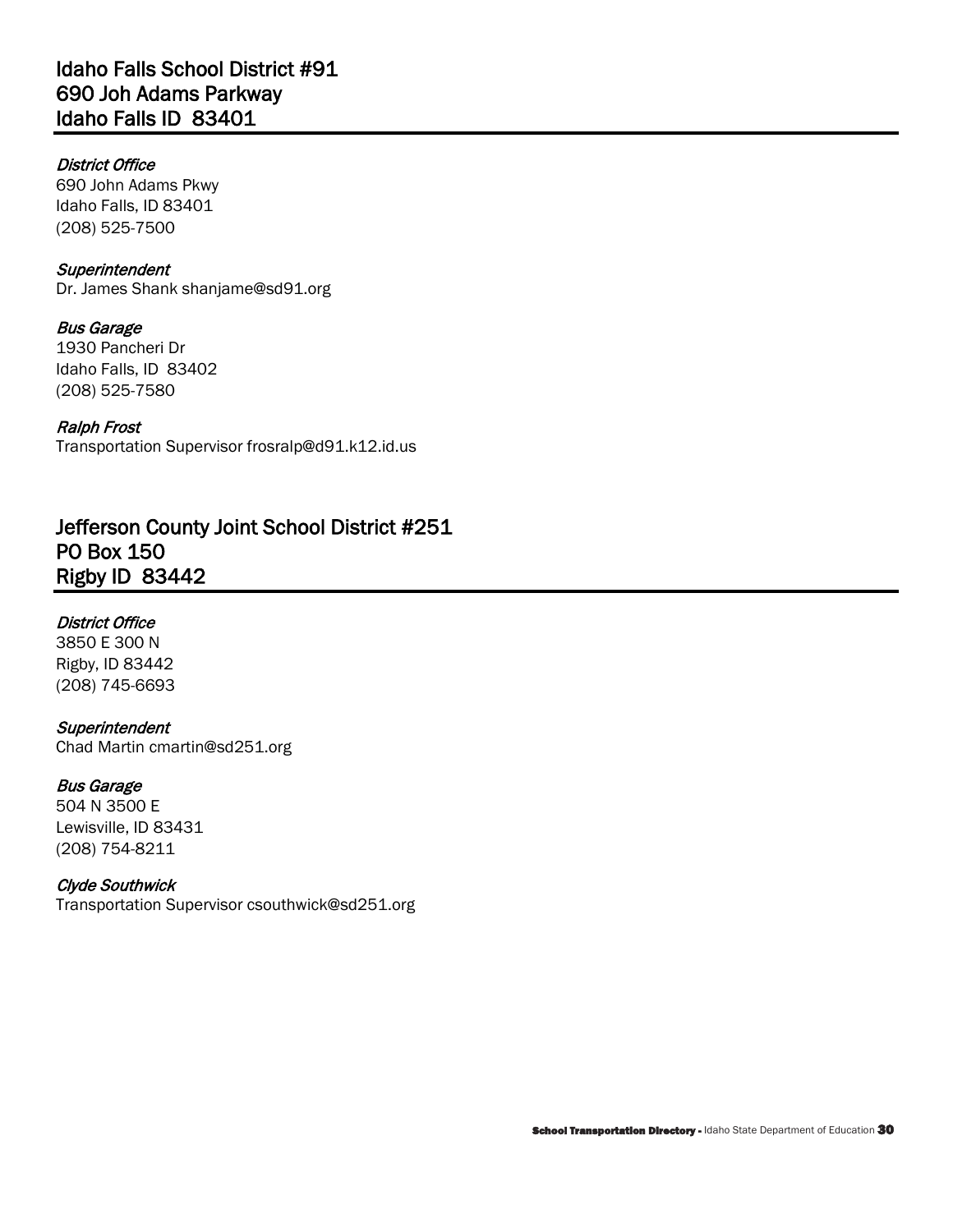## Idaho Falls School District #91
## 690 Joh Adams Parkway
## Idaho Falls ID 83401

*District Office*
690 John Adams Pkwy
Idaho Falls, ID 83401
(208) 525-7500

*Superintendent*
Dr. James Shank shanjame@sd91.org

*Bus Garage*
1930 Pancheri Dr
Idaho Falls, ID 83402
(208) 525-7580

*Ralph Frost*
Transportation Supervisor frosralp@d91.k12.id.us

## Jefferson County Joint School District #251
## PO Box 150
## Rigby ID 83442

*District Office*
3850 E 300 N
Rigby, ID 83442
(208) 745-6693

*Superintendent*
Chad Martin cmartin@sd251.org

*Bus Garage*
504 N 3500 E
Lewisville, ID 83431
(208) 754-8211

*Clyde Southwick*
Transportation Supervisor csouthwick@sd251.org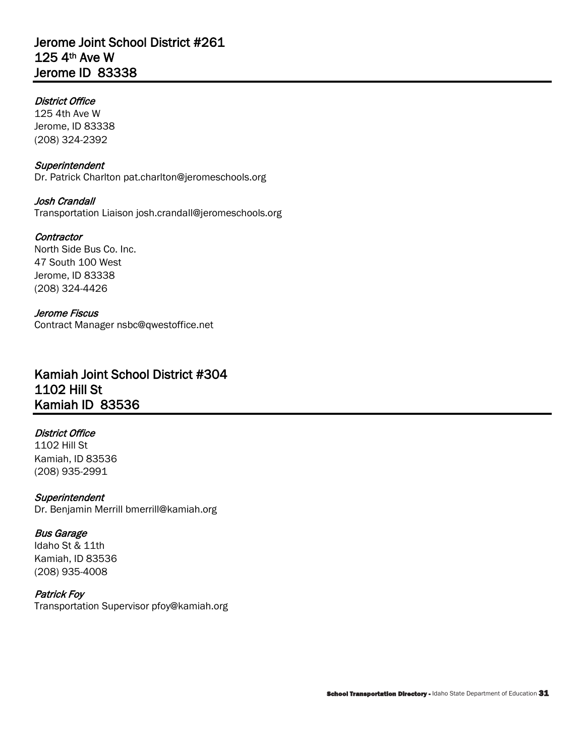## Jerome Joint School District #261
## 125 4th Ave W
## Jerome ID 83338

*District Office*
125 4th Ave W
Jerome, ID 83338
(208) 324-2392

*Superintendent*
Dr. Patrick Charlton pat.charlton@jeromeschools.org

*Josh Crandall*
Transportation Liaison josh.crandall@jeromeschools.org

*Contractor*
North Side Bus Co. Inc.
47 South 100 West
Jerome, ID 83338
(208) 324-4426

*Jerome Fiscus*
Contract Manager nsbc@qwestoffice.net

## Kamiah Joint School District #304
## 1102 Hill St
## Kamiah ID 83536

*District Office*
1102 Hill St
Kamiah, ID 83536
(208) 935-2991

*Superintendent*
Dr. Benjamin Merrill bmerrill@kamiah.org

*Bus Garage*
Idaho St & 11th
Kamiah, ID 83536
(208) 935-4008

*Patrick Foy*
Transportation Supervisor pfoy@kamiah.org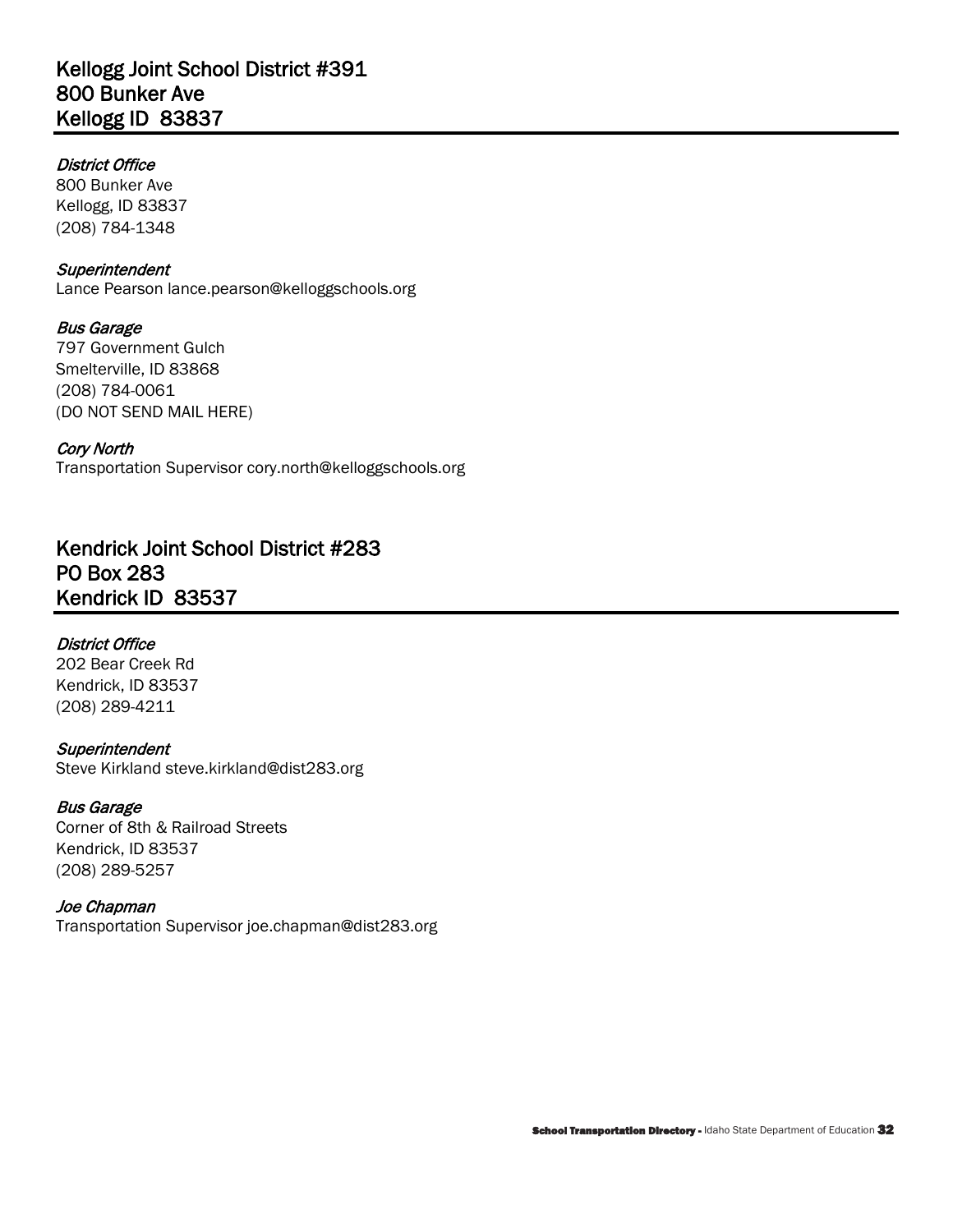## Kellogg Joint School District #391
## 800 Bunker Ave
## Kellogg ID 83837

*District Office*
800 Bunker Ave
Kellogg, ID 83837
(208) 784-1348

*Superintendent*
Lance Pearson lance.pearson@kelloggschools.org

*Bus Garage*
797 Government Gulch
Smelterville, ID 83868
(208) 784-0061
(DO NOT SEND MAIL HERE)

*Cory North*
Transportation Supervisor cory.north@kelloggschools.org

## Kendrick Joint School District #283
## PO Box 283
## Kendrick ID 83537

*District Office*
202 Bear Creek Rd
Kendrick, ID 83537
(208) 289-4211

*Superintendent*
Steve Kirkland steve.kirkland@dist283.org

*Bus Garage*
Corner of 8th & Railroad Streets
Kendrick, ID 83537
(208) 289-5257

*Joe Chapman*
Transportation Supervisor joe.chapman@dist283.org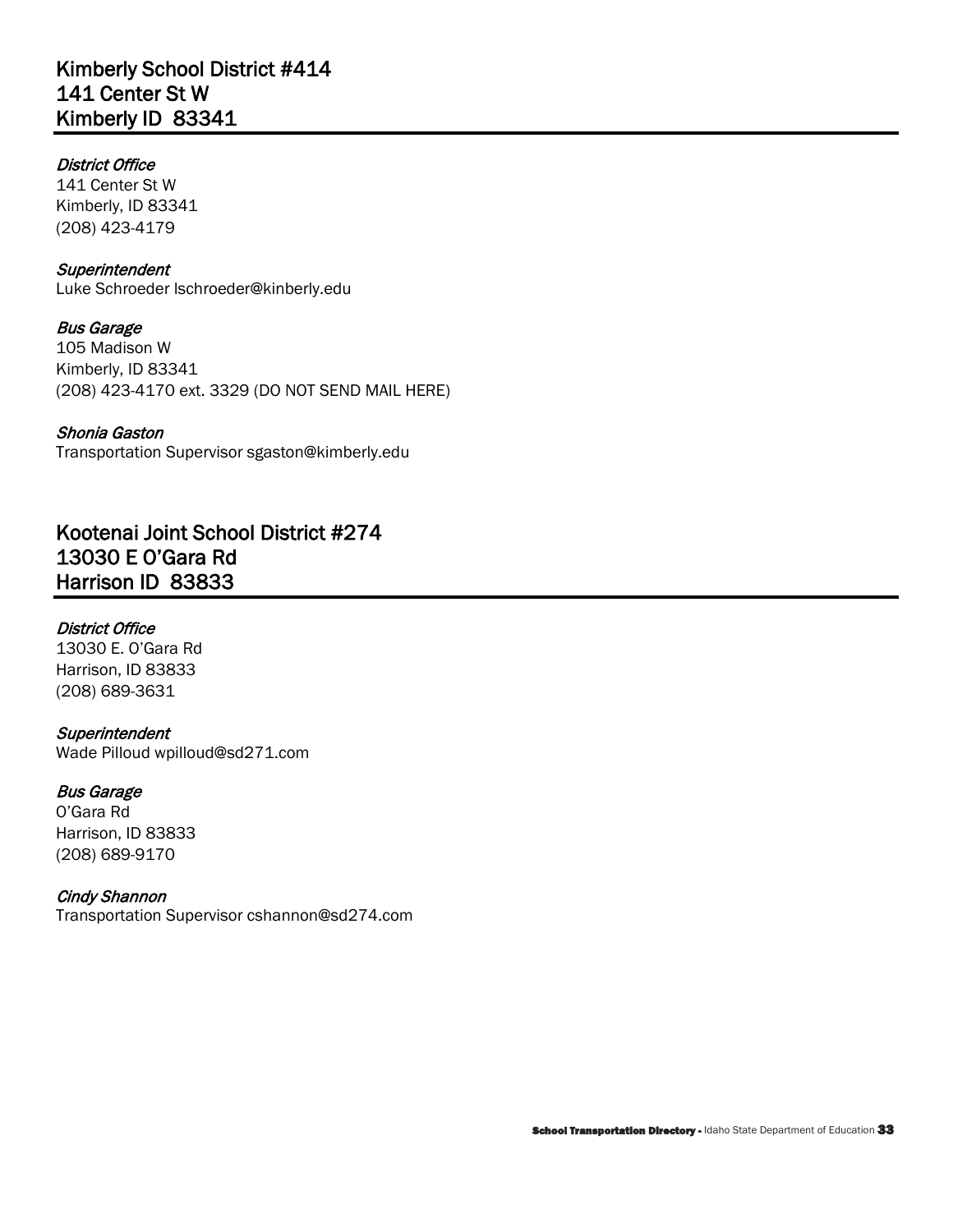## Kimberly School District #414
## 141 Center St W
## Kimberly ID  83341

*District Office*
141 Center St W
Kimberly, ID 83341
(208) 423-4179

*Superintendent*
Luke Schroeder lschroeder@kinberly.edu

*Bus Garage*
105 Madison W
Kimberly, ID 83341
(208) 423-4170 ext. 3329 (DO NOT SEND MAIL HERE)

*Shonia Gaston*
Transportation Supervisor sgaston@kimberly.edu

## Kootenai Joint School District #274
## 13030 E O'Gara Rd
## Harrison ID  83833

*District Office*
13030 E. O'Gara Rd
Harrison, ID 83833
(208) 689-3631

*Superintendent*
Wade Pilloud wpilloud@sd271.com

*Bus Garage*
O'Gara Rd
Harrison, ID 83833
(208) 689-9170

*Cindy Shannon*
Transportation Supervisor cshannon@sd274.com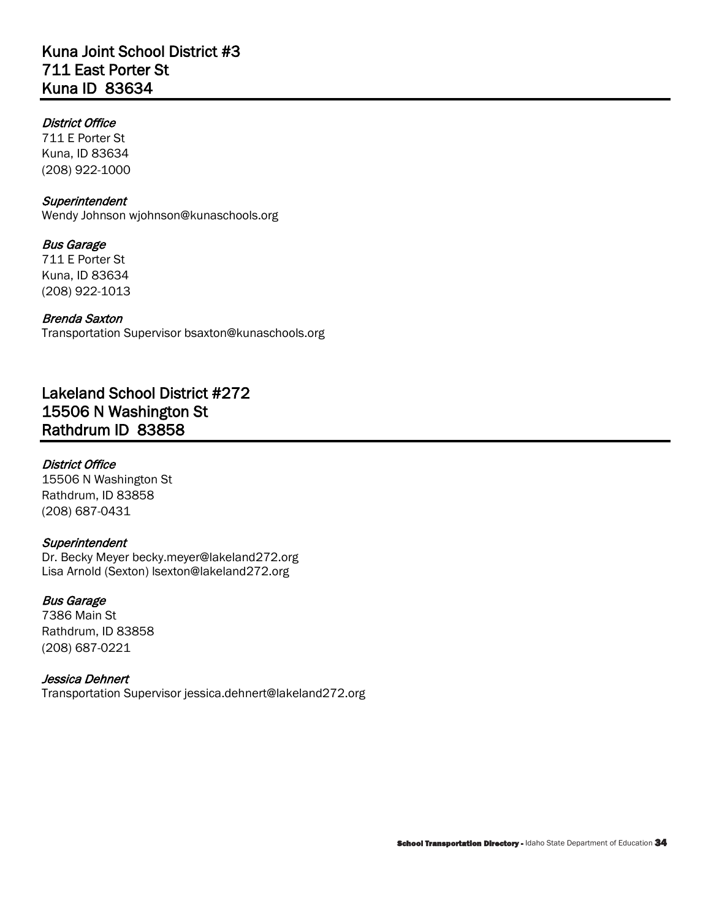## Kuna Joint School District #3
## 711 East Porter St
## Kuna ID 83634

*District Office*
711 E Porter St
Kuna, ID 83634
(208) 922-1000

*Superintendent*
Wendy Johnson wjohnson@kunaschools.org

*Bus Garage*
711 E Porter St
Kuna, ID 83634
(208) 922-1013

*Brenda Saxton*
Transportation Supervisor bsaxton@kunaschools.org

## Lakeland School District #272
## 15506 N Washington St
## Rathdrum ID 83858

*District Office*
15506 N Washington St
Rathdrum, ID 83858
(208) 687-0431

*Superintendent*
Dr. Becky Meyer becky.meyer@lakeland272.org
Lisa Arnold (Sexton) lsexton@lakeland272.org

*Bus Garage*
7386 Main St
Rathdrum, ID 83858
(208) 687-0221

*Jessica Dehnert*
Transportation Supervisor jessica.dehnert@lakeland272.org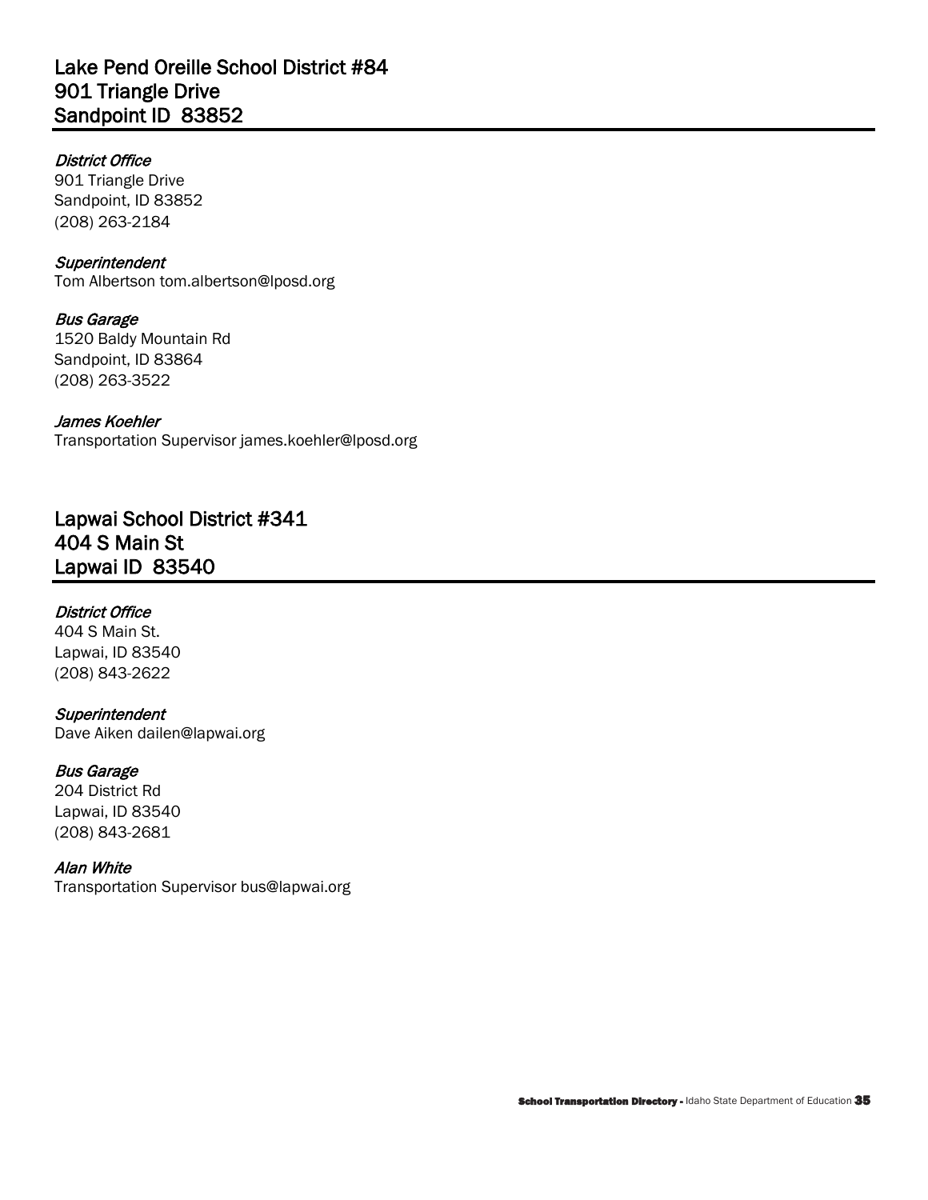## Lake Pend Oreille School District #84
## 901 Triangle Drive
## Sandpoint ID 83852

*District Office*
901 Triangle Drive
Sandpoint, ID 83852
(208) 263-2184

*Superintendent*
Tom Albertson tom.albertson@lposd.org

*Bus Garage*
1520 Baldy Mountain Rd
Sandpoint, ID 83864
(208) 263-3522

*James Koehler*
Transportation Supervisor james.koehler@lposd.org

## Lapwai School District #341
## 404 S Main St
## Lapwai ID 83540

*District Office*
404 S Main St.
Lapwai, ID 83540
(208) 843-2622

*Superintendent*
Dave Aiken dailen@lapwai.org

*Bus Garage*
204 District Rd
Lapwai, ID 83540
(208) 843-2681

*Alan White*
Transportation Supervisor bus@lapwai.org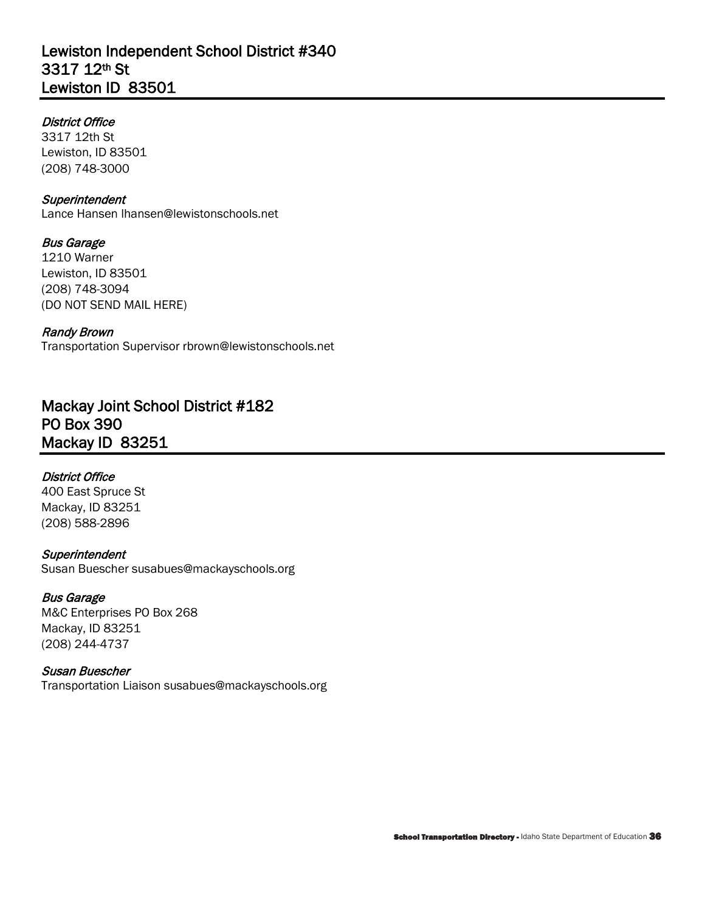## Lewiston Independent School District #340
## 3317 12th St
## Lewiston ID 83501

*District Office*
3317 12th St
Lewiston, ID 83501
(208) 748-3000

*Superintendent*
Lance Hansen lhansen@lewistonschools.net

*Bus Garage*
1210 Warner
Lewiston, ID 83501
(208) 748-3094
(DO NOT SEND MAIL HERE)

*Randy Brown*
Transportation Supervisor rbrown@lewistonschools.net

## Mackay Joint School District #182
## PO Box 390
## Mackay ID 83251

*District Office*
400 East Spruce St
Mackay, ID 83251
(208) 588-2896

*Superintendent*
Susan Buescher susabues@mackayschools.org

*Bus Garage*
M&C Enterprises PO Box 268
Mackay, ID 83251
(208) 244-4737

*Susan Buescher*
Transportation Liaison susabues@mackayschools.org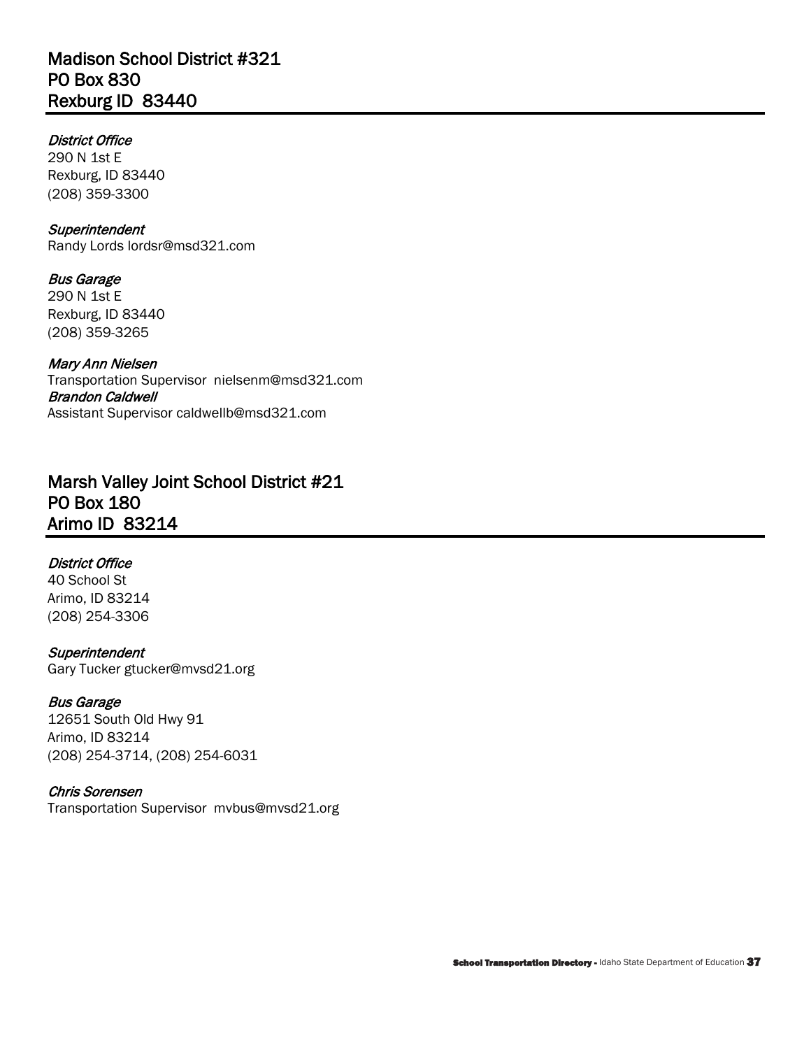## Madison School District #321
## PO Box 830
## Rexburg ID 83440

*District Office*
290 N 1st E
Rexburg, ID 83440
(208) 359-3300

*Superintendent*
Randy Lords lordsr@msd321.com

*Bus Garage*
290 N 1st E
Rexburg, ID 83440
(208) 359-3265

*Mary Ann Nielsen*
Transportation Supervisor nielsenm@msd321.com
*Brandon Caldwell*
Assistant Supervisor caldwellb@msd321.com

## Marsh Valley Joint School District #21
## PO Box 180
## Arimo ID 83214

*District Office*
40 School St
Arimo, ID 83214
(208) 254-3306

*Superintendent*
Gary Tucker gtucker@mvsd21.org

*Bus Garage*
12651 South Old Hwy 91
Arimo, ID 83214
(208) 254-3714, (208) 254-6031

*Chris Sorensen*
Transportation Supervisor mvbus@mvsd21.org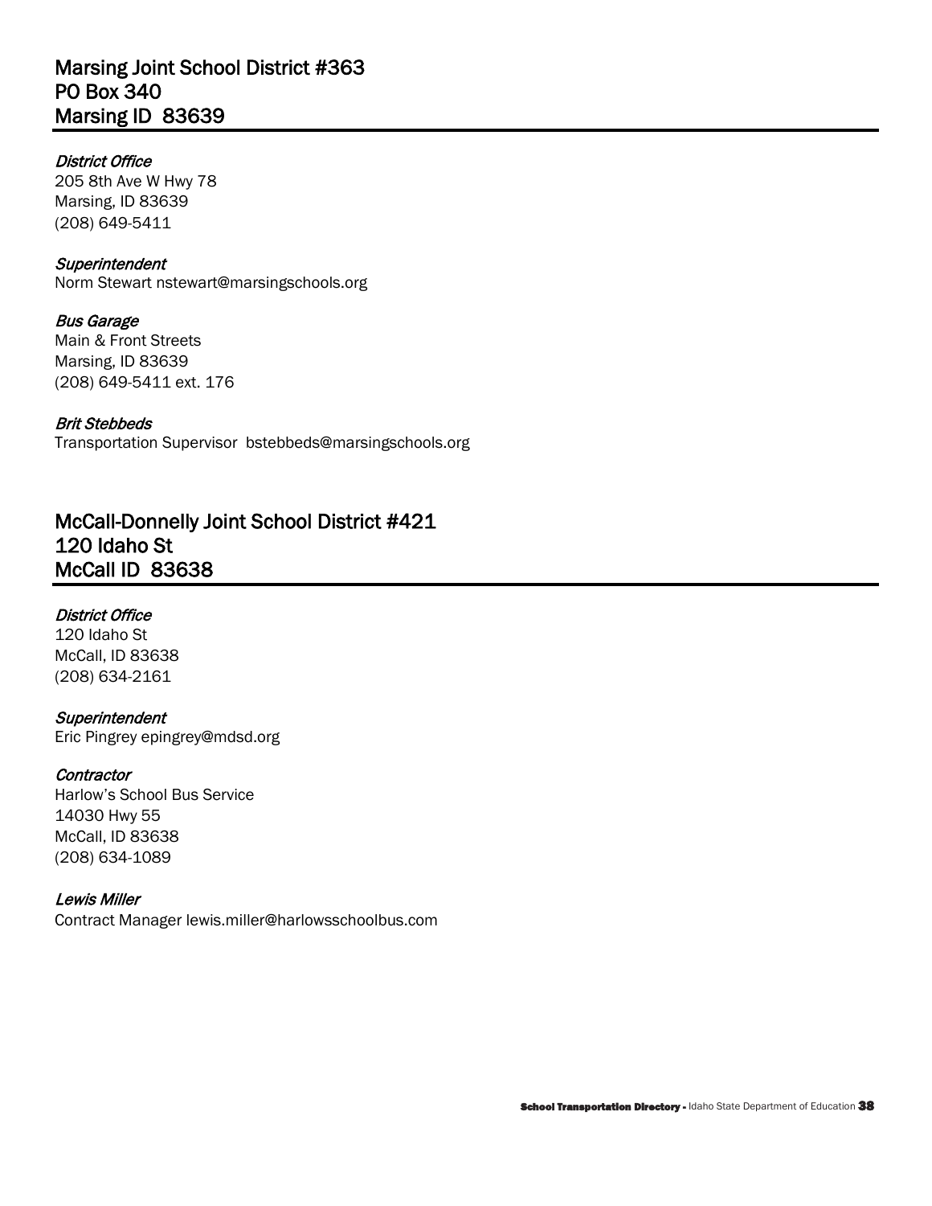## Marsing Joint School District #363
## PO Box 340
## Marsing ID 83639

*District Office*
205 8th Ave W Hwy 78
Marsing, ID 83639
(208) 649-5411

*Superintendent*
Norm Stewart nstewart@marsingschools.org

*Bus Garage*
Main & Front Streets
Marsing, ID 83639
(208) 649-5411 ext. 176

*Brit Stebbeds*
Transportation Supervisor bstebbeds@marsingschools.org

## McCall-Donnelly Joint School District #421
## 120 Idaho St
## McCall ID 83638

*District Office*
120 Idaho St
McCall, ID 83638
(208) 634-2161

*Superintendent*
Eric Pingrey epingrey@mdsd.org

*Contractor*
Harlow's School Bus Service
14030 Hwy 55
McCall, ID 83638
(208) 634-1089

*Lewis Miller*
Contract Manager lewis.miller@harlowsschoolbus.com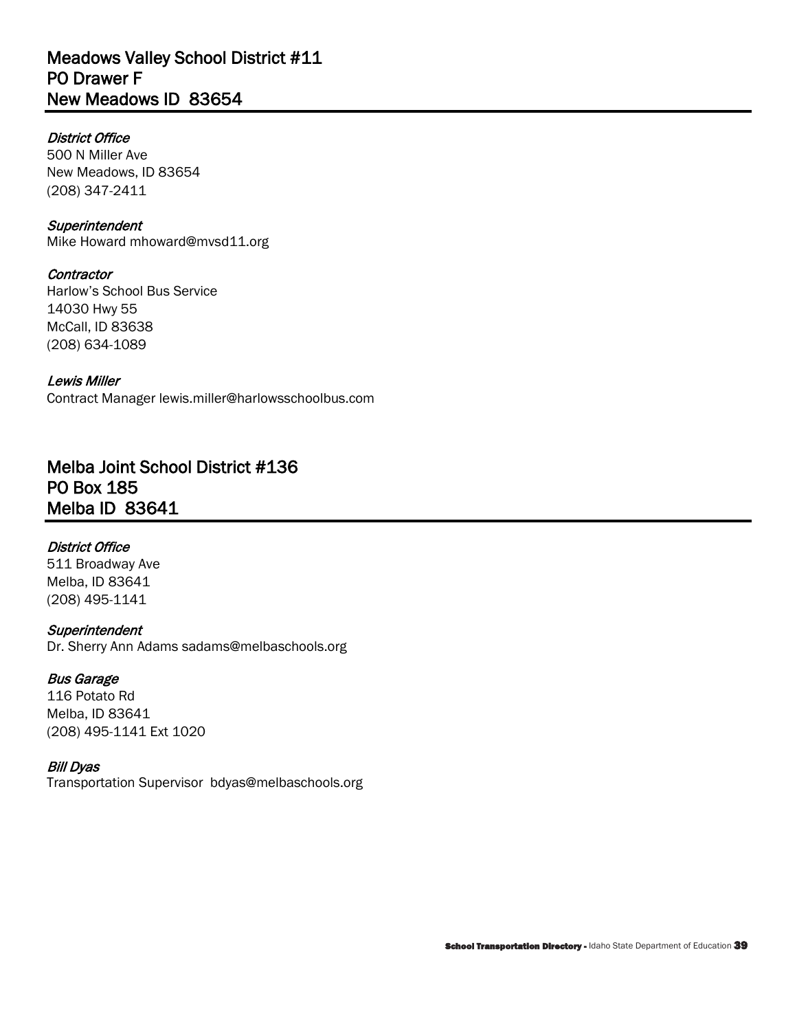## Meadows Valley School District #11
## PO Drawer F
## New Meadows ID 83654

*District Office*
500 N Miller Ave
New Meadows, ID 83654
(208) 347-2411

*Superintendent*
Mike Howard mhoward@mvsd11.org

*Contractor*
Harlow's School Bus Service
14030 Hwy 55
McCall, ID 83638
(208) 634-1089

*Lewis Miller*
Contract Manager lewis.miller@harlowsschoolbus.com

## Melba Joint School District #136
## PO Box 185
## Melba ID 83641

*District Office*
511 Broadway Ave
Melba, ID 83641
(208) 495-1141

*Superintendent*
Dr. Sherry Ann Adams sadams@melbaschools.org

*Bus Garage*
116 Potato Rd
Melba, ID 83641
(208) 495-1141 Ext 1020

*Bill Dyas*
Transportation Supervisor bdyas@melbaschools.org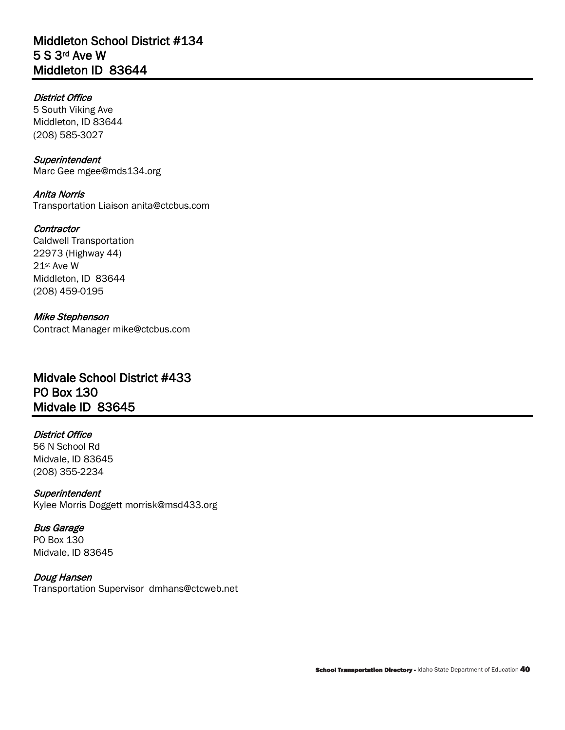## Middleton School District #134
## 5 S 3rd Ave W
## Middleton ID 83644

*District Office*
5 South Viking Ave
Middleton, ID 83644
(208) 585-3027

*Superintendent*
Marc Gee mgee@mds134.org

*Anita Norris*
Transportation Liaison anita@ctcbus.com

*Contractor*
Caldwell Transportation
22973 (Highway 44)
21st Ave W
Middleton, ID 83644
(208) 459-0195

*Mike Stephenson*
Contract Manager mike@ctcbus.com

## Midvale School District #433
## PO Box 130
## Midvale ID 83645

*District Office*
56 N School Rd
Midvale, ID 83645
(208) 355-2234

*Superintendent*
Kylee Morris Doggett morrisk@msd433.org

*Bus Garage*
PO Box 130
Midvale, ID 83645

*Doug Hansen*
Transportation Supervisor dmhans@ctcweb.net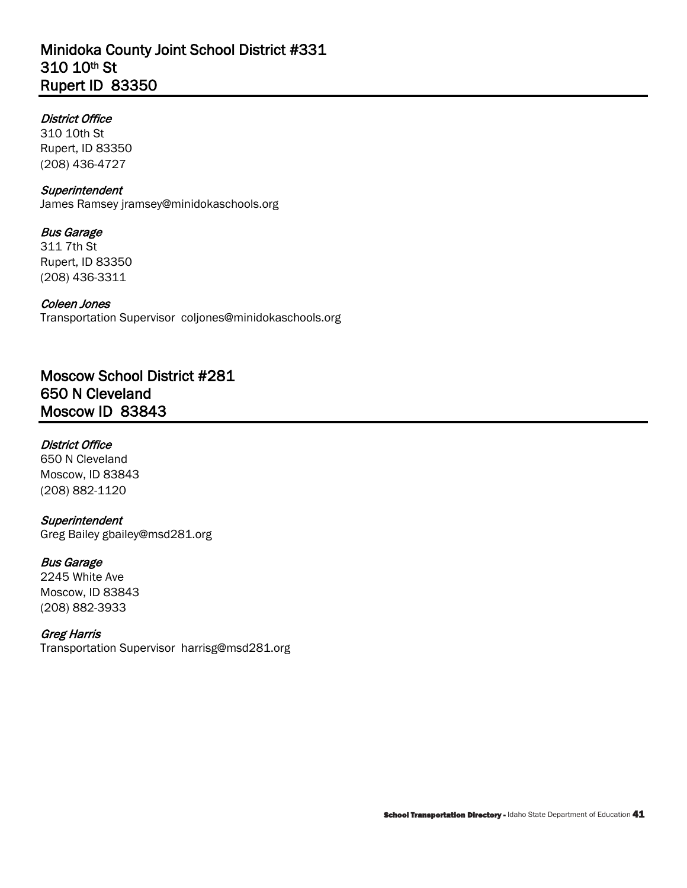## Minidoka County Joint School District #331
## 310 10th St
## Rupert ID 83350

*District Office*
310 10th St
Rupert, ID 83350
(208) 436-4727

*Superintendent*
James Ramsey jramsey@minidokaschools.org

*Bus Garage*
311 7th St
Rupert, ID 83350
(208) 436-3311

*Coleen Jones*
Transportation Supervisor coljones@minidokaschools.org

## Moscow School District #281
## 650 N Cleveland
## Moscow ID 83843

*District Office*
650 N Cleveland
Moscow, ID 83843
(208) 882-1120

*Superintendent*
Greg Bailey gbailey@msd281.org

*Bus Garage*
2245 White Ave
Moscow, ID 83843
(208) 882-3933

*Greg Harris*
Transportation Supervisor harrisg@msd281.org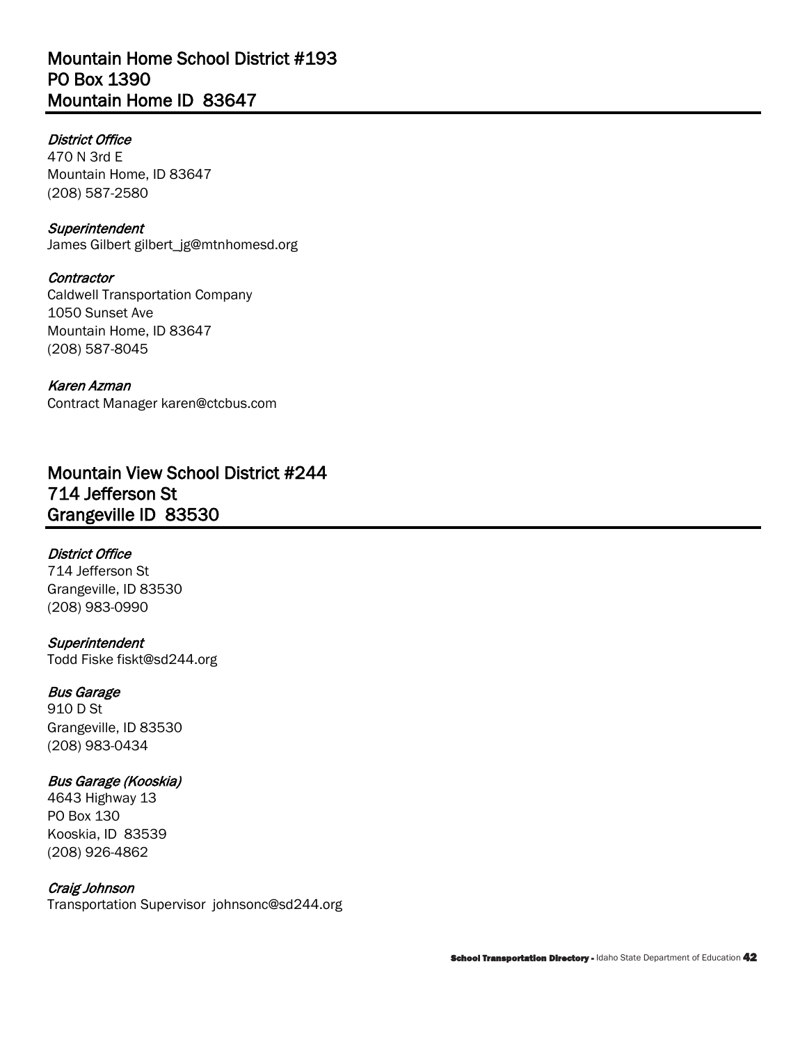## Mountain Home School District #193
## PO Box 1390
## Mountain Home ID 83647

*District Office*
470 N 3rd E
Mountain Home, ID 83647
(208) 587-2580

*Superintendent*
James Gilbert gilbert_jg@mtnhomesd.org

*Contractor*
Caldwell Transportation Company
1050 Sunset Ave
Mountain Home, ID 83647
(208) 587-8045

*Karen Azman*
Contract Manager karen@ctcbus.com

## Mountain View School District #244
## 714 Jefferson St
## Grangeville ID 83530

*District Office*
714 Jefferson St
Grangeville, ID 83530
(208) 983-0990

*Superintendent*
Todd Fiske fiskt@sd244.org

*Bus Garage*
910 D St
Grangeville, ID 83530
(208) 983-0434

*Bus Garage (Kooskia)*
4643 Highway 13
PO Box 130
Kooskia, ID 83539
(208) 926-4862

*Craig Johnson*
Transportation Supervisor johnsonc@sd244.org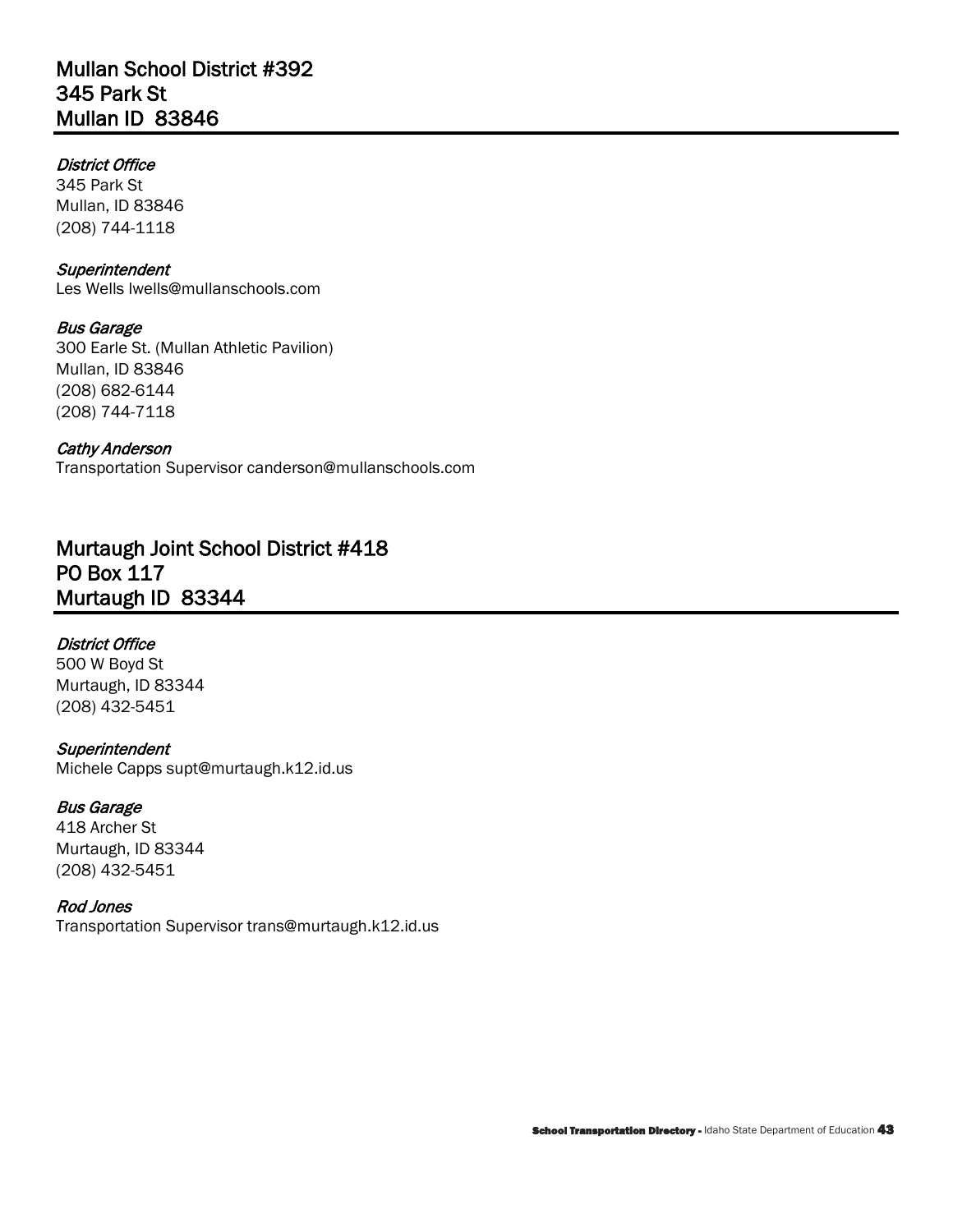## Mullan School District #392
## 345 Park St
## Mullan ID 83846

*District Office*
345 Park St
Mullan, ID 83846
(208) 744-1118

*Superintendent*
Les Wells lwells@mullanschools.com

*Bus Garage*
300 Earle St. (Mullan Athletic Pavilion)
Mullan, ID 83846
(208) 682-6144
(208) 744-7118

*Cathy Anderson*
Transportation Supervisor canderson@mullanschools.com

## Murtaugh Joint School District #418
## PO Box 117
## Murtaugh ID 83344

*District Office*
500 W Boyd St
Murtaugh, ID 83344
(208) 432-5451

*Superintendent*
Michele Capps supt@murtaugh.k12.id.us

*Bus Garage*
418 Archer St
Murtaugh, ID 83344
(208) 432-5451

*Rod Jones*
Transportation Supervisor trans@murtaugh.k12.id.us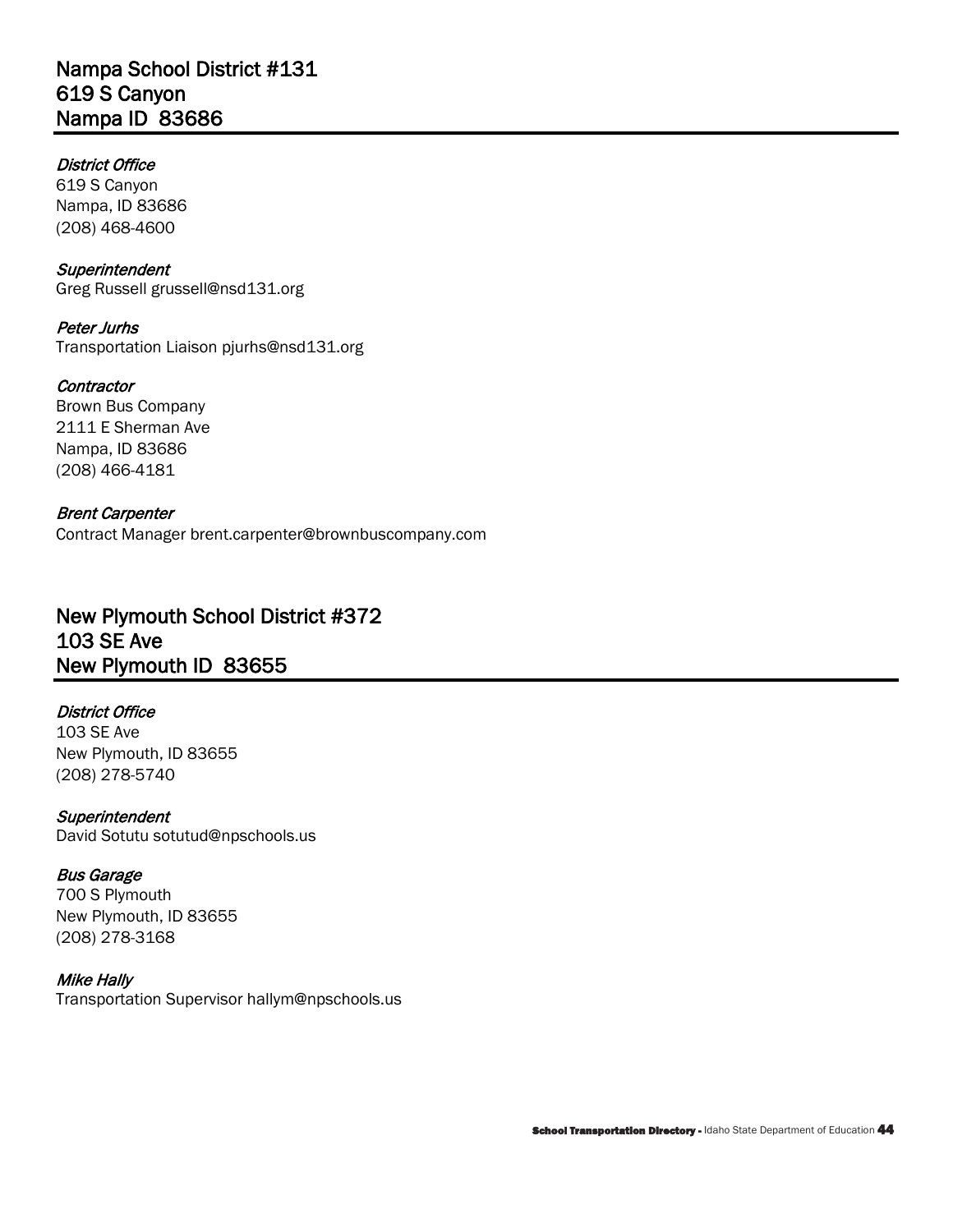## Nampa School District #131
## 619 S Canyon
## Nampa ID 83686

*District Office*
619 S Canyon
Nampa, ID 83686
(208) 468-4600

*Superintendent*
Greg Russell grussell@nsd131.org

*Peter Jurhs*
Transportation Liaison pjurhs@nsd131.org

*Contractor*
Brown Bus Company
2111 E Sherman Ave
Nampa, ID 83686
(208) 466-4181

*Brent Carpenter*
Contract Manager brent.carpenter@brownbuscompany.com

## New Plymouth School District #372
## 103 SE Ave
## New Plymouth ID 83655

*District Office*
103 SE Ave
New Plymouth, ID 83655
(208) 278-5740

*Superintendent*
David Sotutu sotutud@npschools.us

*Bus Garage*
700 S Plymouth
New Plymouth, ID 83655
(208) 278-3168

*Mike Hally*
Transportation Supervisor hallym@npschools.us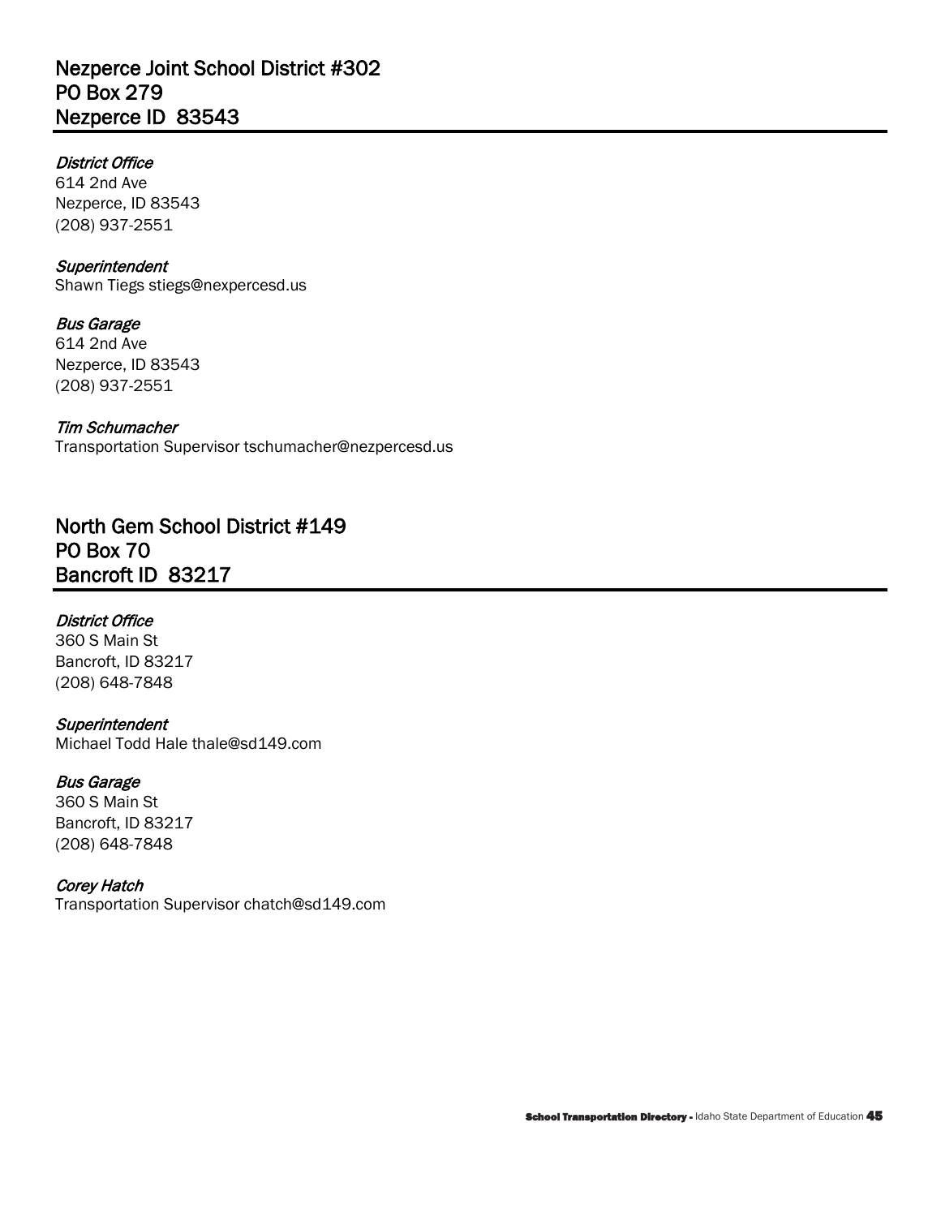## Nezperce Joint School District #302
## PO Box 279
## Nezperce ID 83543

*District Office*
614 2nd Ave
Nezperce, ID 83543
(208) 937-2551

*Superintendent*
Shawn Tiegs stiegs@nexpercesd.us

*Bus Garage*
614 2nd Ave
Nezperce, ID 83543
(208) 937-2551

*Tim Schumacher*
Transportation Supervisor tschumacher@nezpercesd.us

## North Gem School District #149
## PO Box 70
## Bancroft ID 83217

*District Office*
360 S Main St
Bancroft, ID 83217
(208) 648-7848

*Superintendent*
Michael Todd Hale thale@sd149.com

*Bus Garage*
360 S Main St
Bancroft, ID 83217
(208) 648-7848

*Corey Hatch*
Transportation Supervisor chatch@sd149.com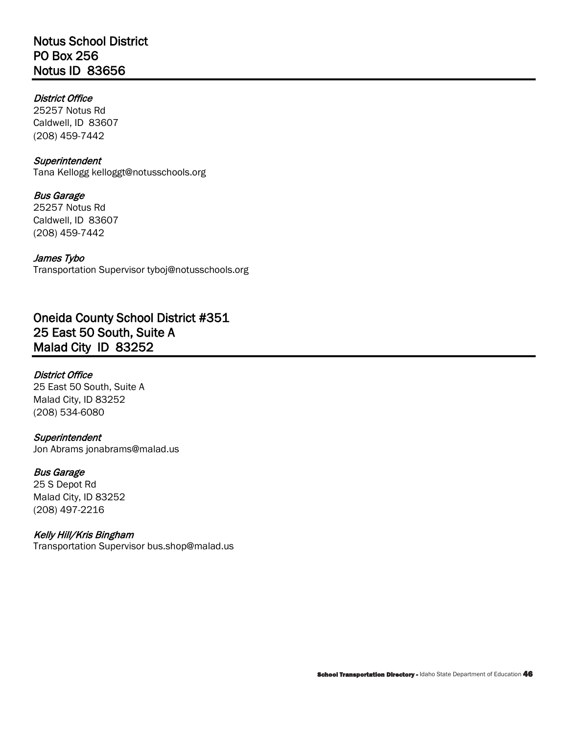## Notus School District
## PO Box 256
## Notus ID 83656

*District Office*
25257 Notus Rd
Caldwell, ID 83607
(208) 459-7442

*Superintendent*
Tana Kellogg kelloggt@notusschools.org

*Bus Garage*
25257 Notus Rd
Caldwell, ID 83607
(208) 459-7442

*James Tybo*
Transportation Supervisor tyboj@notusschools.org

## Oneida County School District #351
## 25 East 50 South, Suite A
## Malad City ID 83252

*District Office*
25 East 50 South, Suite A
Malad City, ID 83252
(208) 534-6080

*Superintendent*
Jon Abrams jonabrams@malad.us

*Bus Garage*
25 S Depot Rd
Malad City, ID 83252
(208) 497-2216

*Kelly Hill/Kris Bingham*
Transportation Supervisor bus.shop@malad.us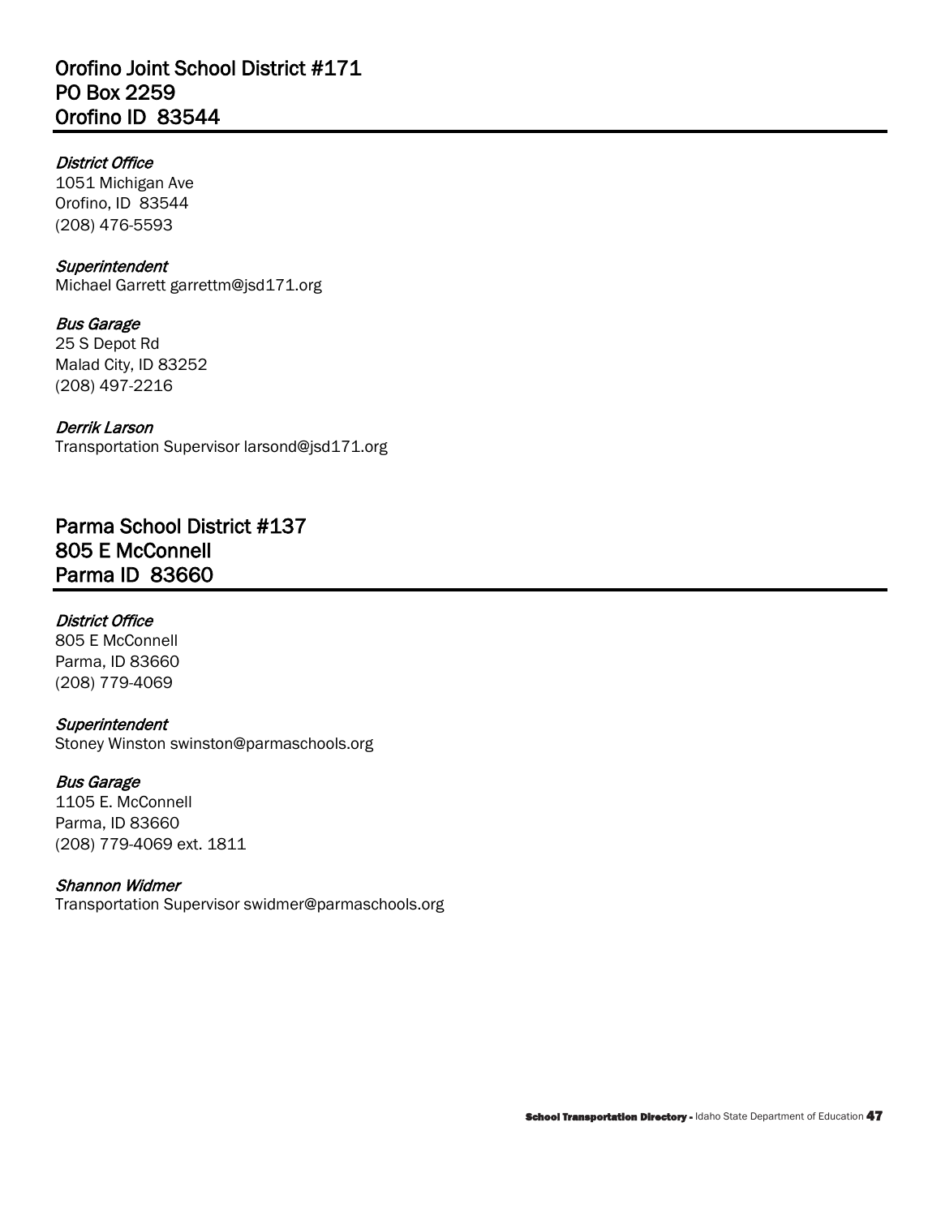## Orofino Joint School District #171
## PO Box 2259
## Orofino ID 83544

*District Office*
1051 Michigan Ave
Orofino, ID 83544
(208) 476-5593

*Superintendent*
Michael Garrett garrettm@jsd171.org

*Bus Garage*
25 S Depot Rd
Malad City, ID 83252
(208) 497-2216

*Derrik Larson*
Transportation Supervisor larsond@jsd171.org

## Parma School District #137
## 805 E McConnell
## Parma ID 83660

*District Office*
805 E McConnell
Parma, ID 83660
(208) 779-4069

*Superintendent*
Stoney Winston swinston@parmaschools.org

*Bus Garage*
1105 E. McConnell
Parma, ID 83660
(208) 779-4069 ext. 1811

*Shannon Widmer*
Transportation Supervisor swidmer@parmaschools.org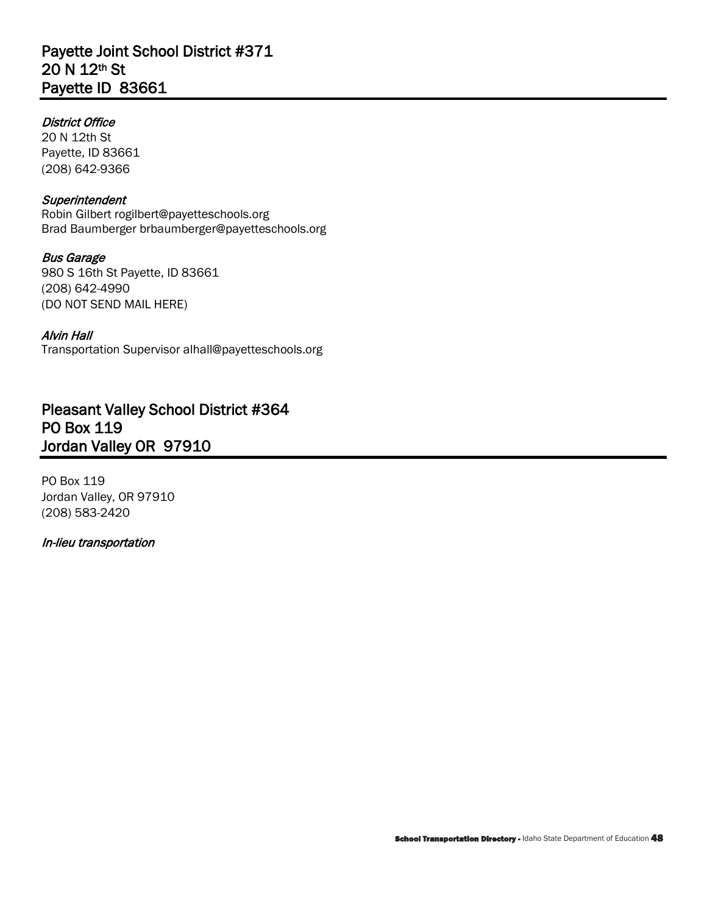## Payette Joint School District #371
## 20 N 12th St
## Payette ID 83661

*District Office*
20 N 12th St
Payette, ID 83661
(208) 642-9366

*Superintendent*
Robin Gilbert rogilbert@payetteschools.org
Brad Baumberger brbaumberger@payetteschools.org

*Bus Garage*
980 S 16th St Payette, ID 83661
(208) 642-4990
(DO NOT SEND MAIL HERE)

*Alvin Hall*
Transportation Supervisor alhall@payetteschools.org

## Pleasant Valley School District #364
## PO Box 119
## Jordan Valley OR 97910

PO Box 119
Jordan Valley, OR 97910
(208) 583-2420

*In-lieu transportation*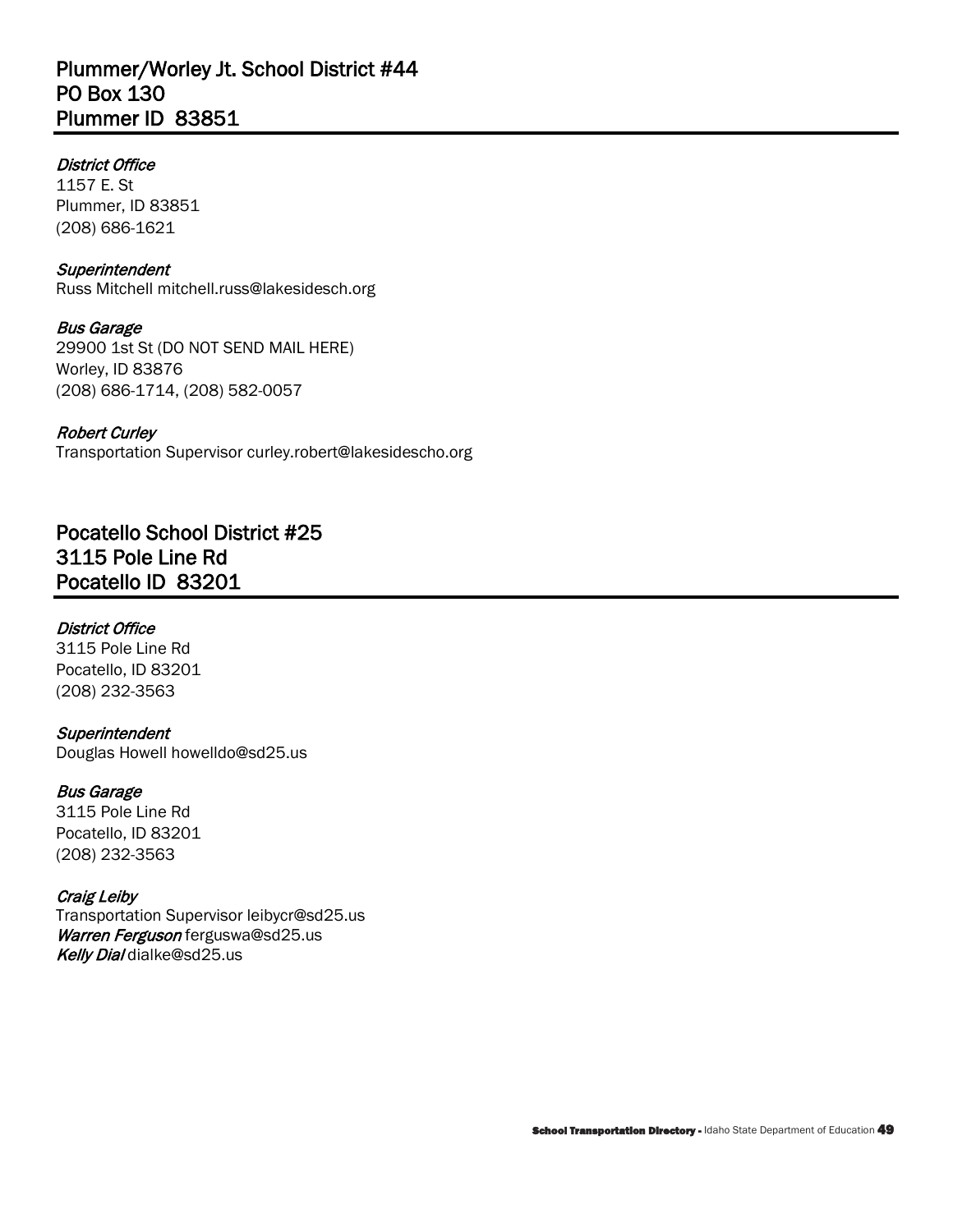## Plummer/Worley Jt. School District #44
## PO Box 130
## Plummer ID 83851

*District Office*
1157 E. St
Plummer, ID 83851
(208) 686-1621

*Superintendent*
Russ Mitchell mitchell.russ@lakesidesch.org

*Bus Garage*
29900 1st St (DO NOT SEND MAIL HERE)
Worley, ID 83876
(208) 686-1714, (208) 582-0057

*Robert Curley*
Transportation Supervisor curley.robert@lakesidescho.org

## Pocatello School District #25
## 3115 Pole Line Rd
## Pocatello ID 83201

*District Office*
3115 Pole Line Rd
Pocatello, ID 83201
(208) 232-3563

*Superintendent*
Douglas Howell howelldo@sd25.us

*Bus Garage*
3115 Pole Line Rd
Pocatello, ID 83201
(208) 232-3563

*Craig Leiby*
Transportation Supervisor leibycr@sd25.us
***Warren Ferguson*** ferguswa@sd25.us
***Kelly Dial*** dialke@sd25.us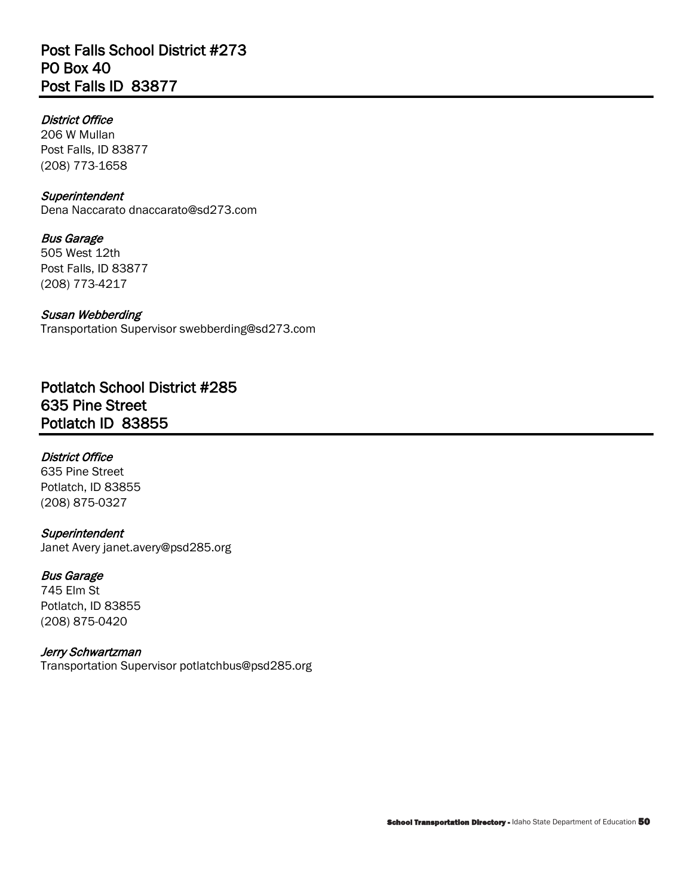## Post Falls School District #273
## PO Box 40
## Post Falls ID 83877

*District Office*
206 W Mullan
Post Falls, ID 83877
(208) 773-1658

*Superintendent*
Dena Naccarato dnaccarato@sd273.com

*Bus Garage*
505 West 12th
Post Falls, ID 83877
(208) 773-4217

*Susan Webberding*
Transportation Supervisor swebberding@sd273.com

## Potlatch School District #285
## 635 Pine Street
## Potlatch ID 83855

*District Office*
635 Pine Street
Potlatch, ID 83855
(208) 875-0327

*Superintendent*
Janet Avery janet.avery@psd285.org

*Bus Garage*
745 Elm St
Potlatch, ID 83855
(208) 875-0420

*Jerry Schwartzman*
Transportation Supervisor potlatchbus@psd285.org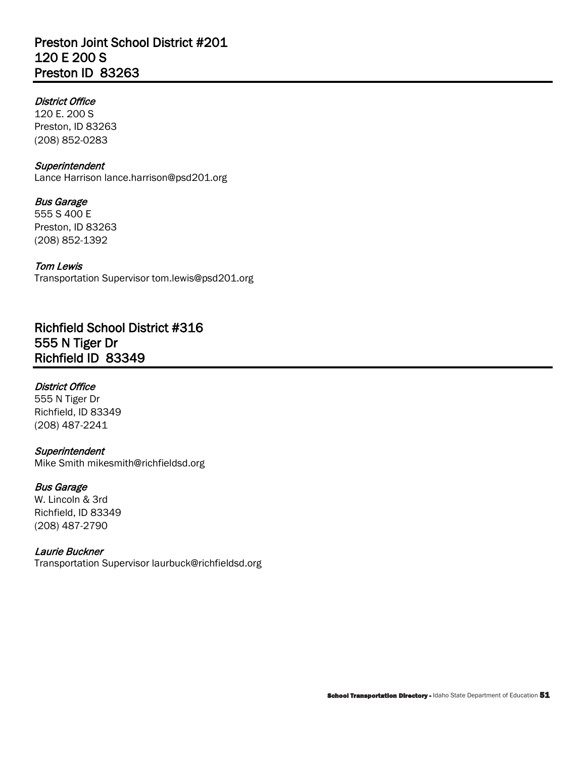## Preston Joint School District #201
## 120 E 200 S
## Preston ID 83263

*District Office*
120 E. 200 S
Preston, ID 83263
(208) 852-0283

*Superintendent*
Lance Harrison lance.harrison@psd201.org

*Bus Garage*
555 S 400 E
Preston, ID 83263
(208) 852-1392

*Tom Lewis*
Transportation Supervisor tom.lewis@psd201.org

## Richfield School District #316
## 555 N Tiger Dr
## Richfield ID 83349

*District Office*
555 N Tiger Dr
Richfield, ID 83349
(208) 487-2241

*Superintendent*
Mike Smith mikesmith@richfieldsd.org

*Bus Garage*
W. Lincoln & 3rd
Richfield, ID 83349
(208) 487-2790

*Laurie Buckner*
Transportation Supervisor laurbuck@richfieldsd.org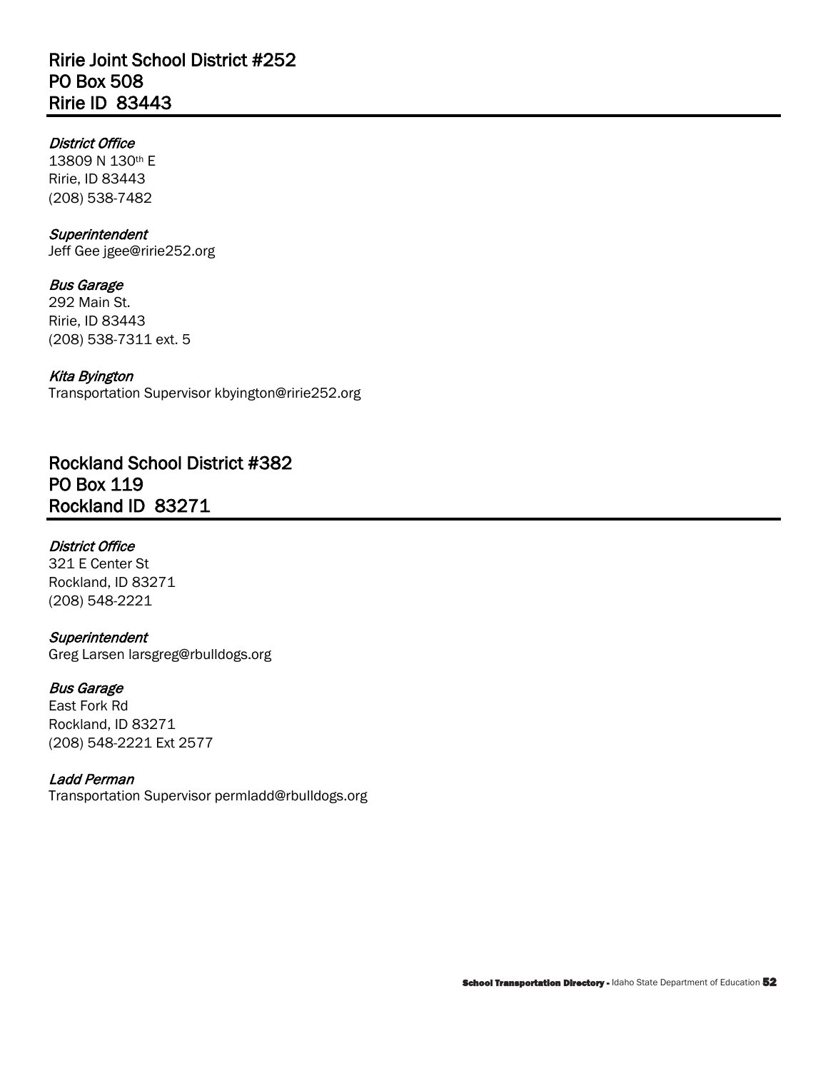## Ririe Joint School District #252
## PO Box 508
## Ririe ID 83443

*District Office*
13809 N 130th E
Ririe, ID 83443
(208) 538-7482

*Superintendent*
Jeff Gee jgee@ririe252.org

*Bus Garage*
292 Main St.
Ririe, ID 83443
(208) 538-7311 ext. 5

*Kita Byington*
Transportation Supervisor kbyington@ririe252.org

## Rockland School District #382
## PO Box 119
## Rockland ID 83271

*District Office*
321 E Center St
Rockland, ID 83271
(208) 548-2221

*Superintendent*
Greg Larsen larsgreg@rbulldogs.org

*Bus Garage*
East Fork Rd
Rockland, ID 83271
(208) 548-2221 Ext 2577

*Ladd Perman*
Transportation Supervisor permladd@rbulldogs.org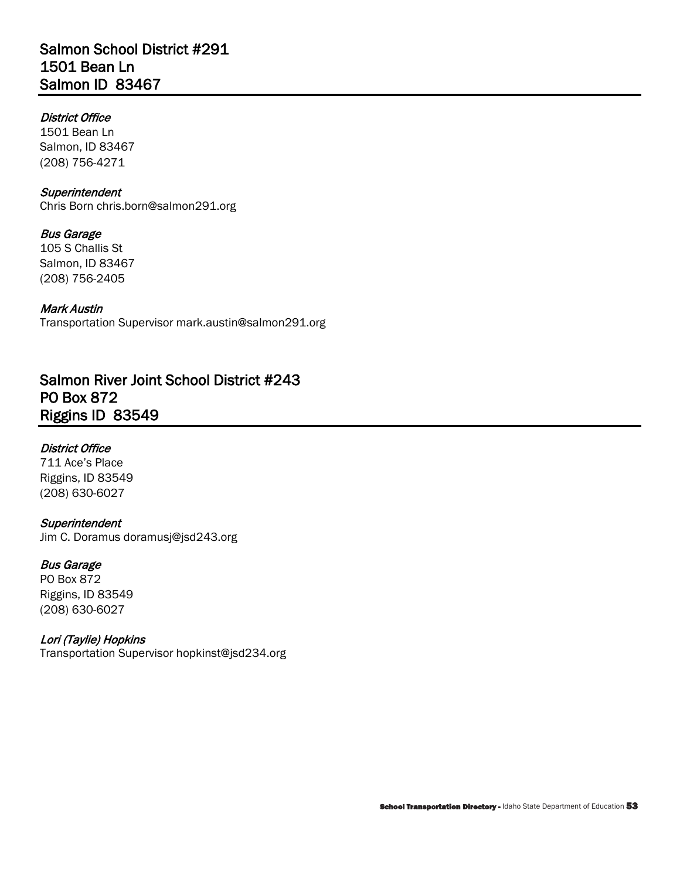## Salmon School District #291
## 1501 Bean Ln
## Salmon ID 83467

*District Office*
1501 Bean Ln
Salmon, ID 83467
(208) 756-4271

*Superintendent*
Chris Born chris.born@salmon291.org

*Bus Garage*
105 S Challis St
Salmon, ID 83467
(208) 756-2405

*Mark Austin*
Transportation Supervisor mark.austin@salmon291.org

## Salmon River Joint School District #243
## PO Box 872
## Riggins ID 83549

*District Office*
711 Ace's Place
Riggins, ID 83549
(208) 630-6027

*Superintendent*
Jim C. Doramus doramusj@jsd243.org

*Bus Garage*
PO Box 872
Riggins, ID 83549
(208) 630-6027

*Lori (Taylie) Hopkins*
Transportation Supervisor hopkinst@jsd234.org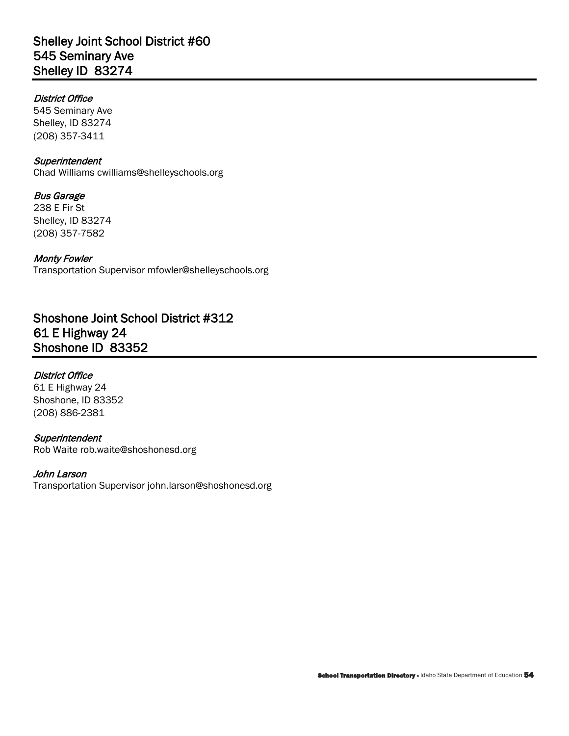## Shelley Joint School District #60
## 545 Seminary Ave
## Shelley ID 83274

*District Office*
545 Seminary Ave
Shelley, ID 83274
(208) 357-3411

*Superintendent*
Chad Williams cwilliams@shelleyschools.org

*Bus Garage*
238 E Fir St
Shelley, ID 83274
(208) 357-7582

*Monty Fowler*
Transportation Supervisor mfowler@shelleyschools.org

## Shoshone Joint School District #312
## 61 E Highway 24
## Shoshone ID 83352

*District Office*
61 E Highway 24
Shoshone, ID 83352
(208) 886-2381

*Superintendent*
Rob Waite rob.waite@shoshonesd.org

*John Larson*
Transportation Supervisor john.larson@shoshonesd.org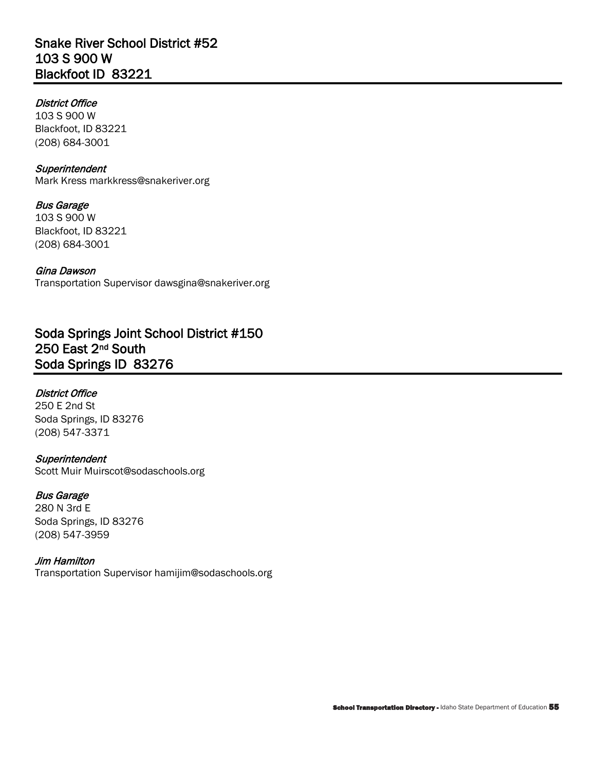## Snake River School District #52
## 103 S 900 W
## Blackfoot ID 83221

*District Office*
103 S 900 W
Blackfoot, ID 83221
(208) 684-3001

*Superintendent*
Mark Kress markkress@snakeriver.org

*Bus Garage*
103 S 900 W
Blackfoot, ID 83221
(208) 684-3001

*Gina Dawson*
Transportation Supervisor dawsgina@snakeriver.org

## Soda Springs Joint School District #150
## 250 East 2nd South
## Soda Springs ID 83276

*District Office*
250 E 2nd St
Soda Springs, ID 83276
(208) 547-3371

*Superintendent*
Scott Muir Muirscot@sodaschools.org

*Bus Garage*
280 N 3rd E
Soda Springs, ID 83276
(208) 547-3959

*Jim Hamilton*
Transportation Supervisor hamijim@sodaschools.org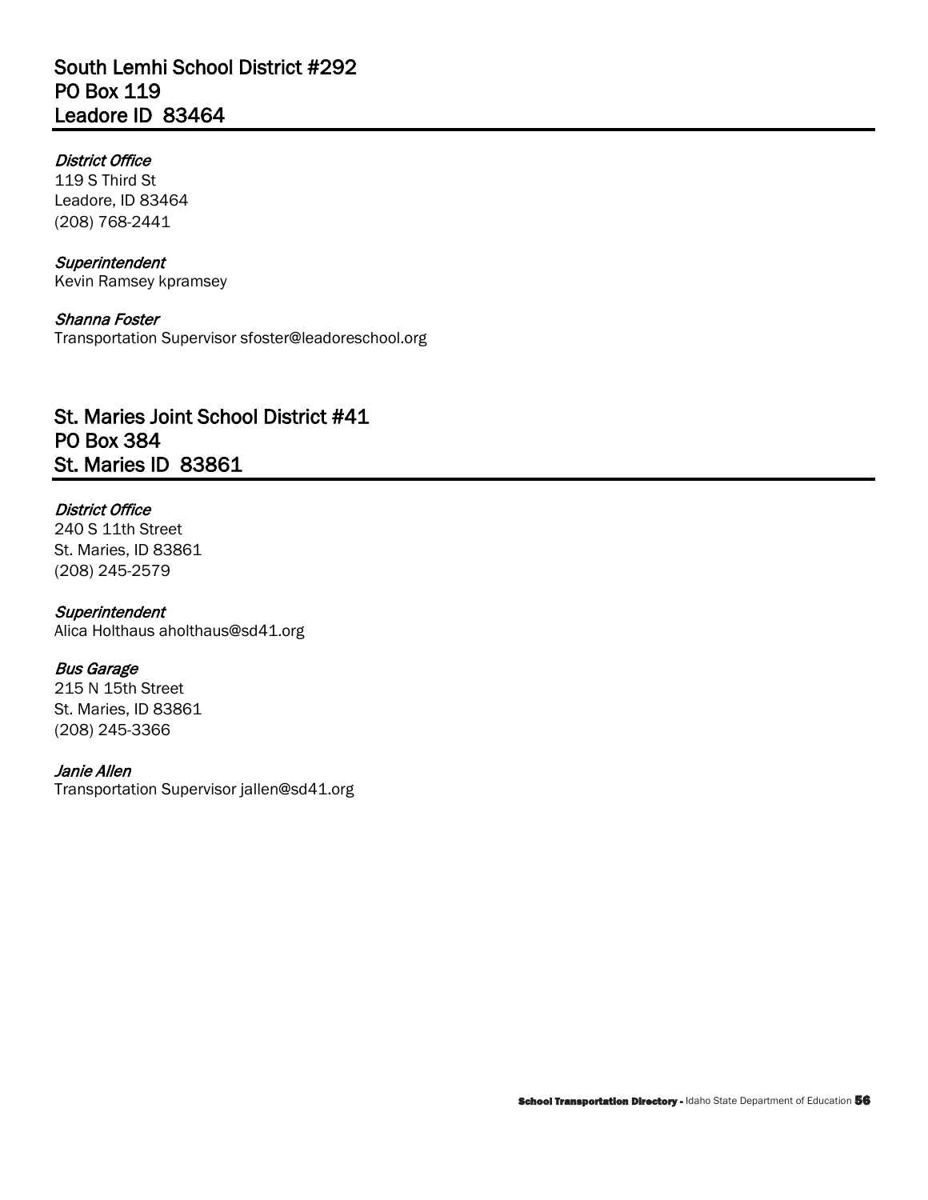## South Lemhi School District #292
## PO Box 119
## Leadore ID 83464

*District Office*
119 S Third St
Leadore, ID 83464
(208) 768-2441

*Superintendent*
Kevin Ramsey kpramsey

*Shanna Foster*
Transportation Supervisor sfoster@leadoreschool.org

## St. Maries Joint School District #41
## PO Box 384
## St. Maries ID 83861

*District Office*
240 S 11th Street
St. Maries, ID 83861
(208) 245-2579

*Superintendent*
Alica Holthaus aholthaus@sd41.org

*Bus Garage*
215 N 15th Street
St. Maries, ID 83861
(208) 245-3366

*Janie Allen*
Transportation Supervisor jallen@sd41.org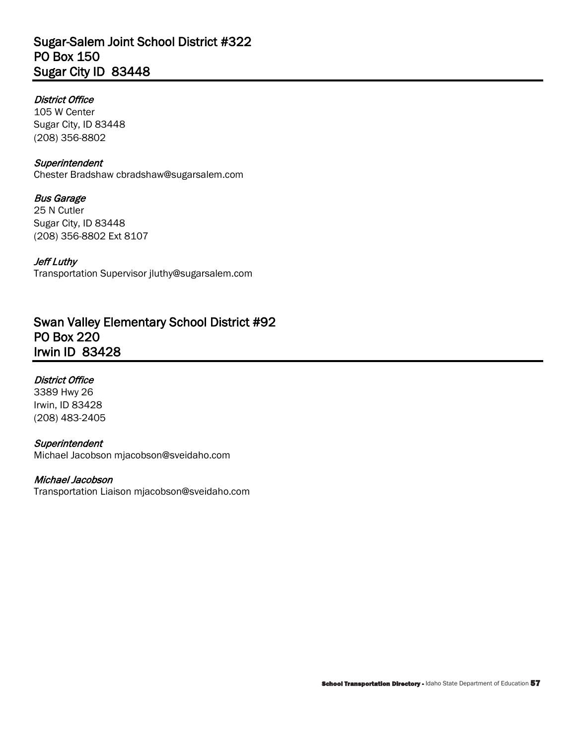## Sugar-Salem Joint School District #322
## PO Box 150
## Sugar City ID 83448

*District Office*
105 W Center
Sugar City, ID 83448
(208) 356-8802

*Superintendent*
Chester Bradshaw cbradshaw@sugarsalem.com

*Bus Garage*
25 N Cutler
Sugar City, ID 83448
(208) 356-8802 Ext 8107

*Jeff Luthy*
Transportation Supervisor jluthy@sugarsalem.com

## Swan Valley Elementary School District #92
## PO Box 220
## Irwin ID 83428

*District Office*
3389 Hwy 26
Irwin, ID 83428
(208) 483-2405

*Superintendent*
Michael Jacobson mjacobson@sveidaho.com

*Michael Jacobson*
Transportation Liaison mjacobson@sveidaho.com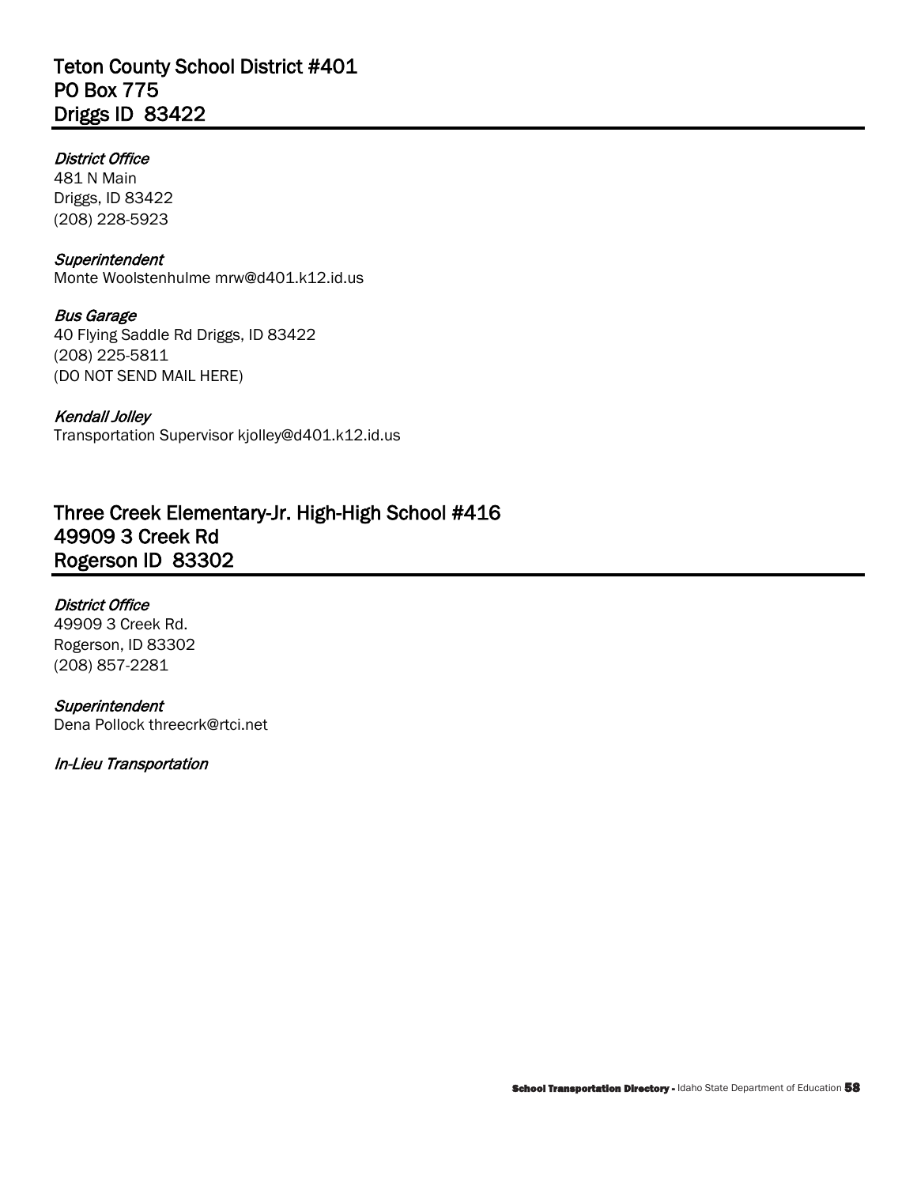## Teton County School District #401
## PO Box 775
## Driggs ID  83422

*District Office*
481 N Main
Driggs, ID 83422
(208) 228-5923

*Superintendent*
Monte Woolstenhulme mrw@d401.k12.id.us

*Bus Garage*
40 Flying Saddle Rd Driggs, ID 83422
(208) 225-5811
(DO NOT SEND MAIL HERE)

*Kendall Jolley*
Transportation Supervisor kjolley@d401.k12.id.us

## Three Creek Elementary-Jr. High-High School #416
## 49909 3 Creek Rd
## Rogerson ID  83302

*District Office*
49909 3 Creek Rd.
Rogerson, ID 83302
(208) 857-2281

*Superintendent*
Dena Pollock threecrk@rtci.net

*In-Lieu Transportation*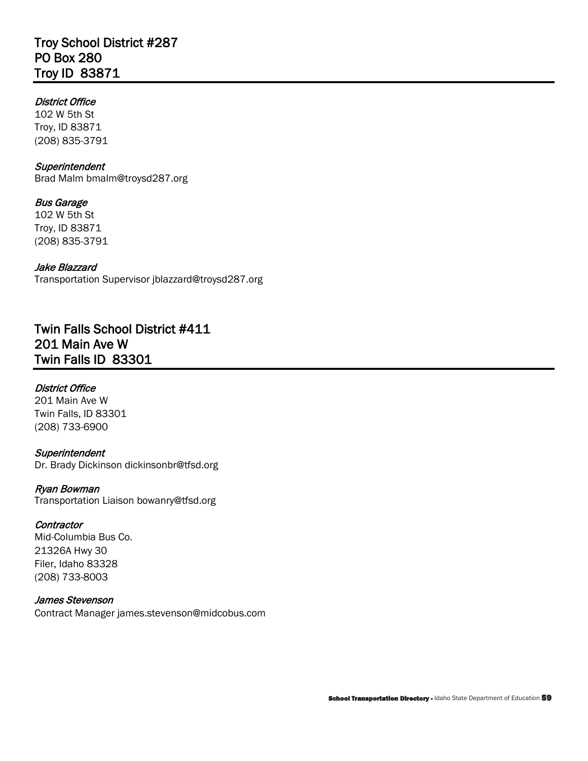## Troy School District #287
## PO Box 280
## Troy ID 83871

*District Office*
102 W 5th St
Troy, ID 83871
(208) 835-3791

*Superintendent*
Brad Malm bmalm@troysd287.org

*Bus Garage*
102 W 5th St
Troy, ID 83871
(208) 835-3791

*Jake Blazzard*
Transportation Supervisor jblazzard@troysd287.org

## Twin Falls School District #411
## 201 Main Ave W
## Twin Falls ID 83301

*District Office*
201 Main Ave W
Twin Falls, ID 83301
(208) 733-6900

*Superintendent*
Dr. Brady Dickinson dickinsonbr@tfsd.org

*Ryan Bowman*
Transportation Liaison bowanry@tfsd.org

*Contractor*
Mid-Columbia Bus Co.
21326A Hwy 30
Filer, Idaho 83328
(208) 733-8003

*James Stevenson*
Contract Manager james.stevenson@midcobus.com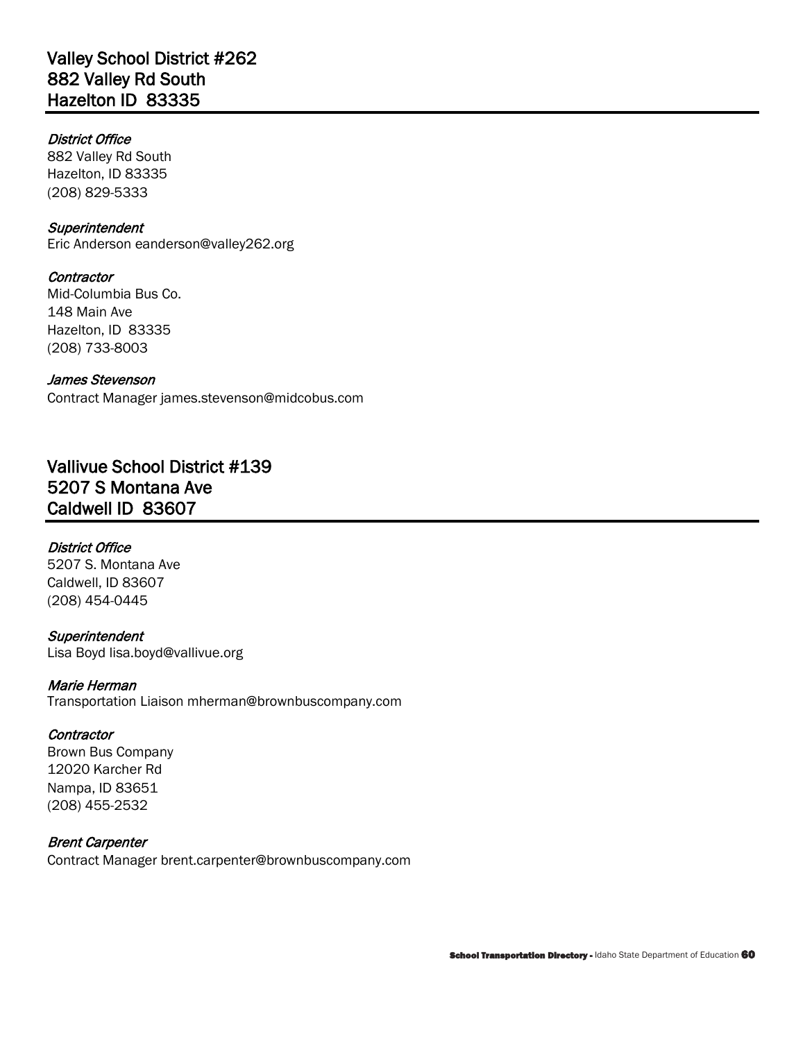## Valley School District #262
## 882 Valley Rd South
## Hazelton ID 83335

*District Office*
882 Valley Rd South
Hazelton, ID 83335
(208) 829-5333

*Superintendent*
Eric Anderson eanderson@valley262.org

*Contractor*
Mid-Columbia Bus Co.
148 Main Ave
Hazelton, ID 83335
(208) 733-8003

*James Stevenson*
Contract Manager james.stevenson@midcobus.com

## Vallivue School District #139
## 5207 S Montana Ave
## Caldwell ID 83607

*District Office*
5207 S. Montana Ave
Caldwell, ID 83607
(208) 454-0445

*Superintendent*
Lisa Boyd lisa.boyd@vallivue.org

*Marie Herman*
Transportation Liaison mherman@brownbuscompany.com

*Contractor*
Brown Bus Company
12020 Karcher Rd
Nampa, ID 83651
(208) 455-2532

*Brent Carpenter*
Contract Manager brent.carpenter@brownbuscompany.com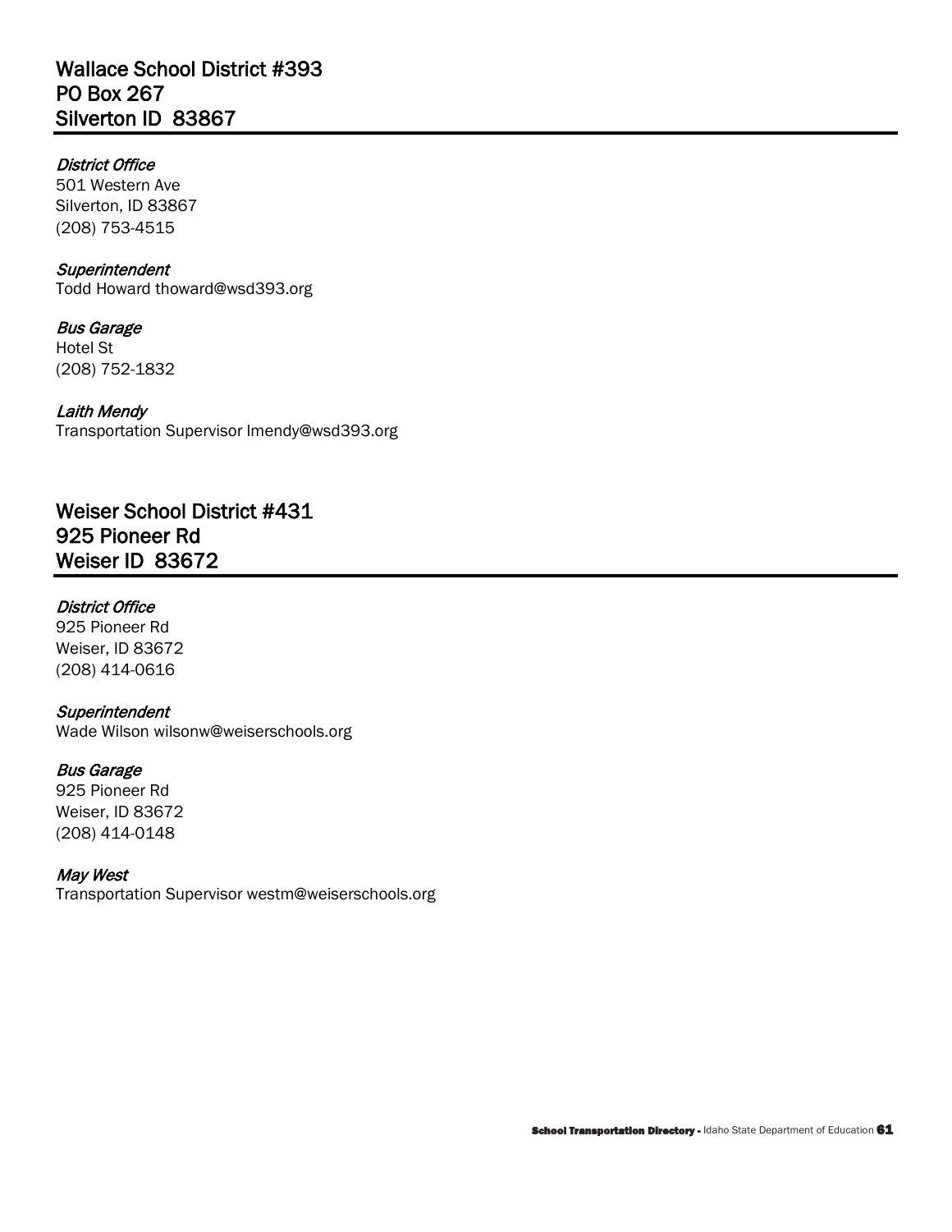## Wallace School District #393
## PO Box 267
## Silverton ID 83867

*District Office*
501 Western Ave
Silverton, ID 83867
(208) 753-4515

*Superintendent*
Todd Howard thoward@wsd393.org

*Bus Garage*
Hotel St
(208) 752-1832

*Laith Mendy*
Transportation Supervisor lmendy@wsd393.org

## Weiser School District #431
## 925 Pioneer Rd
## Weiser ID 83672

*District Office*
925 Pioneer Rd
Weiser, ID 83672
(208) 414-0616

*Superintendent*
Wade Wilson wilsonw@weiserschools.org

*Bus Garage*
925 Pioneer Rd
Weiser, ID 83672
(208) 414-0148

*May West*
Transportation Supervisor westm@weiserschools.org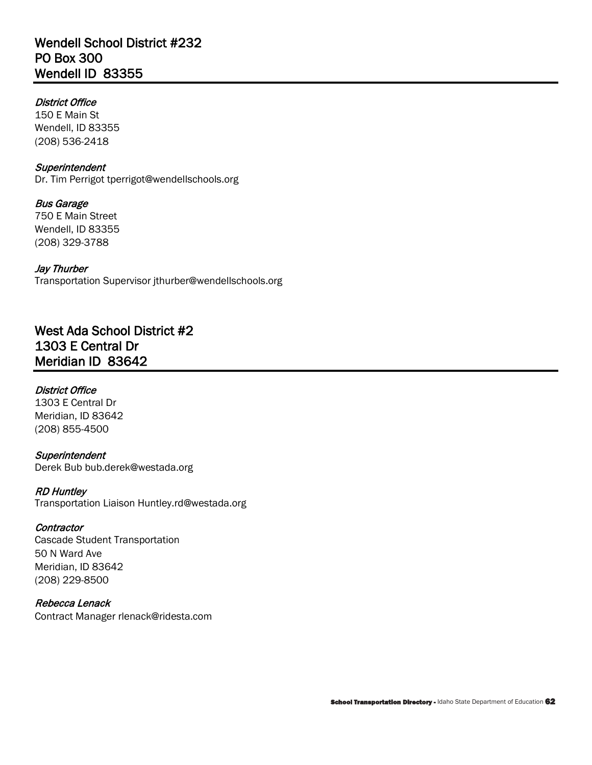## Wendell School District #232
## PO Box 300
## Wendell ID 83355

*District Office*
150 E Main St
Wendell, ID 83355
(208) 536-2418

*Superintendent*
Dr. Tim Perrigot tperrigot@wendellschools.org

*Bus Garage*
750 E Main Street
Wendell, ID 83355
(208) 329-3788

*Jay Thurber*
Transportation Supervisor jthurber@wendellschools.org

## West Ada School District #2
## 1303 E Central Dr
## Meridian ID 83642

*District Office*
1303 E Central Dr
Meridian, ID 83642
(208) 855-4500

*Superintendent*
Derek Bub bub.derek@westada.org

*RD Huntley*
Transportation Liaison Huntley.rd@westada.org

*Contractor*
Cascade Student Transportation
50 N Ward Ave
Meridian, ID 83642
(208) 229-8500

*Rebecca Lenack*
Contract Manager rlenack@ridesta.com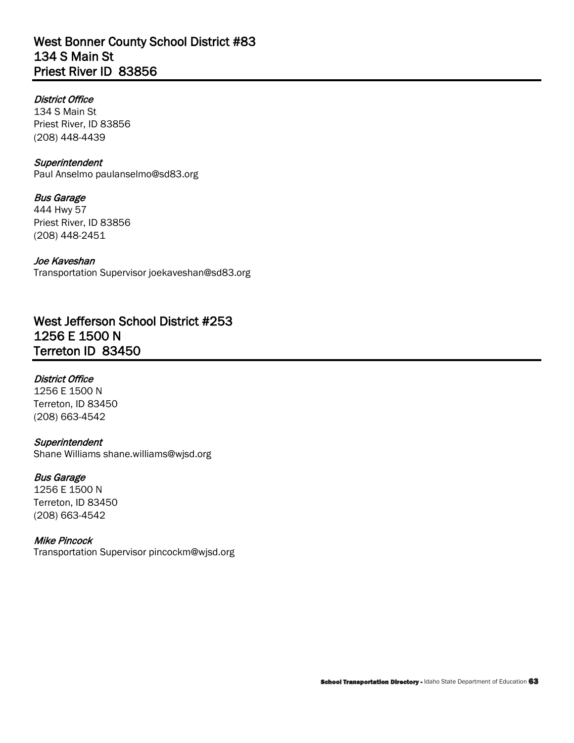## West Bonner County School District #83
## 134 S Main St
## Priest River ID  83856

*District Office*
134 S Main St
Priest River, ID 83856
(208) 448-4439

*Superintendent*
Paul Anselmo paulanselmo@sd83.org

*Bus Garage*
444 Hwy 57
Priest River, ID 83856
(208) 448-2451

*Joe Kaveshan*
Transportation Supervisor joekaveshan@sd83.org

## West Jefferson School District #253
## 1256 E 1500 N
## Terreton ID  83450

*District Office*
1256 E 1500 N
Terreton, ID 83450
(208) 663-4542

*Superintendent*
Shane Williams shane.williams@wjsd.org

*Bus Garage*
1256 E 1500 N
Terreton, ID 83450
(208) 663-4542

*Mike Pincock*
Transportation Supervisor pincockm@wjsd.org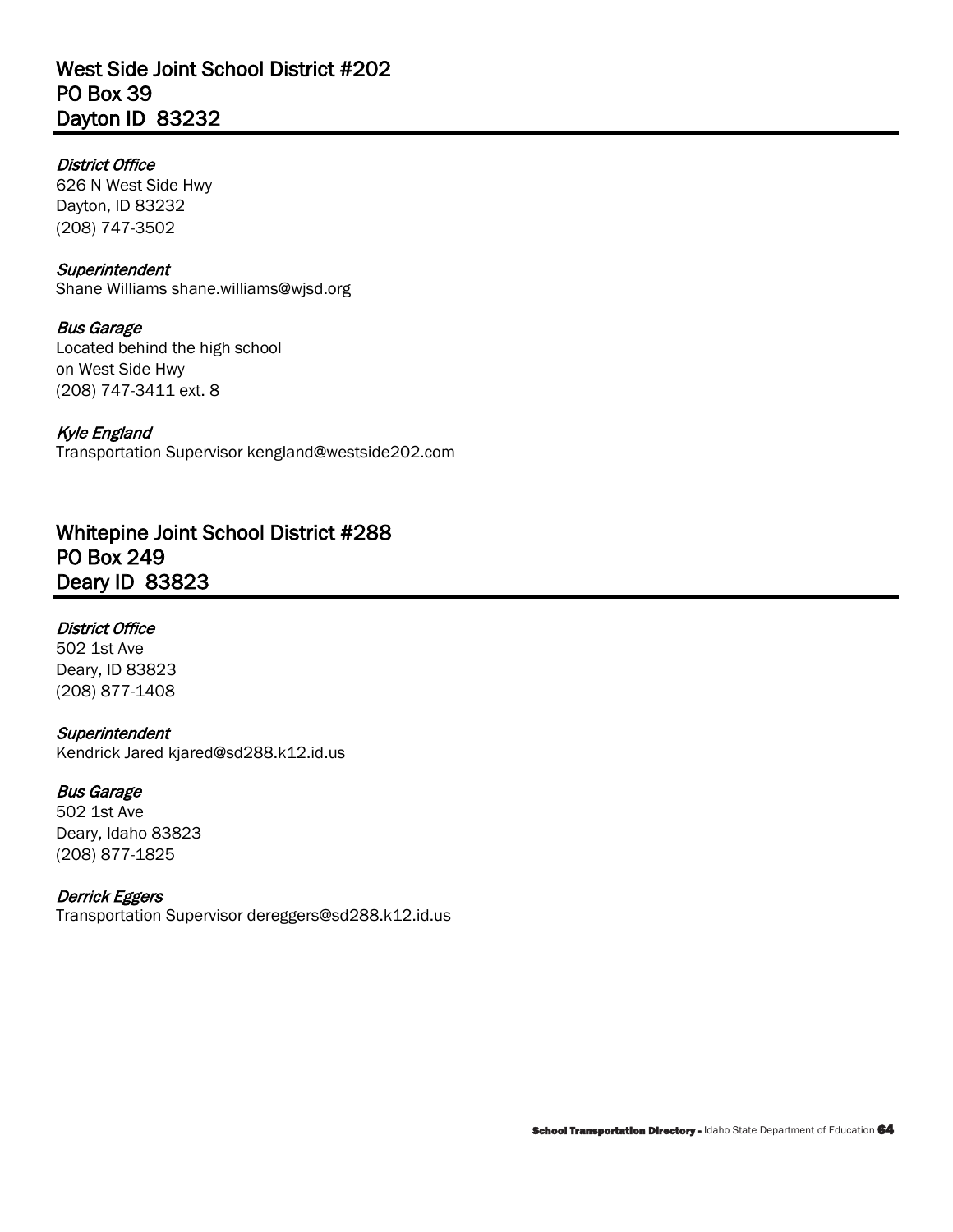## West Side Joint School District #202
## PO Box 39
## Dayton ID 83232

*District Office*
626 N West Side Hwy
Dayton, ID 83232
(208) 747-3502

*Superintendent*
Shane Williams shane.williams@wjsd.org

*Bus Garage*
Located behind the high school
on West Side Hwy
(208) 747-3411 ext. 8

*Kyle England*
Transportation Supervisor kengland@westside202.com

## Whitepine Joint School District #288
## PO Box 249
## Deary ID 83823

*District Office*
502 1st Ave
Deary, ID 83823
(208) 877-1408

*Superintendent*
Kendrick Jared kjared@sd288.k12.id.us

*Bus Garage*
502 1st Ave
Deary, Idaho 83823
(208) 877-1825

*Derrick Eggers*
Transportation Supervisor dereggers@sd288.k12.id.us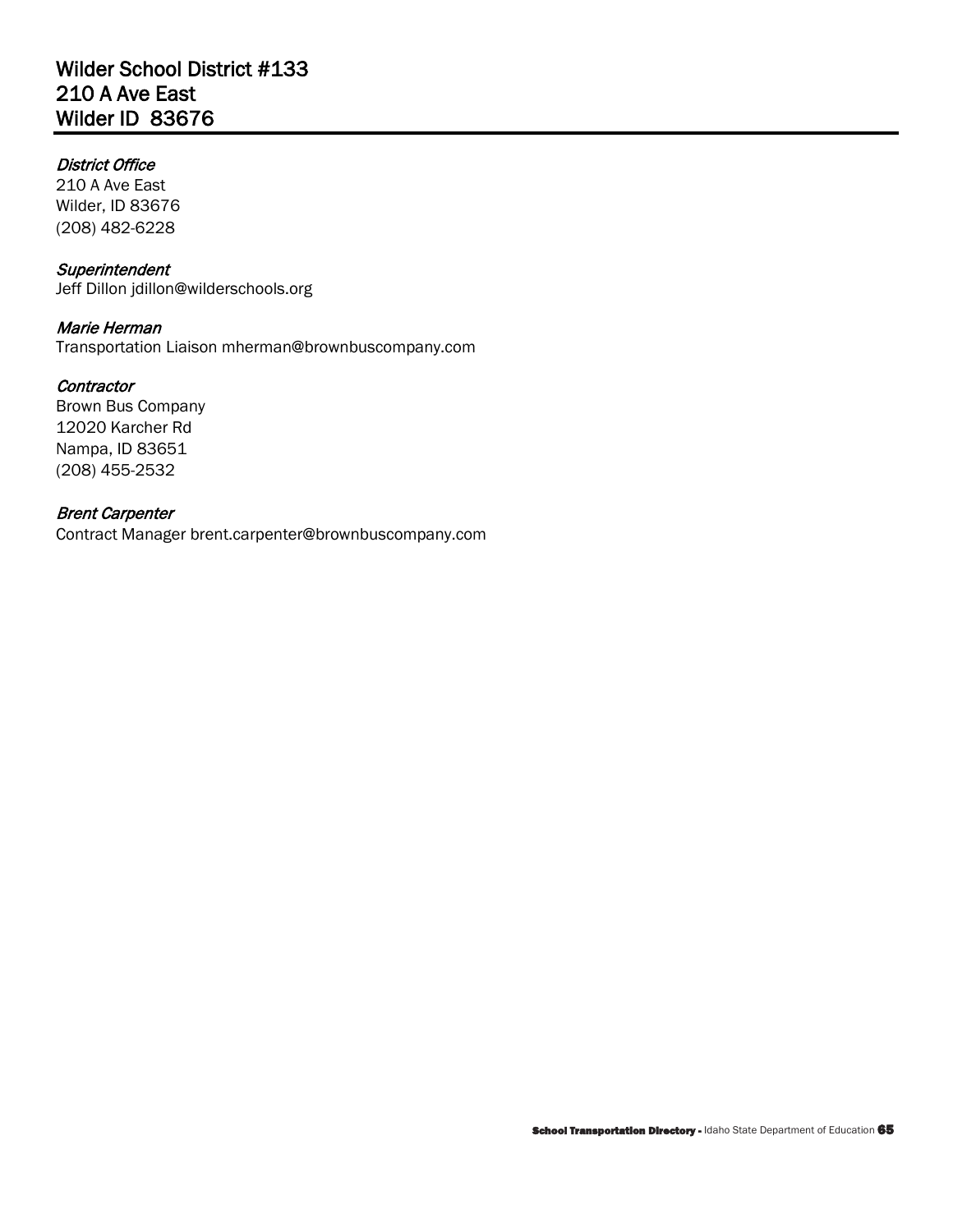## Wilder School District #133
## 210 A Ave East
## Wilder ID 83676

*District Office*
210 A Ave East
Wilder, ID 83676
(208) 482-6228

*Superintendent*
Jeff Dillon jdillon@wilderschools.org

*Marie Herman*
Transportation Liaison mherman@brownbuscompany.com

*Contractor*
Brown Bus Company
12020 Karcher Rd
Nampa, ID 83651
(208) 455-2532

*Brent Carpenter*
Contract Manager brent.carpenter@brownbuscompany.com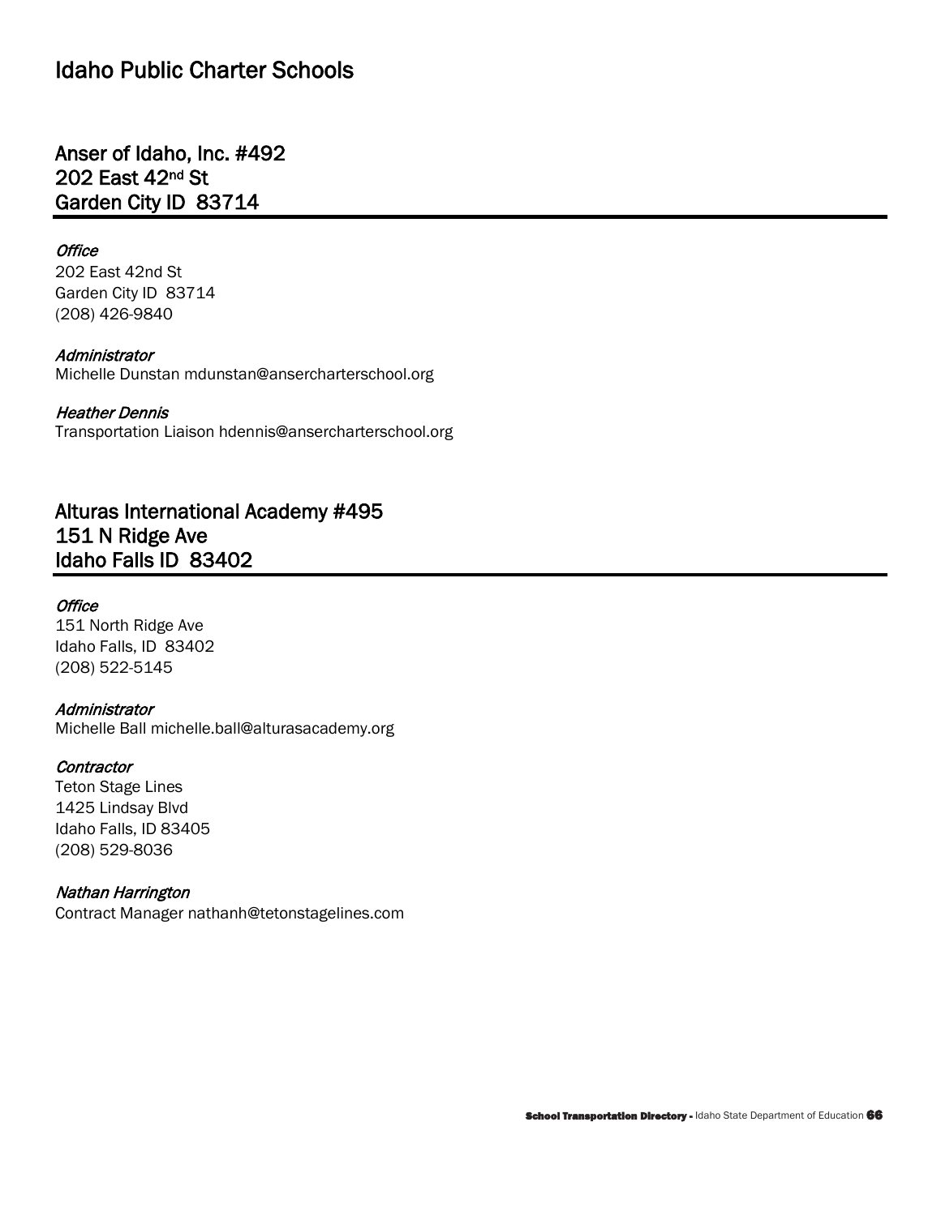# Idaho Public Charter Schools

## Anser of Idaho, Inc. #492
## 202 East 42nd St
## Garden City ID 83714

*Office*
202 East 42nd St
Garden City ID 83714
(208) 426-9840

*Administrator*
Michelle Dunstan mdunstan@ansercharterschool.org

*Heather Dennis*
Transportation Liaison hdennis@ansercharterschool.org

## Alturas International Academy #495
## 151 N Ridge Ave
## Idaho Falls ID 83402

*Office*
151 North Ridge Ave
Idaho Falls, ID 83402
(208) 522-5145

*Administrator*
Michelle Ball michelle.ball@alturasacademy.org

*Contractor*
Teton Stage Lines
1425 Lindsay Blvd
Idaho Falls, ID 83405
(208) 529-8036

*Nathan Harrington*
Contract Manager nathanh@tetonstagelines.com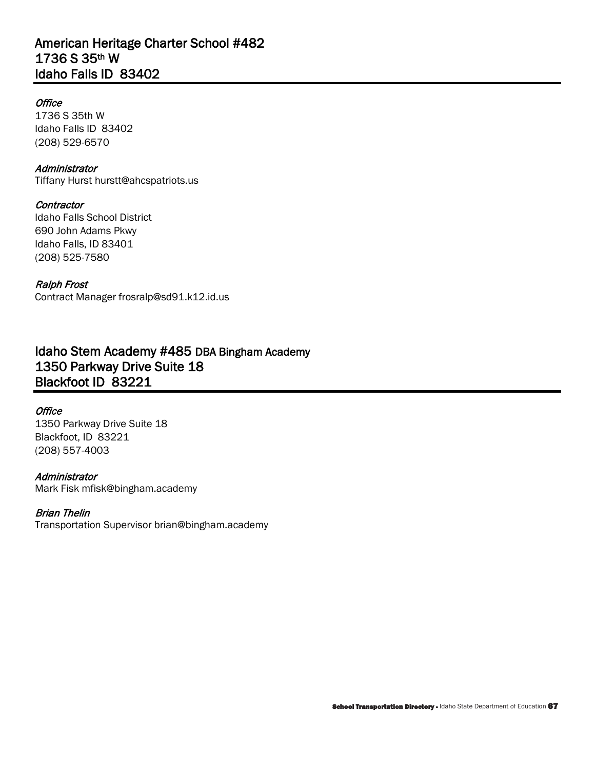## American Heritage Charter School #482
## 1736 S 35th W
## Idaho Falls ID 83402

*Office*
1736 S 35th W
Idaho Falls ID 83402
(208) 529-6570

*Administrator*
Tiffany Hurst hurstt@ahcspatriots.us

*Contractor*
Idaho Falls School District
690 John Adams Pkwy
Idaho Falls, ID 83401
(208) 525-7580

*Ralph Frost*
Contract Manager frosralp@sd91.k12.id.us

## Idaho Stem Academy #485 DBA Bingham Academy
## 1350 Parkway Drive Suite 18
## Blackfoot ID 83221

*Office*
1350 Parkway Drive Suite 18
Blackfoot, ID 83221
(208) 557-4003

*Administrator*
Mark Fisk mfisk@bingham.academy

*Brian Thelin*
Transportation Supervisor brian@bingham.academy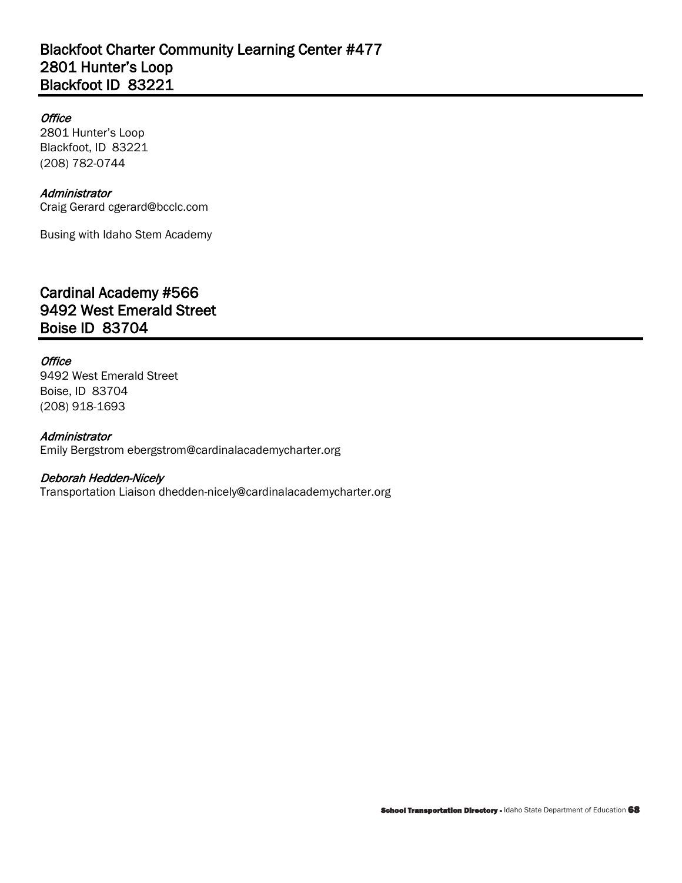## Blackfoot Charter Community Learning Center #477
## 2801 Hunter's Loop
## Blackfoot ID 83221

*Office*
2801 Hunter's Loop
Blackfoot, ID 83221
(208) 782-0744

*Administrator*
Craig Gerard cgerard@bcclc.com

Busing with Idaho Stem Academy

## Cardinal Academy #566
## 9492 West Emerald Street
## Boise ID 83704

*Office*
9492 West Emerald Street
Boise, ID 83704
(208) 918-1693

*Administrator*
Emily Bergstrom ebergstrom@cardinalacademycharter.org

*Deborah Hedden-Nicely*
Transportation Liaison dhedden-nicely@cardinalacademycharter.org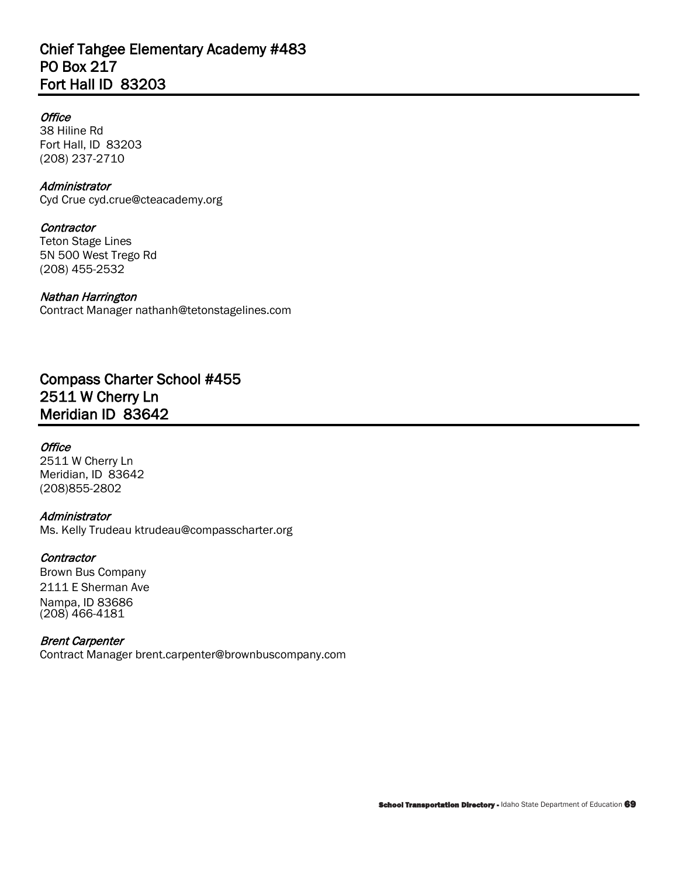## Chief Tahgee Elementary Academy #483
## PO Box 217
## Fort Hall ID 83203

*Office*
38 Hiline Rd
Fort Hall, ID 83203
(208) 237-2710

*Administrator*
Cyd Crue cyd.crue@cteacademy.org

*Contractor*
Teton Stage Lines
5N 500 West Trego Rd
(208) 455-2532

*Nathan Harrington*
Contract Manager nathanh@tetonstagelines.com

## Compass Charter School #455
## 2511 W Cherry Ln
## Meridian ID 83642

*Office*
2511 W Cherry Ln
Meridian, ID 83642
(208)855-2802

*Administrator*
Ms. Kelly Trudeau ktrudeau@compasscharter.org

*Contractor*
Brown Bus Company
2111 E Sherman Ave
Nampa, ID 83686
(208) 466-4181

*Brent Carpenter*
Contract Manager brent.carpenter@brownbuscompany.com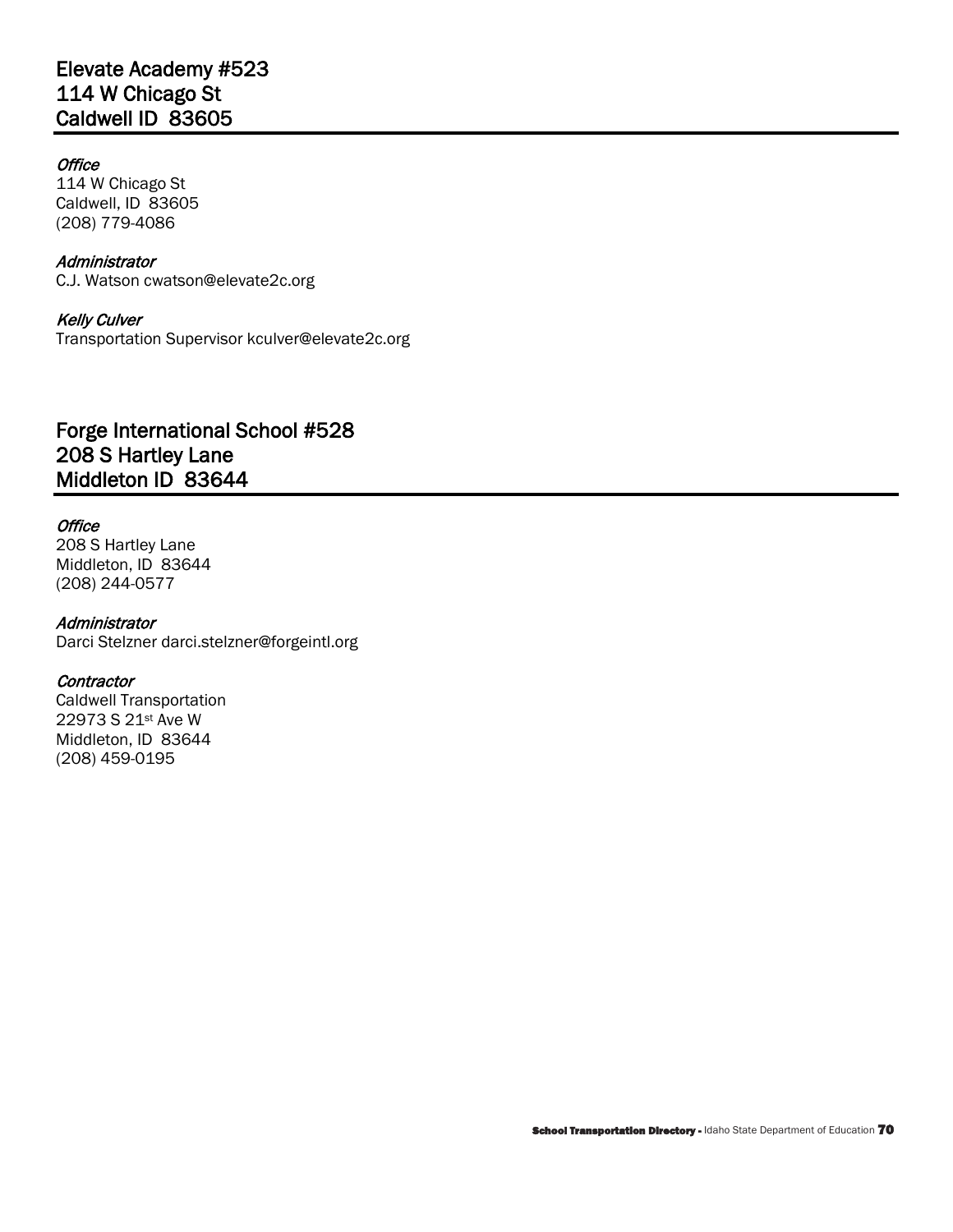## Elevate Academy #523
## 114 W Chicago St
## Caldwell ID 83605

*Office*
114 W Chicago St
Caldwell, ID 83605
(208) 779-4086

*Administrator*
C.J. Watson cwatson@elevate2c.org

*Kelly Culver*
Transportation Supervisor kculver@elevate2c.org

## Forge International School #528
## 208 S Hartley Lane
## Middleton ID 83644

*Office*
208 S Hartley Lane
Middleton, ID 83644
(208) 244-0577

*Administrator*
Darci Stelzner darci.stelzner@forgeintl.org

*Contractor*
Caldwell Transportation
22973 S 21st Ave W
Middleton, ID 83644
(208) 459-0195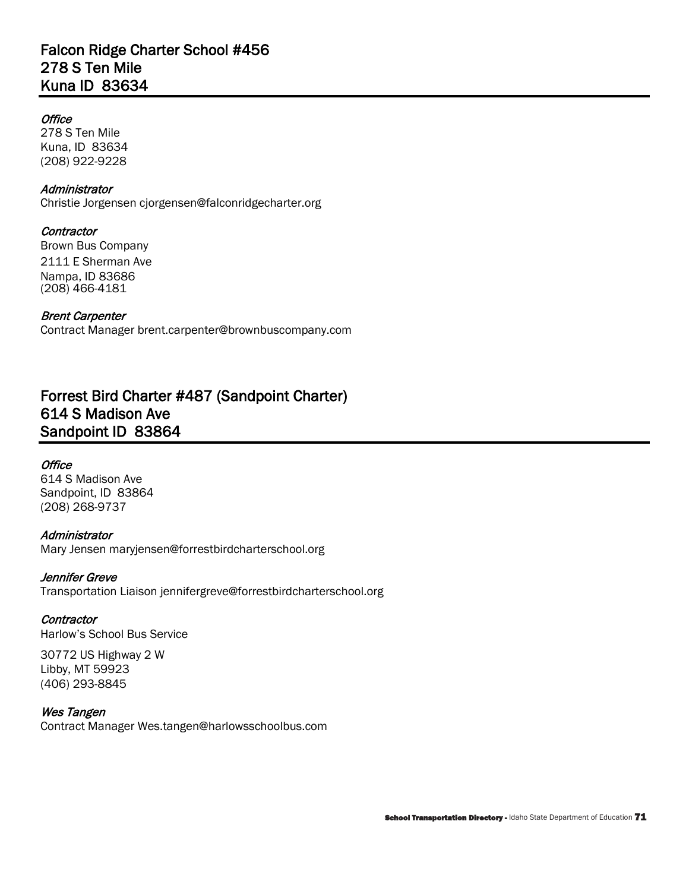## Falcon Ridge Charter School #456
## 278 S Ten Mile
## Kuna ID 83634

*Office*
278 S Ten Mile
Kuna, ID 83634
(208) 922-9228

*Administrator*
Christie Jorgensen cjorgensen@falconridgecharter.org

*Contractor*
Brown Bus Company
2111 E Sherman Ave
Nampa, ID 83686
(208) 466-4181

*Brent Carpenter*
Contract Manager brent.carpenter@brownbuscompany.com

## Forrest Bird Charter #487 (Sandpoint Charter)
## 614 S Madison Ave
## Sandpoint ID 83864

*Office*
614 S Madison Ave
Sandpoint, ID 83864
(208) 268-9737

*Administrator*
Mary Jensen maryjensen@forrestbirdcharterschool.org

*Jennifer Greve*
Transportation Liaison jennifergreve@forrestbirdcharterschool.org

*Contractor*
Harlow's School Bus Service

30772 US Highway 2 W
Libby, MT 59923
(406) 293-8845

*Wes Tangen*
Contract Manager Wes.tangen@harlowsschoolbus.com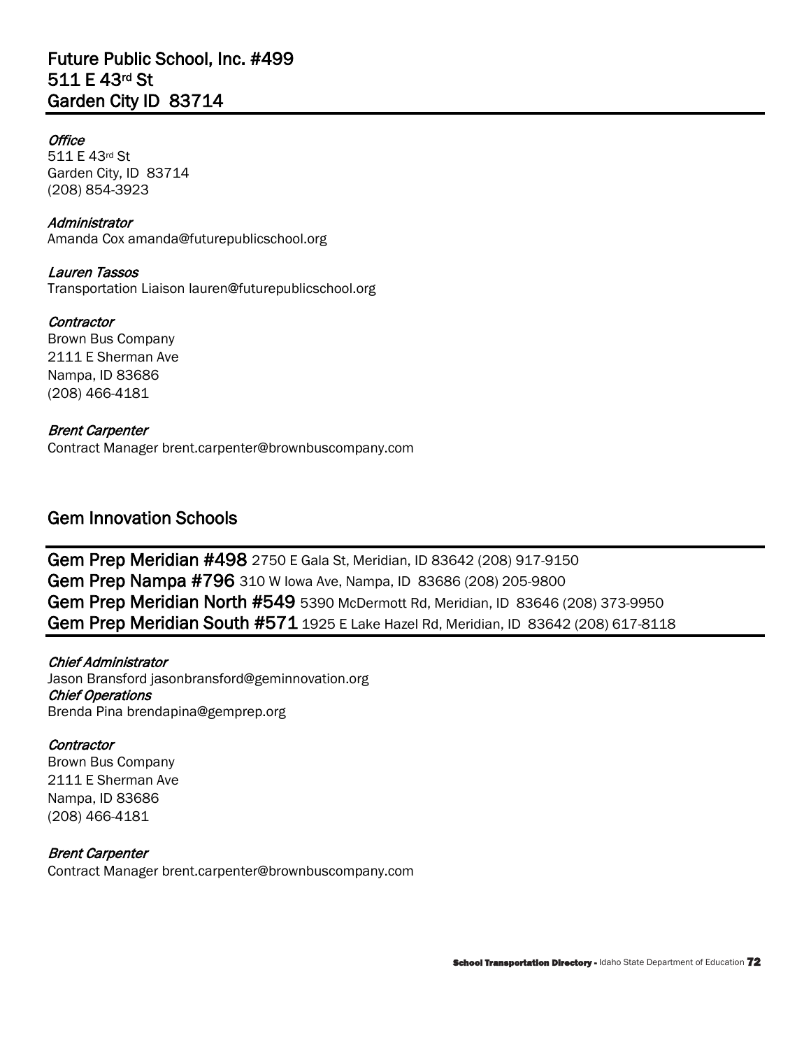## Future Public School, Inc. #499
## 511 E 43rd St
## Garden City ID 83714

*Office*
511 E 43rd St
Garden City, ID 83714
(208) 854-3923

*Administrator*
Amanda Cox amanda@futurepublicschool.org

*Lauren Tassos*
Transportation Liaison lauren@futurepublicschool.org

*Contractor*
Brown Bus Company
2111 E Sherman Ave
Nampa, ID 83686
(208) 466-4181

*Brent Carpenter*
Contract Manager brent.carpenter@brownbuscompany.com

## Gem Innovation Schools

**Gem Prep Meridian #498** 2750 E Gala St, Meridian, ID 83642 (208) 917-9150
**Gem Prep Nampa #796** 310 W Iowa Ave, Nampa, ID 83686 (208) 205-9800
**Gem Prep Meridian North #549** 5390 McDermott Rd, Meridian, ID 83646 (208) 373-9950
**Gem Prep Meridian South #571** 1925 E Lake Hazel Rd, Meridian, ID 83642 (208) 617-8118

*Chief Administrator*
Jason Bransford jasonbransford@geminnovation.org
*Chief Operations*
Brenda Pina brendapina@gemprep.org

*Contractor*
Brown Bus Company
2111 E Sherman Ave
Nampa, ID 83686
(208) 466-4181

*Brent Carpenter*
Contract Manager brent.carpenter@brownbuscompany.com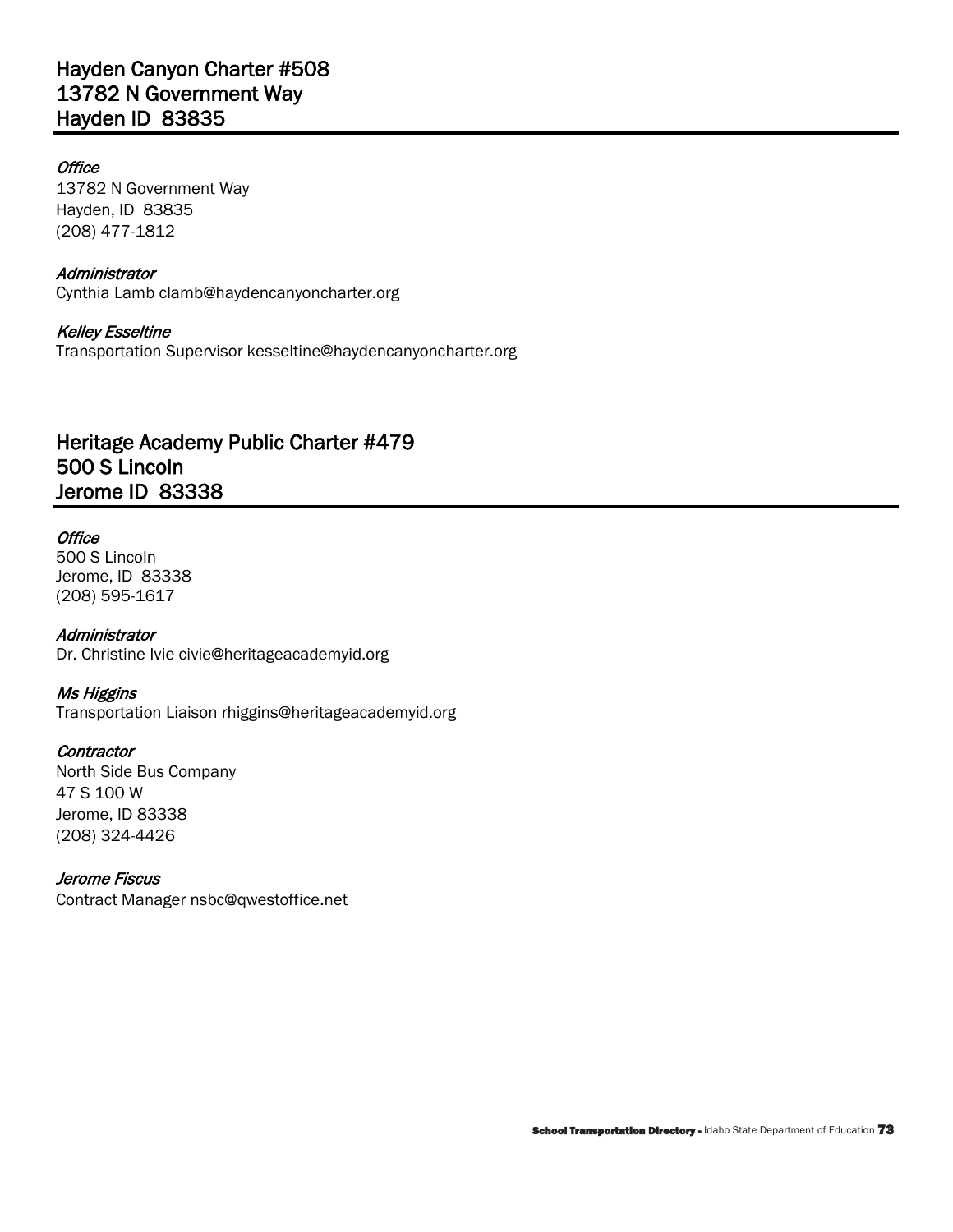## Hayden Canyon Charter #508
## 13782 N Government Way
## Hayden ID 83835

*Office*
13782 N Government Way
Hayden, ID 83835
(208) 477-1812

*Administrator*
Cynthia Lamb clamb@haydencanyoncharter.org

*Kelley Esseltine*
Transportation Supervisor kesseltine@haydencanyoncharter.org

## Heritage Academy Public Charter #479
## 500 S Lincoln
## Jerome ID 83338

*Office*
500 S Lincoln
Jerome, ID 83338
(208) 595-1617

*Administrator*
Dr. Christine Ivie civie@heritageacademyid.org

*Ms Higgins*
Transportation Liaison rhiggins@heritageacademyid.org

*Contractor*
North Side Bus Company
47 S 100 W
Jerome, ID 83338
(208) 324-4426

*Jerome Fiscus*
Contract Manager nsbc@qwestoffice.net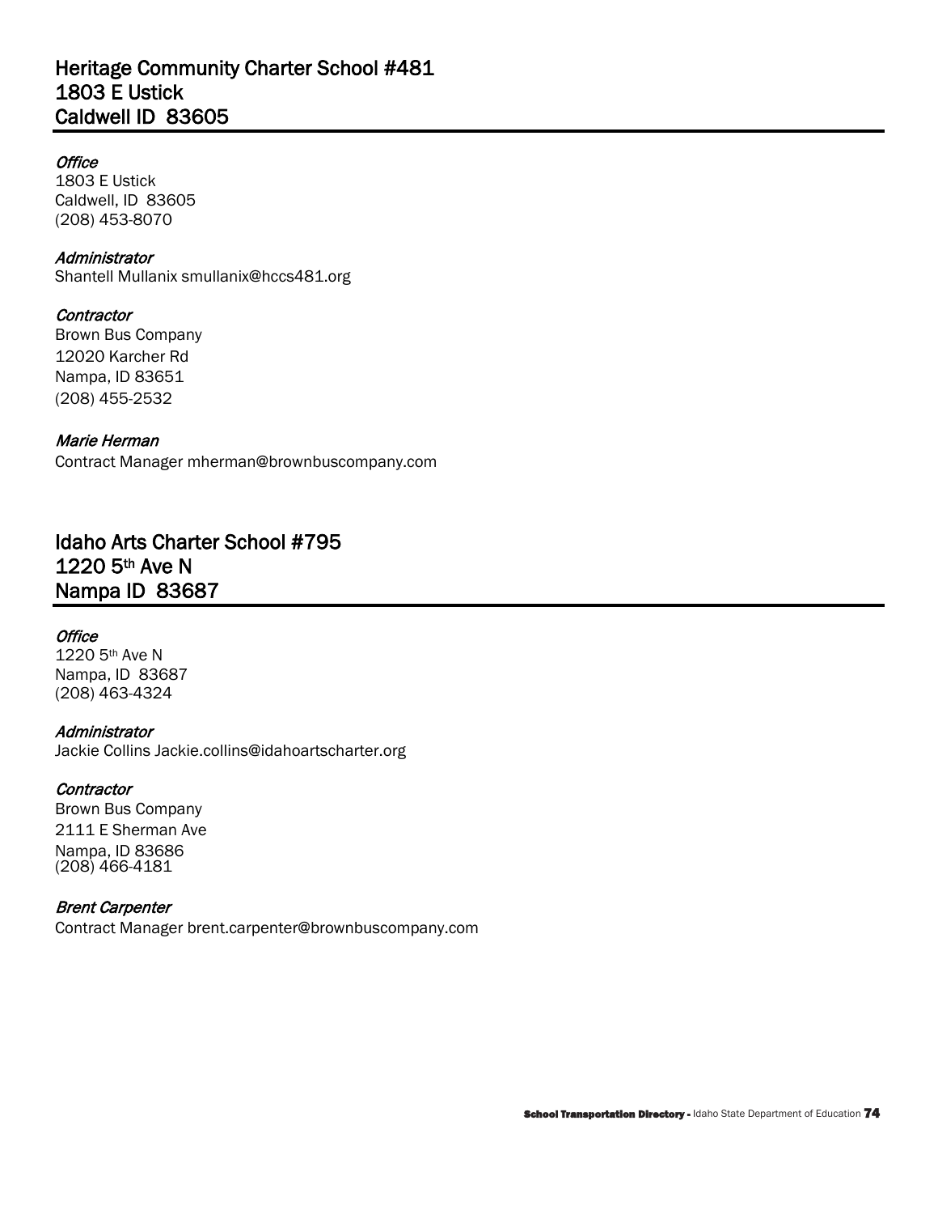## Heritage Community Charter School #481
## 1803 E Ustick
## Caldwell ID 83605

*Office*
1803 E Ustick
Caldwell, ID 83605
(208) 453-8070

*Administrator*
Shantell Mullanix smullanix@hccs481.org

*Contractor*
Brown Bus Company
12020 Karcher Rd
Nampa, ID 83651
(208) 455-2532

*Marie Herman*
Contract Manager mherman@brownbuscompany.com

## Idaho Arts Charter School #795
## 1220 5th Ave N
## Nampa ID 83687

*Office*
1220 5th Ave N
Nampa, ID 83687
(208) 463-4324

*Administrator*
Jackie Collins Jackie.collins@idahoartscharter.org

*Contractor*
Brown Bus Company
2111 E Sherman Ave
Nampa, ID 83686
(208) 466-4181

*Brent Carpenter*
Contract Manager brent.carpenter@brownbuscompany.com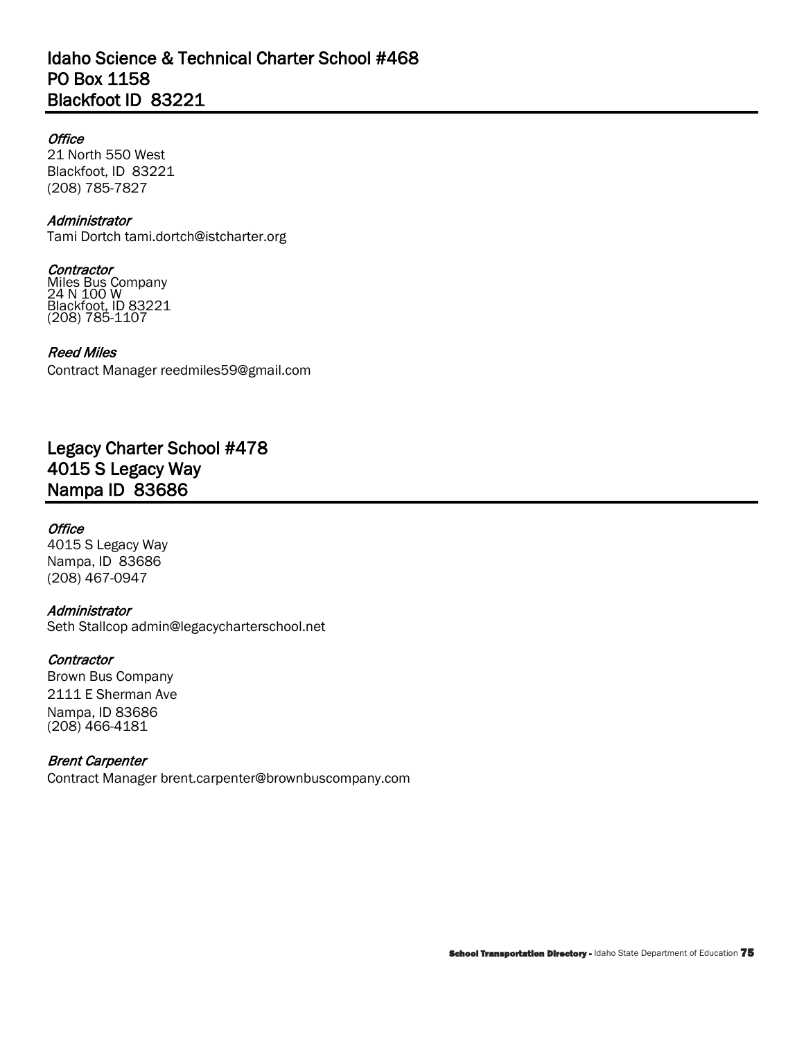## Idaho Science & Technical Charter School #468
## PO Box 1158
## Blackfoot ID 83221

*Office*
21 North 550 West
Blackfoot, ID 83221
(208) 785-7827

*Administrator*
Tami Dortch tami.dortch@istcharter.org

*Contractor*
Miles Bus Company
24 N 100 W
Blackfoot, ID 83221
(208) 785-1107

*Reed Miles*
Contract Manager reedmiles59@gmail.com

## Legacy Charter School #478
## 4015 S Legacy Way
## Nampa ID 83686

*Office*
4015 S Legacy Way
Nampa, ID 83686
(208) 467-0947

*Administrator*
Seth Stallcop admin@legacycharterschool.net

*Contractor*
Brown Bus Company
2111 E Sherman Ave
Nampa, ID 83686
(208) 466-4181

*Brent Carpenter*
Contract Manager brent.carpenter@brownbuscompany.com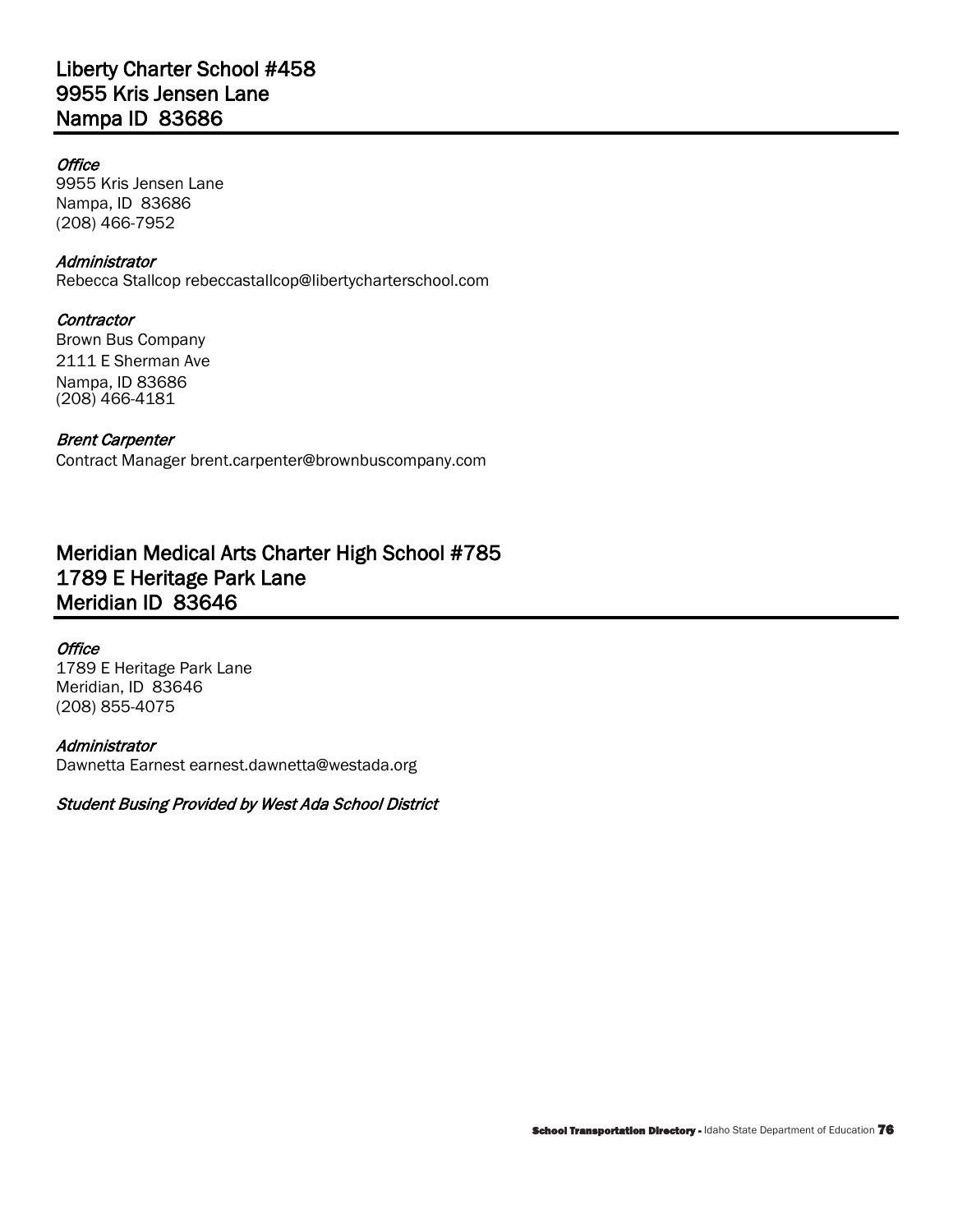## Liberty Charter School #458
## 9955 Kris Jensen Lane
## Nampa ID 83686

*Office*
9955 Kris Jensen Lane
Nampa, ID 83686
(208) 466-7952

*Administrator*
Rebecca Stallcop rebeccastallcop@libertycharterschool.com

*Contractor*
Brown Bus Company
2111 E Sherman Ave
Nampa, ID 83686
(208) 466-4181

*Brent Carpenter*
Contract Manager brent.carpenter@brownbuscompany.com

## Meridian Medical Arts Charter High School #785
## 1789 E Heritage Park Lane
## Meridian ID 83646

*Office*
1789 E Heritage Park Lane
Meridian, ID 83646
(208) 855-4075

*Administrator*
Dawnetta Earnest earnest.dawnetta@westada.org

*Student Busing Provided by West Ada School District*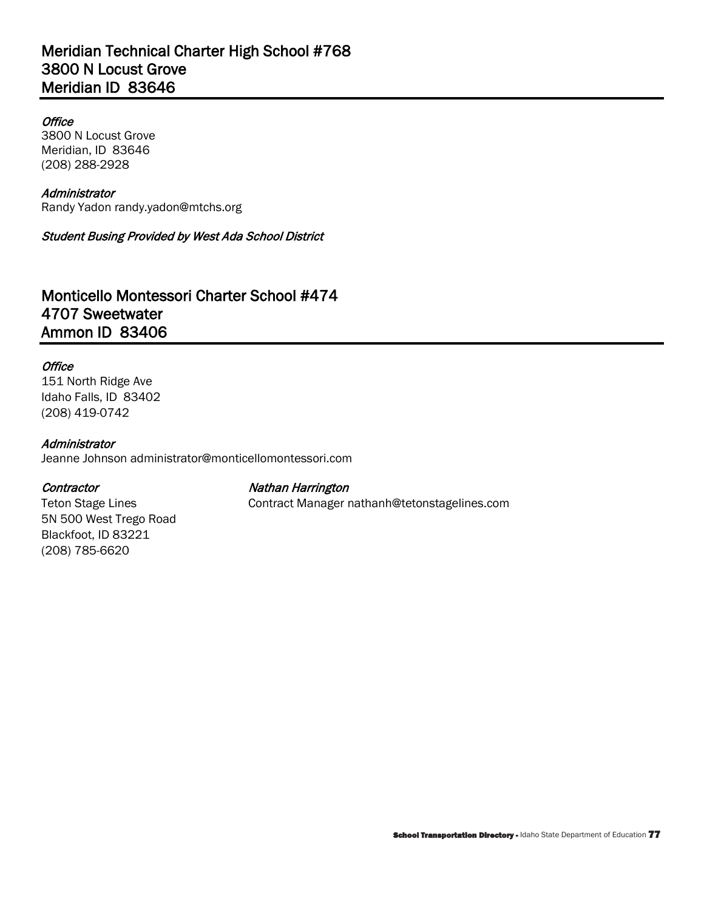## Meridian Technical Charter High School #768
## 3800 N Locust Grove
## Meridian ID 83646

*Office*
3800 N Locust Grove
Meridian, ID 83646
(208) 288-2928

*Administrator*
Randy Yadon randy.yadon@mtchs.org

*Student Busing Provided by West Ada School District*

## Monticello Montessori Charter School #474
## 4707 Sweetwater
## Ammon ID 83406

*Office*
151 North Ridge Ave
Idaho Falls, ID 83402
(208) 419-0742

*Administrator*
Jeanne Johnson administrator@monticellomontessori.com

*Contractor*
Teton Stage Lines
5N 500 West Trego Road
Blackfoot, ID 83221
(208) 785-6620

*Nathan Harrington*
Contract Manager nathanh@tetonstagelines.com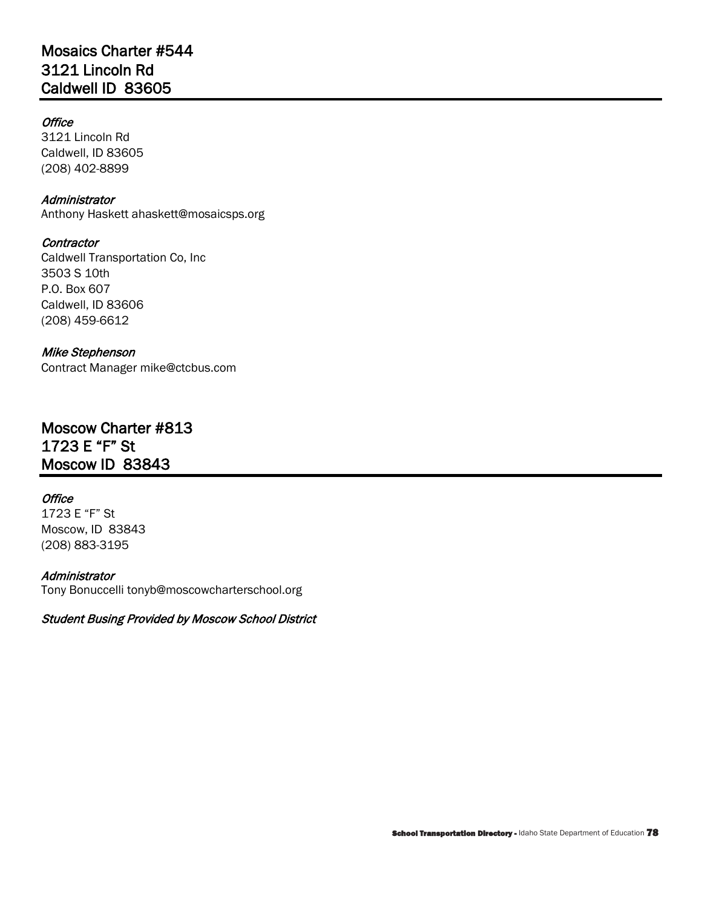## Mosaics Charter #544
## 3121 Lincoln Rd
## Caldwell ID 83605

*Office*
3121 Lincoln Rd
Caldwell, ID 83605
(208) 402-8899

*Administrator*
Anthony Haskett ahaskett@mosaicsps.org

*Contractor*
Caldwell Transportation Co, Inc
3503 S 10th
P.O. Box 607
Caldwell, ID 83606
(208) 459-6612

*Mike Stephenson*
Contract Manager mike@ctcbus.com

## Moscow Charter #813
## 1723 E “F” St
## Moscow ID 83843

*Office*
1723 E “F” St
Moscow, ID 83843
(208) 883-3195

*Administrator*
Tony Bonuccelli tonyb@moscowcharterschool.org

*Student Busing Provided by Moscow School District*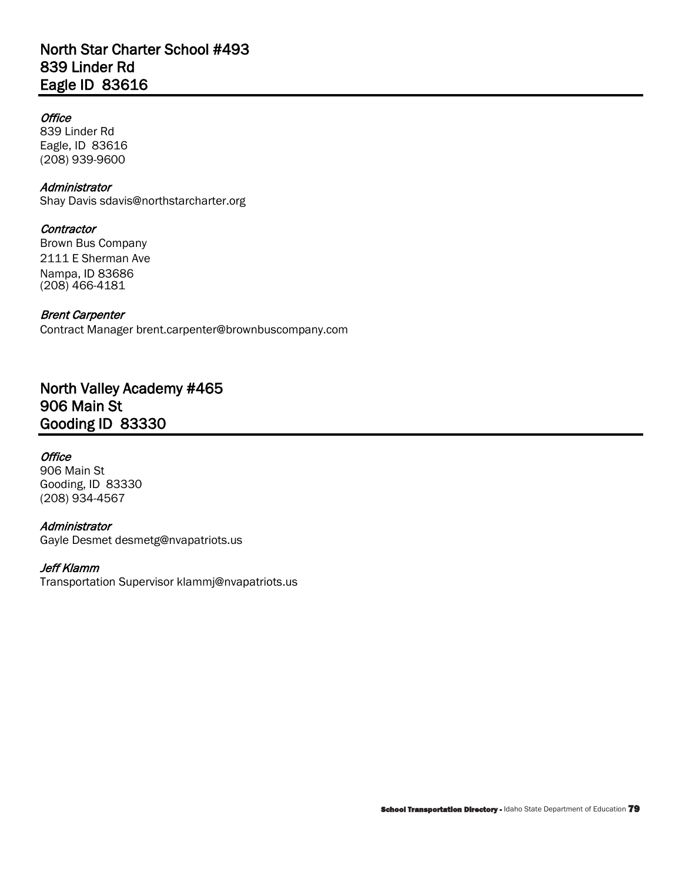## North Star Charter School #493
## 839 Linder Rd
## Eagle ID 83616

*Office*
839 Linder Rd
Eagle, ID 83616
(208) 939-9600

*Administrator*
Shay Davis sdavis@northstarcharter.org

*Contractor*
Brown Bus Company
2111 E Sherman Ave
Nampa, ID 83686
(208) 466-4181

*Brent Carpenter*
Contract Manager brent.carpenter@brownbuscompany.com

## North Valley Academy #465
## 906 Main St
## Gooding ID 83330

*Office*
906 Main St
Gooding, ID 83330
(208) 934-4567

*Administrator*
Gayle Desmet desmetg@nvapatriots.us

*Jeff Klamm*
Transportation Supervisor klammj@nvapatriots.us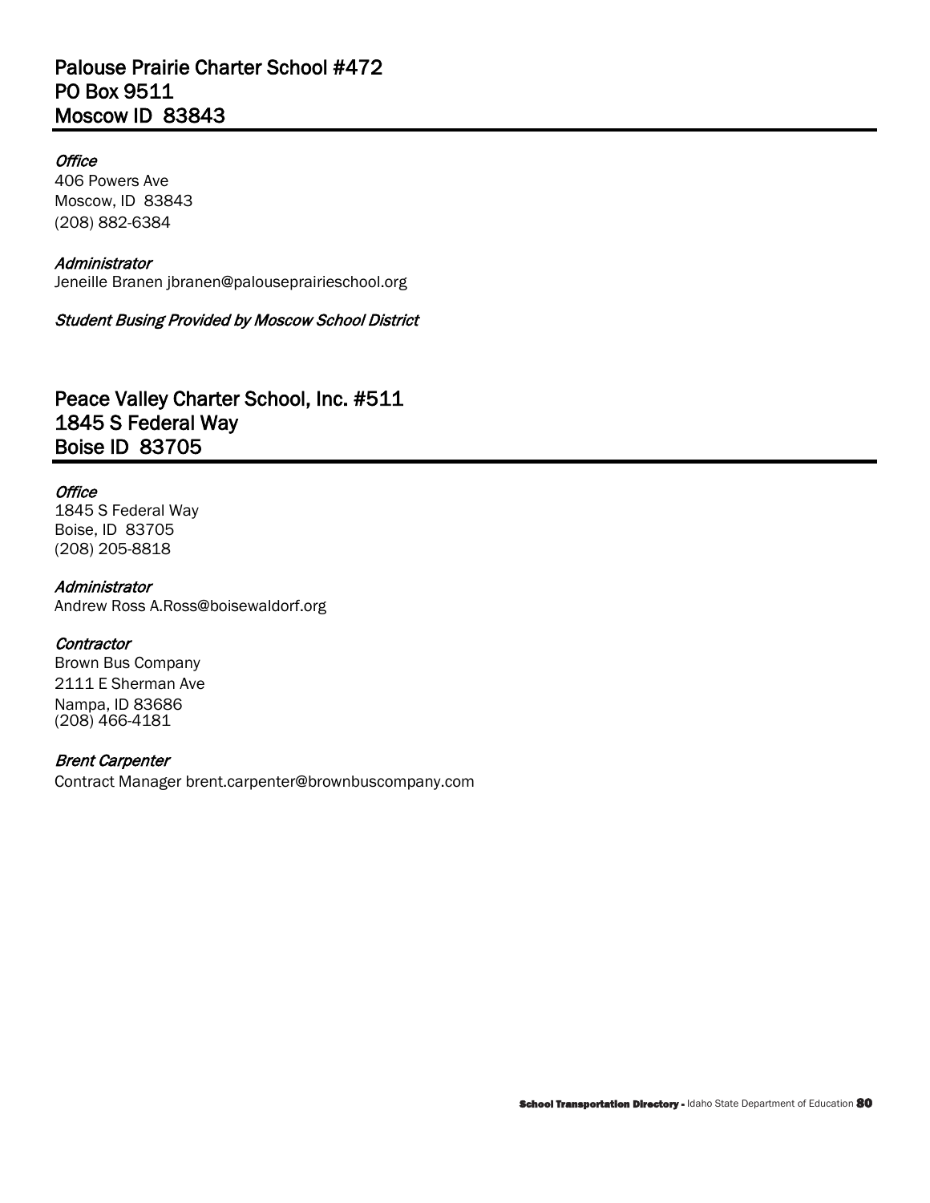## Palouse Prairie Charter School #472
## PO Box 9511
## Moscow ID 83843

*Office*
406 Powers Ave
Moscow, ID 83843
(208) 882-6384

*Administrator*
Jeneille Branen jbranen@palouseprairieschool.org

*Student Busing Provided by Moscow School District*

## Peace Valley Charter School, Inc. #511
## 1845 S Federal Way
## Boise ID 83705

*Office*
1845 S Federal Way
Boise, ID 83705
(208) 205-8818

*Administrator*
Andrew Ross A.Ross@boisewaldorf.org

*Contractor*
Brown Bus Company
2111 E Sherman Ave
Nampa, ID 83686
(208) 466-4181

*Brent Carpenter*
Contract Manager brent.carpenter@brownbuscompany.com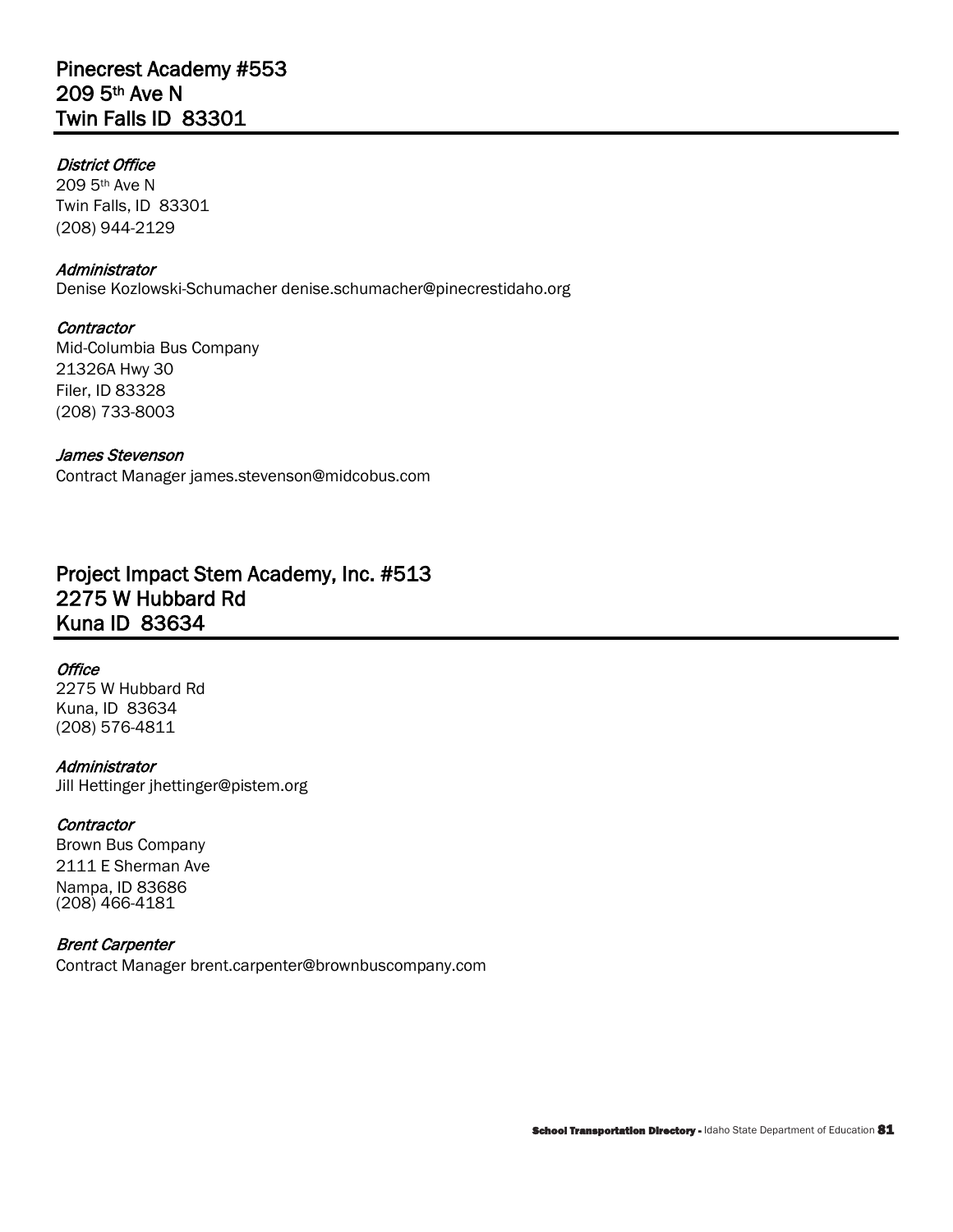## Pinecrest Academy #553
## 209 5th Ave N
## Twin Falls ID 83301

*District Office*
209 5th Ave N
Twin Falls, ID 83301
(208) 944-2129

*Administrator*
Denise Kozlowski-Schumacher denise.schumacher@pinecrestidaho.org

*Contractor*
Mid-Columbia Bus Company
21326A Hwy 30
Filer, ID 83328
(208) 733-8003

*James Stevenson*
Contract Manager james.stevenson@midcobus.com

## Project Impact Stem Academy, Inc. #513
## 2275 W Hubbard Rd
## Kuna ID 83634

*Office*
2275 W Hubbard Rd
Kuna, ID 83634
(208) 576-4811

*Administrator*
Jill Hettinger jhettinger@pistem.org

*Contractor*
Brown Bus Company
2111 E Sherman Ave
Nampa, ID 83686
(208) 466-4181

*Brent Carpenter*
Contract Manager brent.carpenter@brownbuscompany.com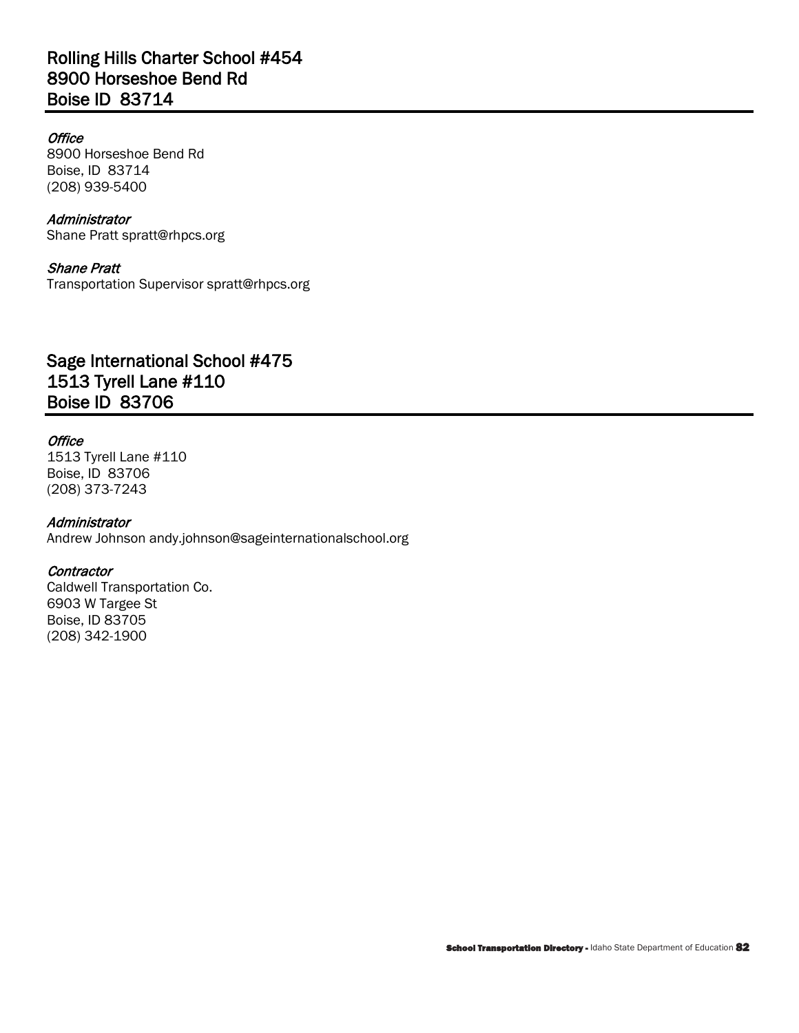## Rolling Hills Charter School #454
## 8900 Horseshoe Bend Rd
## Boise ID 83714

*Office*
8900 Horseshoe Bend Rd
Boise, ID 83714
(208) 939-5400

*Administrator*
Shane Pratt spratt@rhpcs.org

*Shane Pratt*
Transportation Supervisor spratt@rhpcs.org

## Sage International School #475
## 1513 Tyrell Lane #110
## Boise ID 83706

*Office*
1513 Tyrell Lane #110
Boise, ID 83706
(208) 373-7243

*Administrator*
Andrew Johnson andy.johnson@sageinternationalschool.org

*Contractor*
Caldwell Transportation Co.
6903 W Targee St
Boise, ID 83705
(208) 342-1900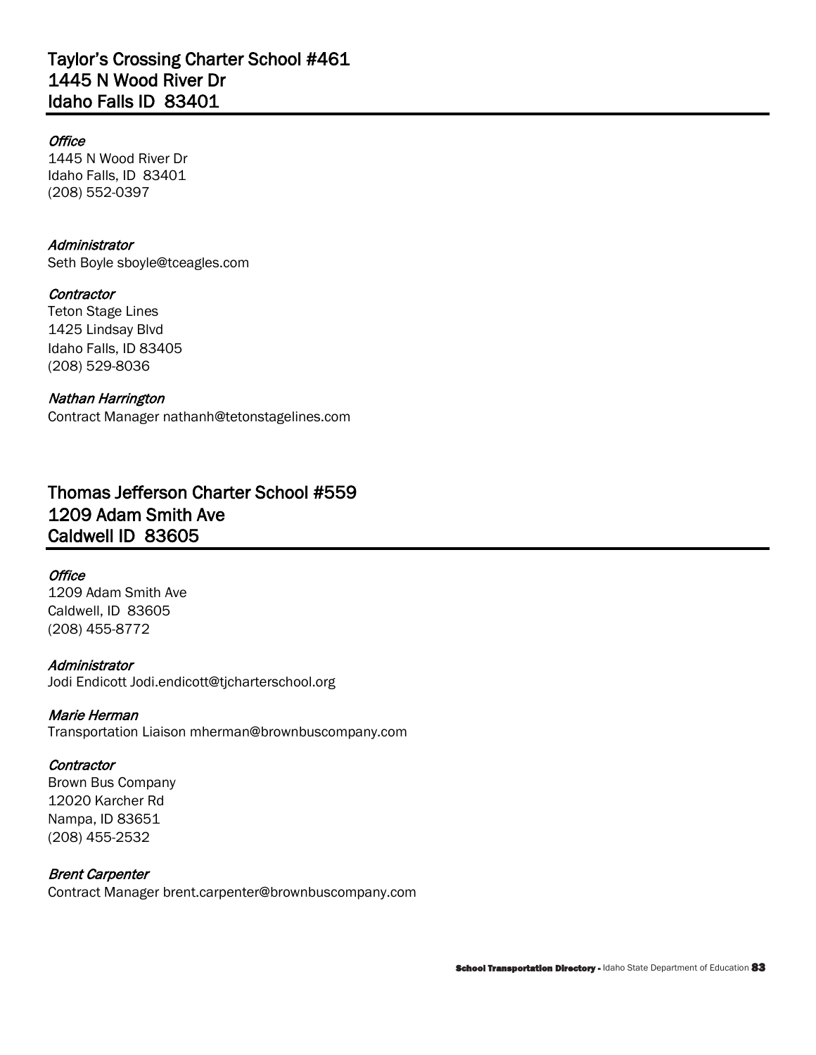## Taylor's Crossing Charter School #461
## 1445 N Wood River Dr
## Idaho Falls ID 83401

*Office*
1445 N Wood River Dr
Idaho Falls, ID 83401
(208) 552-0397

*Administrator*
Seth Boyle sboyle@tceagles.com

*Contractor*
Teton Stage Lines
1425 Lindsay Blvd
Idaho Falls, ID 83405
(208) 529-8036

*Nathan Harrington*
Contract Manager nathanh@tetonstagelines.com

## Thomas Jefferson Charter School #559
## 1209 Adam Smith Ave
## Caldwell ID 83605

*Office*
1209 Adam Smith Ave
Caldwell, ID 83605
(208) 455-8772

*Administrator*
Jodi Endicott Jodi.endicott@tjcharterschool.org

*Marie Herman*
Transportation Liaison mherman@brownbuscompany.com

*Contractor*
Brown Bus Company
12020 Karcher Rd
Nampa, ID 83651
(208) 455-2532

*Brent Carpenter*
Contract Manager brent.carpenter@brownbuscompany.com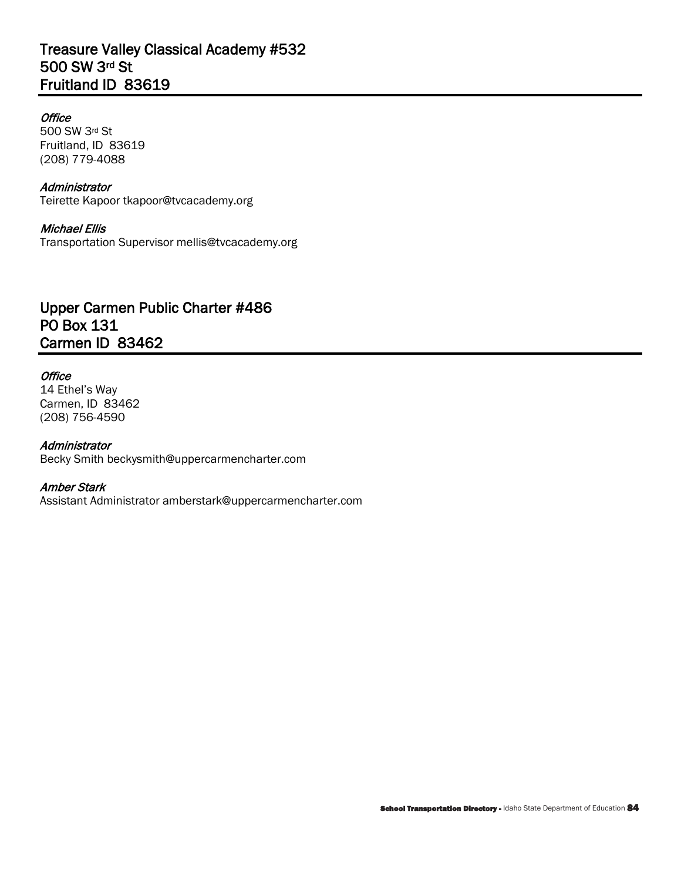## Treasure Valley Classical Academy #532
## 500 SW 3rd St
## Fruitland ID  83619

*Office*
500 SW 3rd St
Fruitland, ID  83619
(208) 779-4088

*Administrator*
Teirette Kapoor tkapoor@tvcacademy.org

*Michael Ellis*
Transportation Supervisor mellis@tvcacademy.org

## Upper Carmen Public Charter #486
## PO Box 131
## Carmen ID  83462

*Office*
14 Ethel's Way
Carmen, ID  83462
(208) 756-4590

*Administrator*
Becky Smith beckysmith@uppercarmencharter.com

*Amber Stark*
Assistant Administrator amberstark@uppercarmencharter.com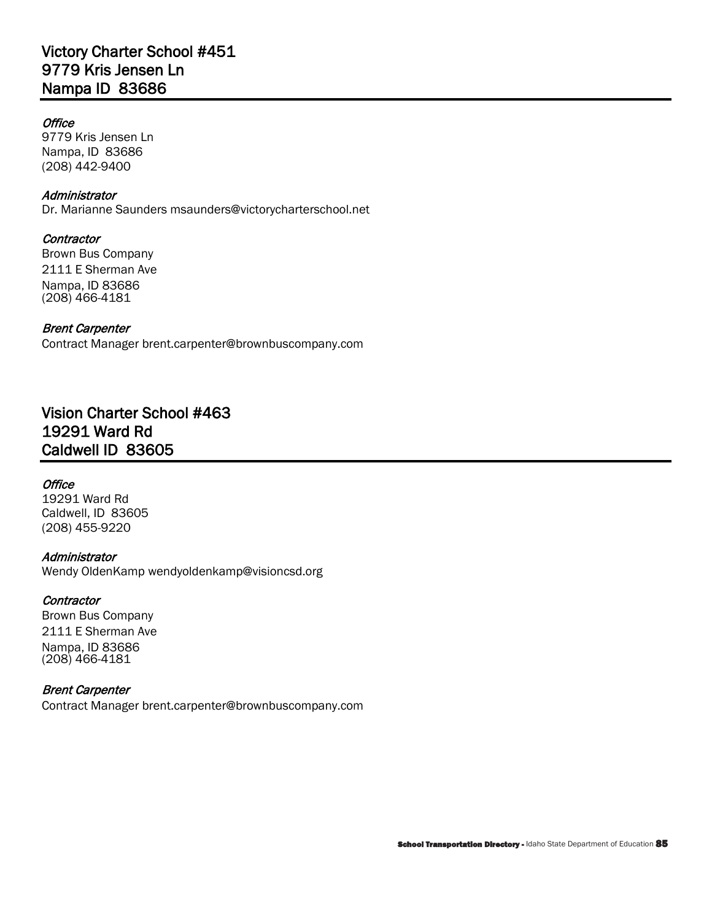## Victory Charter School #451
## 9779 Kris Jensen Ln
## Nampa ID 83686

*Office*
9779 Kris Jensen Ln
Nampa, ID 83686
(208) 442-9400

*Administrator*
Dr. Marianne Saunders msaunders@victorycharterschool.net

*Contractor*
Brown Bus Company
2111 E Sherman Ave
Nampa, ID 83686
(208) 466-4181

*Brent Carpenter*
Contract Manager brent.carpenter@brownbuscompany.com

## Vision Charter School #463
## 19291 Ward Rd
## Caldwell ID 83605

*Office*
19291 Ward Rd
Caldwell, ID 83605
(208) 455-9220

*Administrator*
Wendy OldenKamp wendyoldenkamp@visioncsd.org

*Contractor*
Brown Bus Company
2111 E Sherman Ave
Nampa, ID 83686
(208) 466-4181

*Brent Carpenter*
Contract Manager brent.carpenter@brownbuscompany.com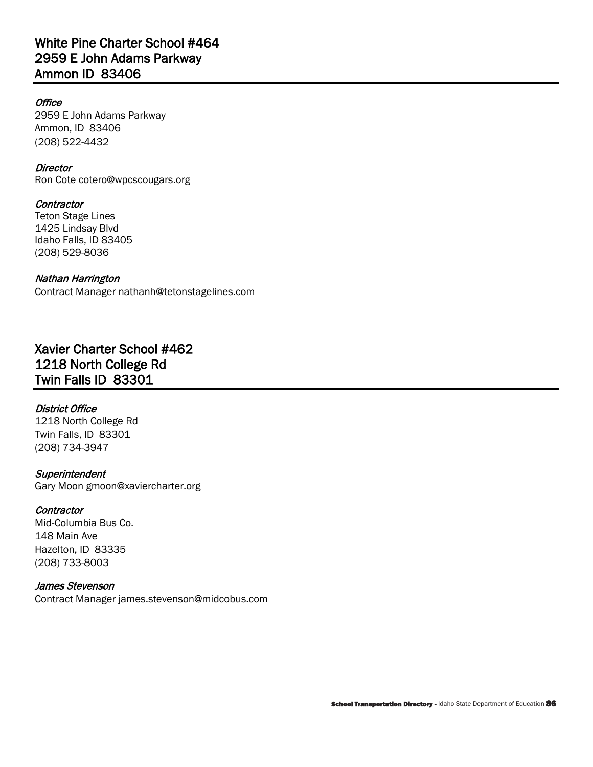## White Pine Charter School #464
## 2959 E John Adams Parkway
## Ammon ID  83406

*Office*
2959 E John Adams Parkway
Ammon, ID  83406
(208) 522-4432

*Director*
Ron Cote cotero@wpcscougars.org

*Contractor*
Teton Stage Lines
1425 Lindsay Blvd
Idaho Falls, ID 83405
(208) 529-8036

*Nathan Harrington*
Contract Manager nathanh@tetonstagelines.com

## Xavier Charter School #462
## 1218 North College Rd
## Twin Falls ID  83301

*District Office*
1218 North College Rd
Twin Falls, ID  83301
(208) 734-3947

*Superintendent*
Gary Moon gmoon@xaviercharter.org

*Contractor*
Mid-Columbia Bus Co.
148 Main Ave
Hazelton, ID  83335
(208) 733-8003

*James Stevenson*
Contract Manager james.stevenson@midcobus.com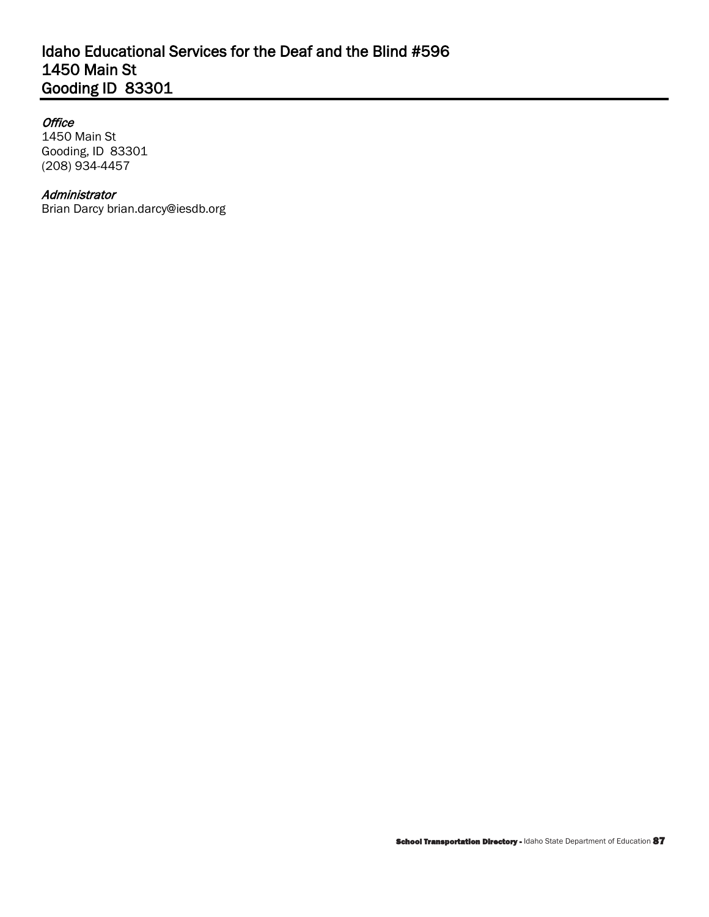## Idaho Educational Services for the Deaf and the Blind #596
## 1450 Main St
## Gooding ID 83301

*Office*
1450 Main St
Gooding, ID 83301
(208) 934-4457

*Administrator*
Brian Darcy brian.darcy@iesdb.org